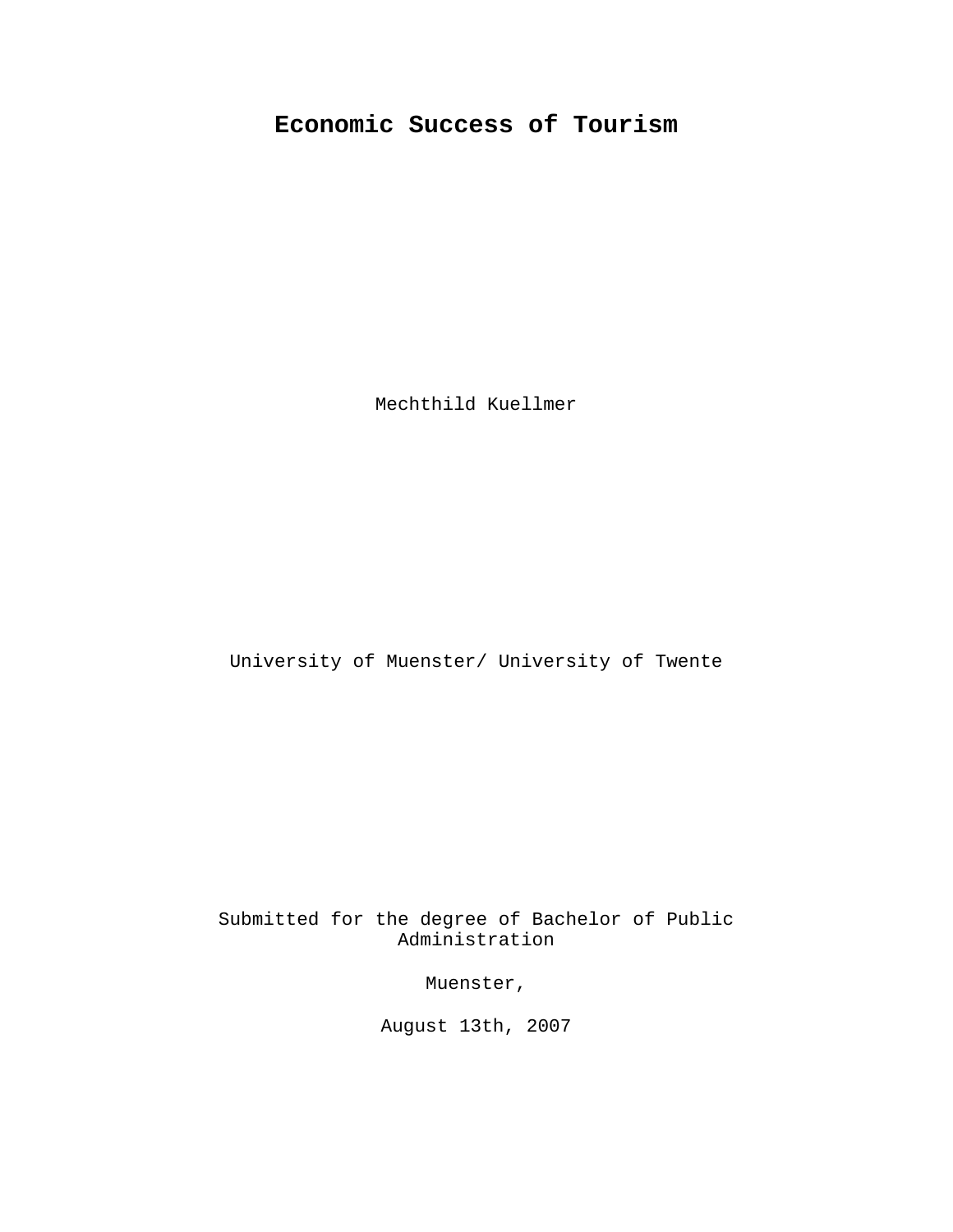# Economic Success of Tourism

Mechthild Kuellmer

University of Muenster/ University of Twente

Submitted for the degree of Bachelor of Public Administration

Muenster,

August 13th, 2007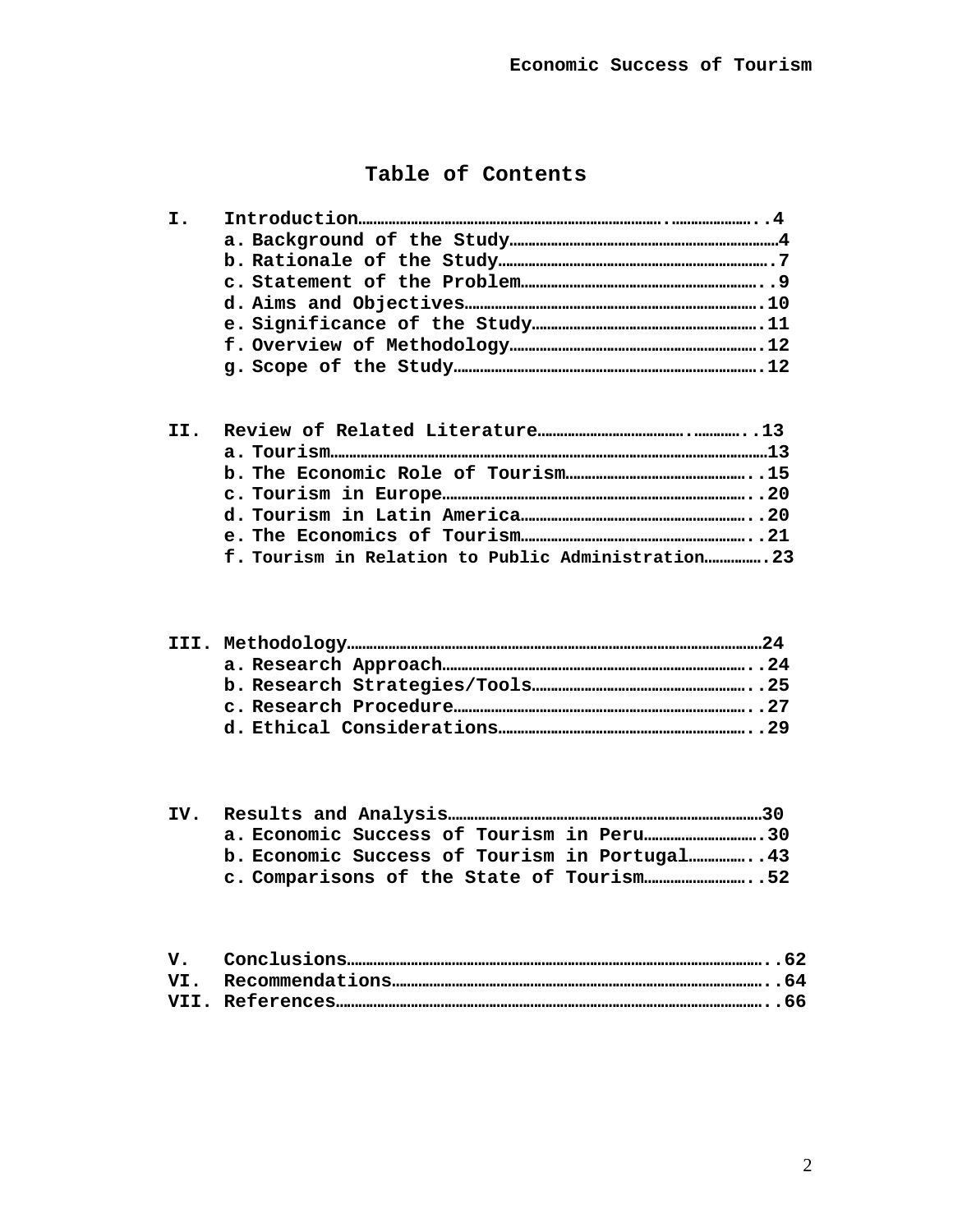# Table of Contents

I. Introduction……………………………………………………………………..…………………..4
   a. Background of the Study…………………………………………………………………4
   b. Rationale of the Study…………………………………………………………………..7
   c. Statement of the Problem…………………………………………………………..9
   d. Aims and Objectives………………………………………………………………….10
   e. Significance of the Study……………………………………………………..11
   f. Overview of Methodology……………………………………………………………12
   g. Scope of the Study……………………………………………………………………….12

II. Review of Related Literature……………………………….…………..13
   a. Tourism……………………………………………………………………………………………………13
   b. The Economic Role of Tourism…………………………………………..15
   c. Tourism in Europe……………………………………………………………………..20
   d. Tourism in Latin America……………………………………………………..20
   e. The Economics of Tourism……………………………………………………..21
   f. Tourism in Relation to Public Administration…………….23

III. Methodology………………………………………………………………………………………………24
   a. Research Approach……………………………………………………………………..24
   b. Research Strategies/Tools…………………………………………………..25
   c. Research Procedure…………………………………………………………………..27
   d. Ethical Considerations………………………………………………………..29

IV. Results and Analysis…………………………………………………………………………30
   a. Economic Success of Tourism in Peru………………………….30
   b. Economic Success of Tourism in Portugal……………..43
   c. Comparisons of the State of Tourism……………………..52

V. Conclusions………………………………………………………………………………………………..62

VI. Recommendations……………………………………………………………………………………..64

VII. References…………………………………………………………………………………………………..66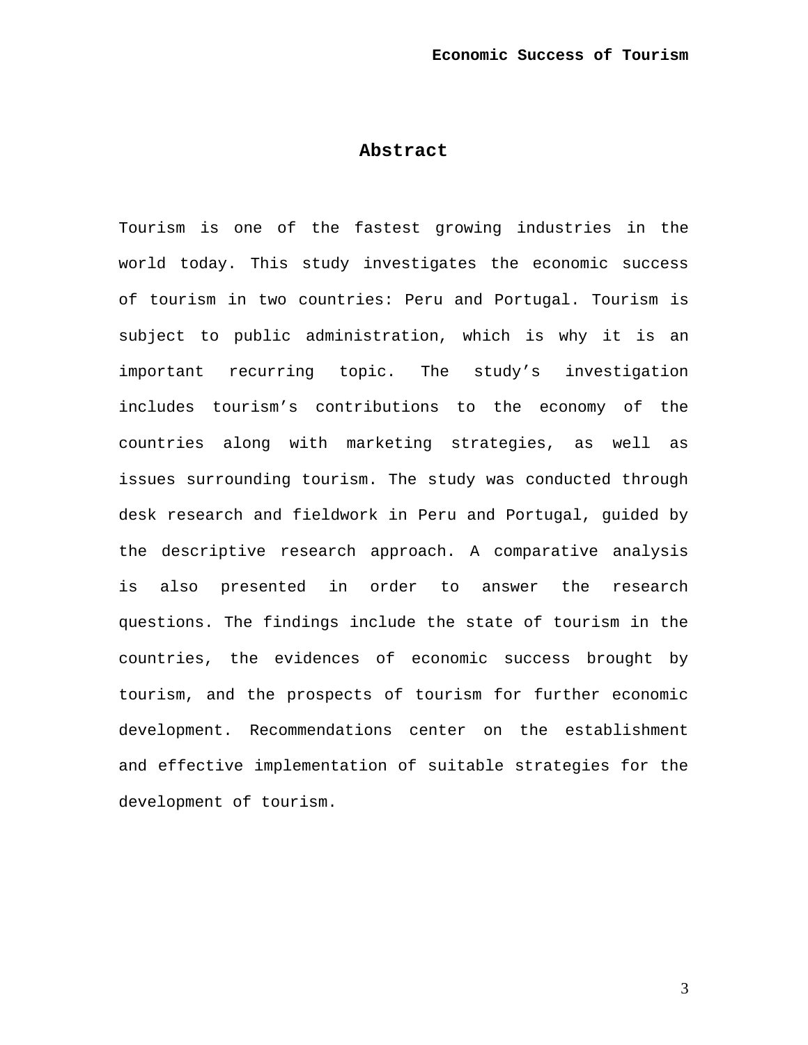# Abstract

Tourism is one of the fastest growing industries in the world today. This study investigates the economic success of tourism in two countries: Peru and Portugal. Tourism is subject to public administration, which is why it is an important recurring topic. The study's investigation includes tourism's contributions to the economy of the countries along with marketing strategies, as well as issues surrounding tourism. The study was conducted through desk research and fieldwork in Peru and Portugal, guided by the descriptive research approach. A comparative analysis is also presented in order to answer the research questions. The findings include the state of tourism in the countries, the evidences of economic success brought by tourism, and the prospects of tourism for further economic development. Recommendations center on the establishment and effective implementation of suitable strategies for the development of tourism.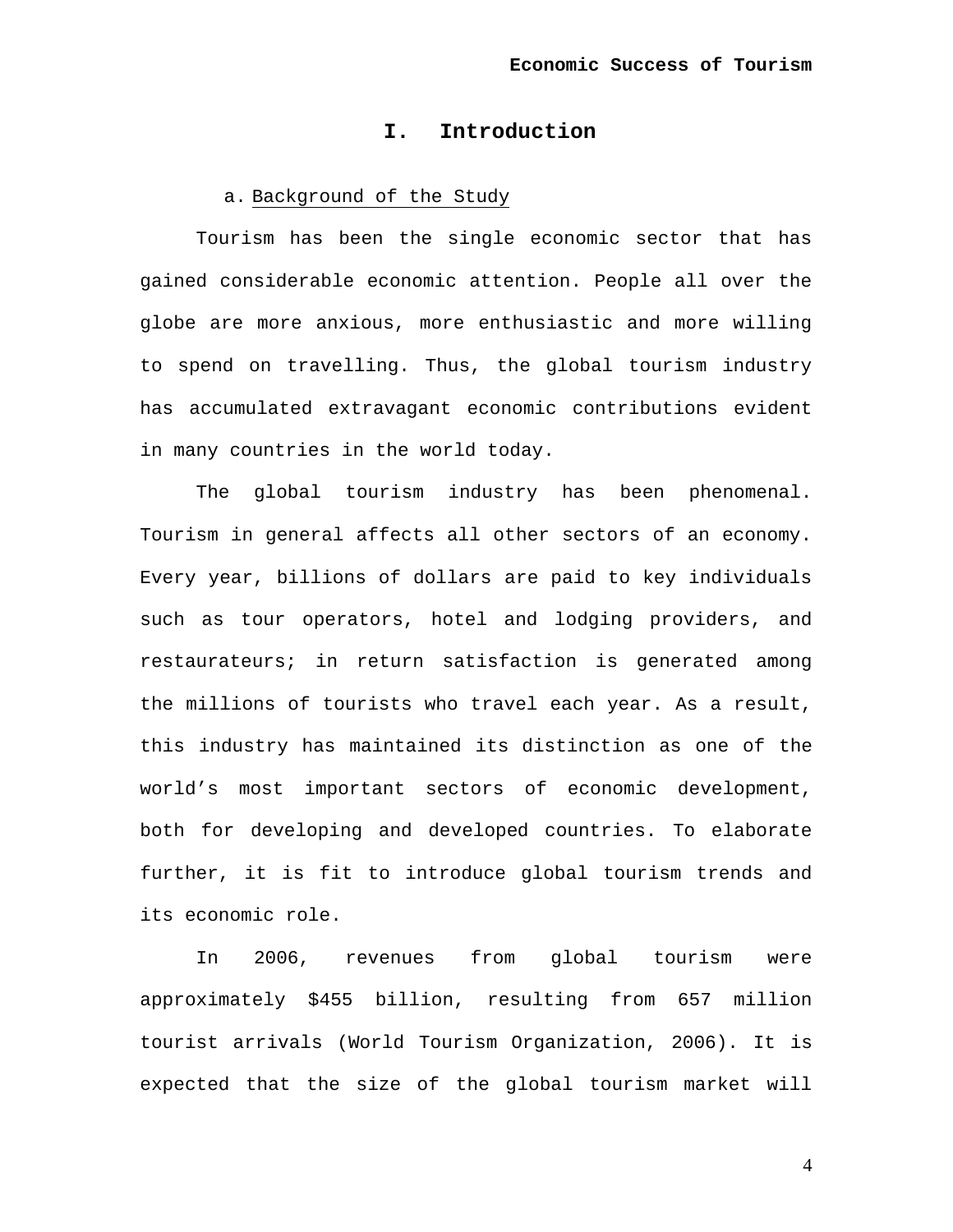# I. Introduction

## a. Background of the Study

Tourism has been the single economic sector that has gained considerable economic attention. People all over the globe are more anxious, more enthusiastic and more willing to spend on travelling. Thus, the global tourism industry has accumulated extravagant economic contributions evident in many countries in the world today.

The global tourism industry has been phenomenal. Tourism in general affects all other sectors of an economy. Every year, billions of dollars are paid to key individuals such as tour operators, hotel and lodging providers, and restaurateurs; in return satisfaction is generated among the millions of tourists who travel each year. As a result, this industry has maintained its distinction as one of the world's most important sectors of economic development, both for developing and developed countries. To elaborate further, it is fit to introduce global tourism trends and its economic role.

In 2006, revenues from global tourism were approximately $455 billion, resulting from 657 million tourist arrivals (World Tourism Organization, 2006). It is expected that the size of the global tourism market will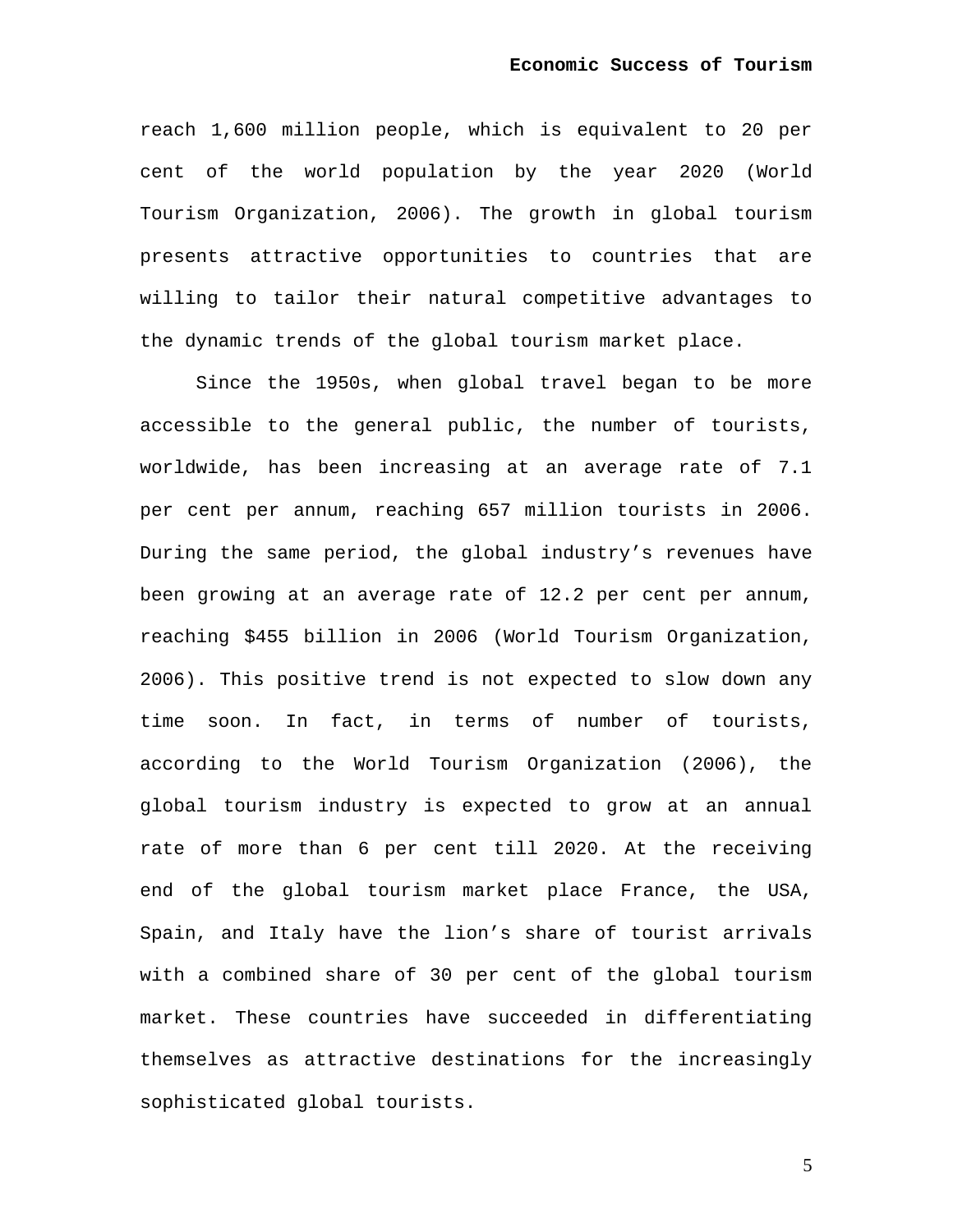reach 1,600 million people, which is equivalent to 20 per cent of the world population by the year 2020 (World Tourism Organization, 2006). The growth in global tourism presents attractive opportunities to countries that are willing to tailor their natural competitive advantages to the dynamic trends of the global tourism market place.

Since the 1950s, when global travel began to be more accessible to the general public, the number of tourists, worldwide, has been increasing at an average rate of 7.1 per cent per annum, reaching 657 million tourists in 2006. During the same period, the global industry's revenues have been growing at an average rate of 12.2 per cent per annum, reaching $455 billion in 2006 (World Tourism Organization, 2006). This positive trend is not expected to slow down any time soon. In fact, in terms of number of tourists, according to the World Tourism Organization (2006), the global tourism industry is expected to grow at an annual rate of more than 6 per cent till 2020. At the receiving end of the global tourism market place France, the USA, Spain, and Italy have the lion's share of tourist arrivals with a combined share of 30 per cent of the global tourism market. These countries have succeeded in differentiating themselves as attractive destinations for the increasingly sophisticated global tourists.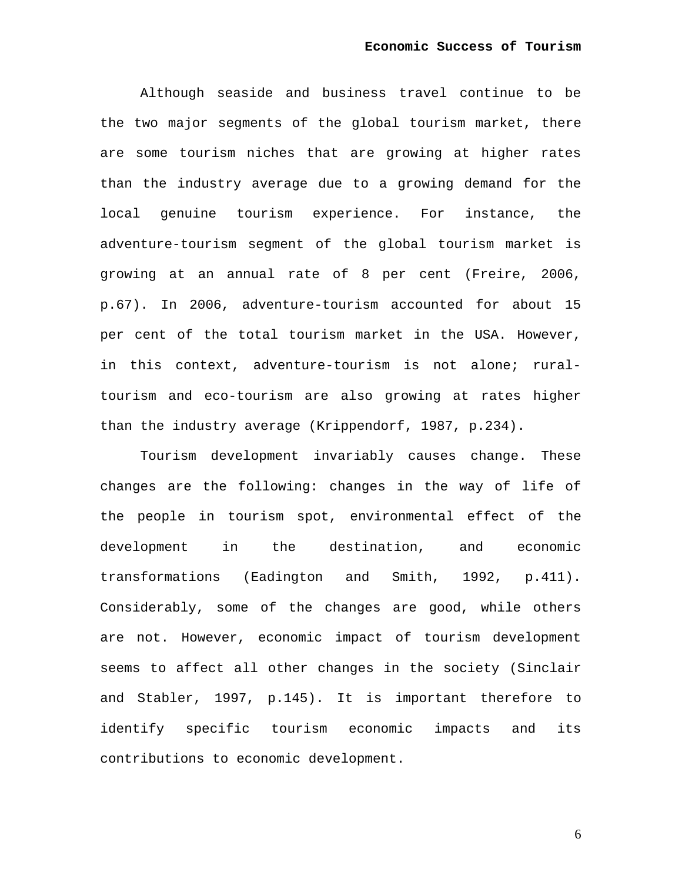Although seaside and business travel continue to be the two major segments of the global tourism market, there are some tourism niches that are growing at higher rates than the industry average due to a growing demand for the local genuine tourism experience. For instance, the adventure-tourism segment of the global tourism market is growing at an annual rate of 8 per cent (Freire, 2006, p.67). In 2006, adventure-tourism accounted for about 15 per cent of the total tourism market in the USA. However, in this context, adventure-tourism is not alone; rural-tourism and eco-tourism are also growing at rates higher than the industry average (Krippendorf, 1987, p.234).

Tourism development invariably causes change. These changes are the following: changes in the way of life of the people in tourism spot, environmental effect of the development in the destination, and economic transformations (Eadington and Smith, 1992, p.411). Considerably, some of the changes are good, while others are not. However, economic impact of tourism development seems to affect all other changes in the society (Sinclair and Stabler, 1997, p.145). It is important therefore to identify specific tourism economic impacts and its contributions to economic development.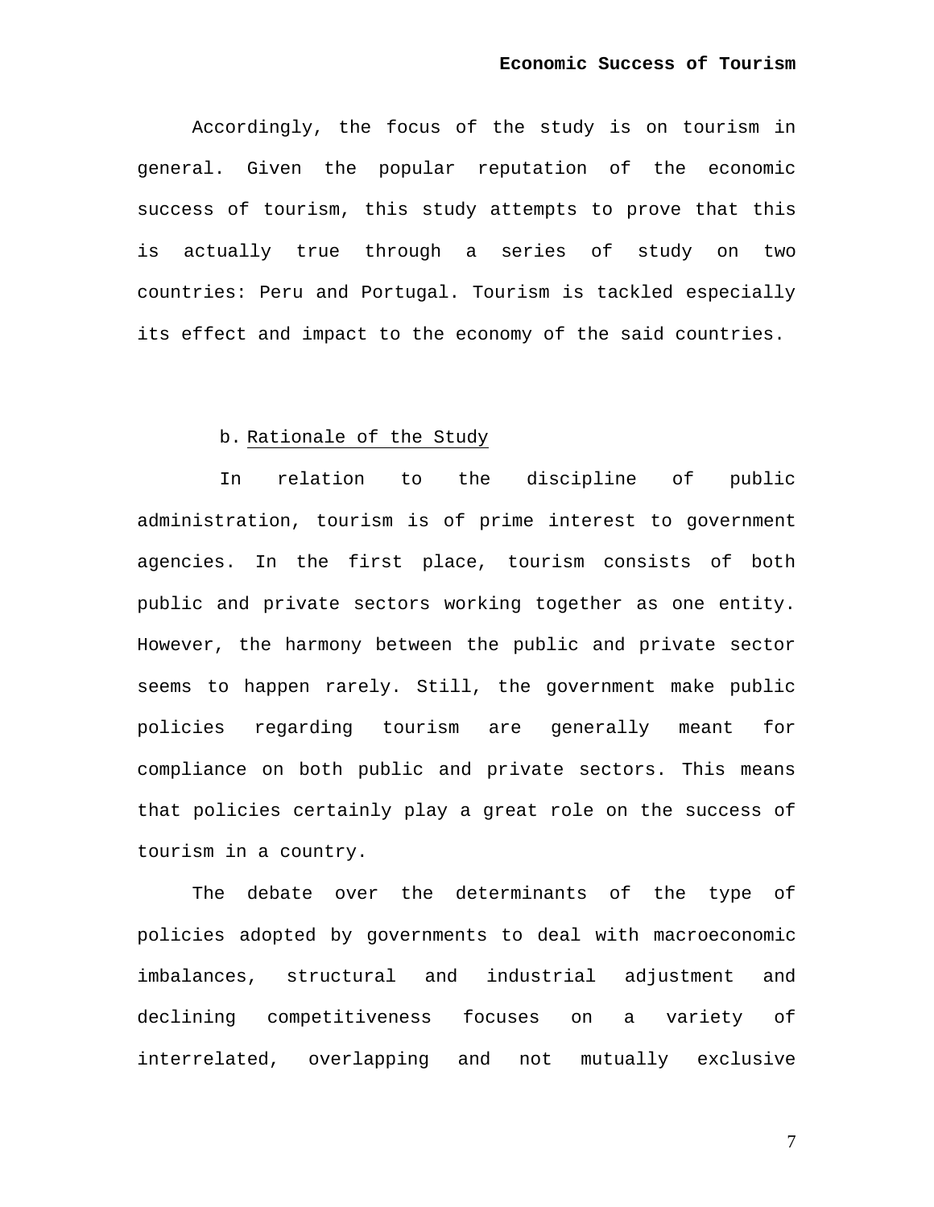Accordingly, the focus of the study is on tourism in general. Given the popular reputation of the economic success of tourism, this study attempts to prove that this is actually true through a series of study on two countries: Peru and Portugal. Tourism is tackled especially its effect and impact to the economy of the said countries.

### b. Rationale of the Study

In relation to the discipline of public administration, tourism is of prime interest to government agencies. In the first place, tourism consists of both public and private sectors working together as one entity. However, the harmony between the public and private sector seems to happen rarely. Still, the government make public policies regarding tourism are generally meant for compliance on both public and private sectors. This means that policies certainly play a great role on the success of tourism in a country.

The debate over the determinants of the type of policies adopted by governments to deal with macroeconomic imbalances, structural and industrial adjustment and declining competitiveness focuses on a variety of interrelated, overlapping and not mutually exclusive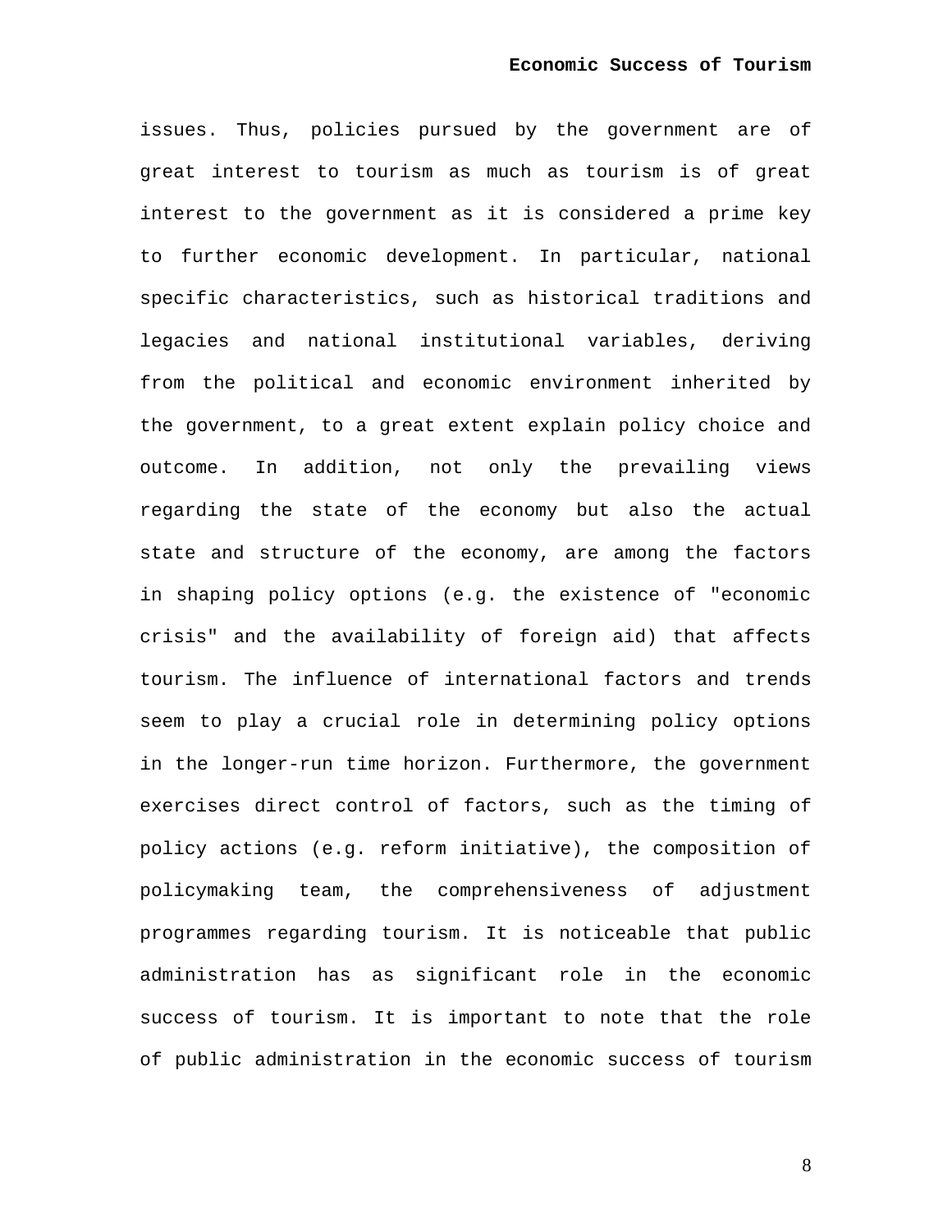issues. Thus, policies pursued by the government are of great interest to tourism as much as tourism is of great interest to the government as it is considered a prime key to further economic development. In particular, national specific characteristics, such as historical traditions and legacies and national institutional variables, deriving from the political and economic environment inherited by the government, to a great extent explain policy choice and outcome. In addition, not only the prevailing views regarding the state of the economy but also the actual state and structure of the economy, are among the factors in shaping policy options (e.g. the existence of "economic crisis" and the availability of foreign aid) that affects tourism. The influence of international factors and trends seem to play a crucial role in determining policy options in the longer-run time horizon. Furthermore, the government exercises direct control of factors, such as the timing of policy actions (e.g. reform initiative), the composition of policymaking team, the comprehensiveness of adjustment programmes regarding tourism. It is noticeable that public administration has as significant role in the economic success of tourism. It is important to note that the role of public administration in the economic success of tourism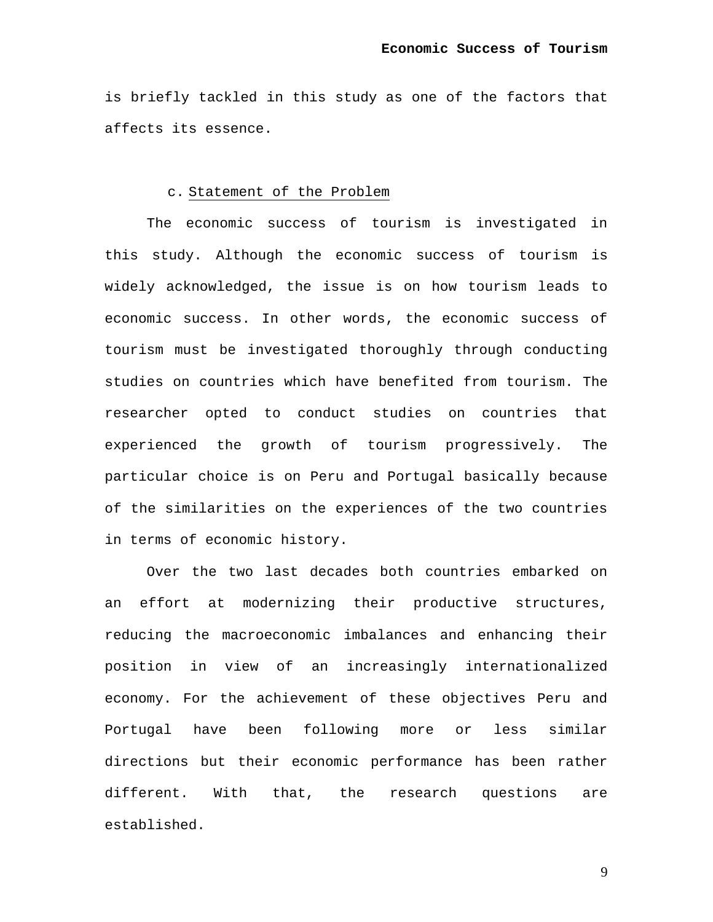is briefly tackled in this study as one of the factors that affects its essence.

### c. Statement of the Problem

The economic success of tourism is investigated in this study. Although the economic success of tourism is widely acknowledged, the issue is on how tourism leads to economic success. In other words, the economic success of tourism must be investigated thoroughly through conducting studies on countries which have benefited from tourism. The researcher opted to conduct studies on countries that experienced the growth of tourism progressively. The particular choice is on Peru and Portugal basically because of the similarities on the experiences of the two countries in terms of economic history.

Over the two last decades both countries embarked on an effort at modernizing their productive structures, reducing the macroeconomic imbalances and enhancing their position in view of an increasingly internationalized economy. For the achievement of these objectives Peru and Portugal have been following more or less similar directions but their economic performance has been rather different. With that, the research questions are established.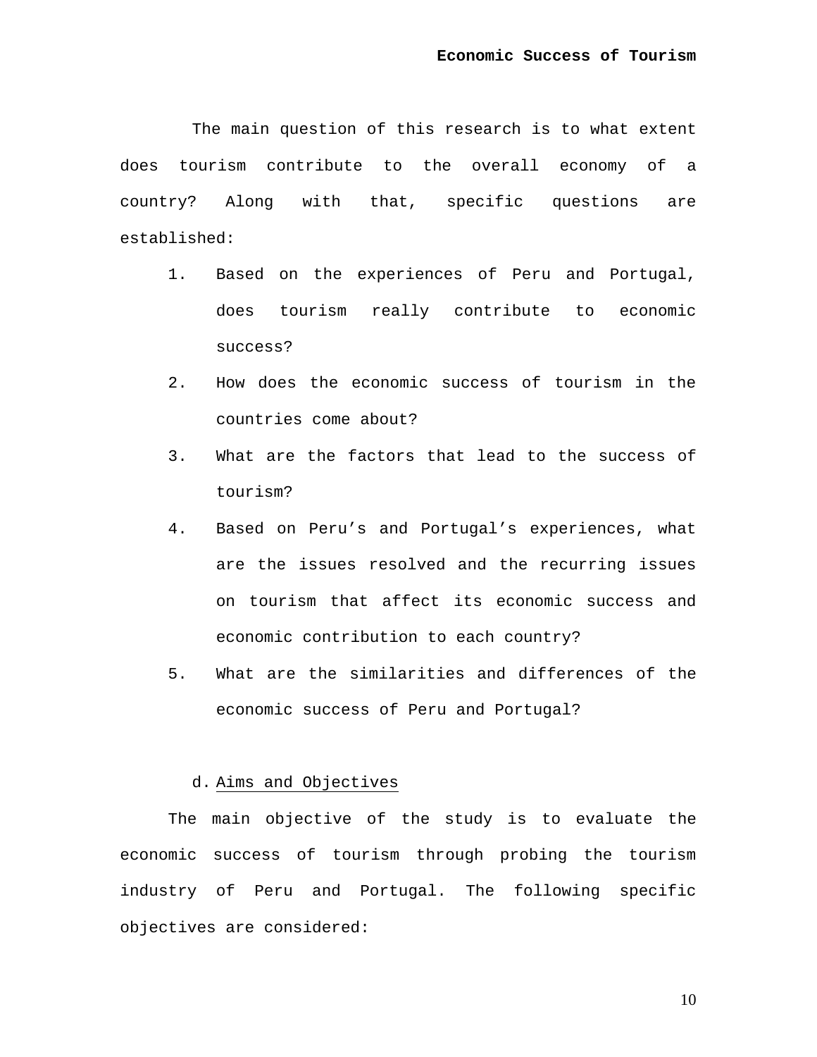The main question of this research is to what extent does tourism contribute to the overall economy of a country? Along with that, specific questions are established:

1. Based on the experiences of Peru and Portugal, does tourism really contribute to economic success?
2. How does the economic success of tourism in the countries come about?
3. What are the factors that lead to the success of tourism?
4. Based on Peru's and Portugal's experiences, what are the issues resolved and the recurring issues on tourism that affect its economic success and economic contribution to each country?
5. What are the similarities and differences of the economic success of Peru and Portugal?

### d. Aims and Objectives

The main objective of the study is to evaluate the economic success of tourism through probing the tourism industry of Peru and Portugal. The following specific objectives are considered: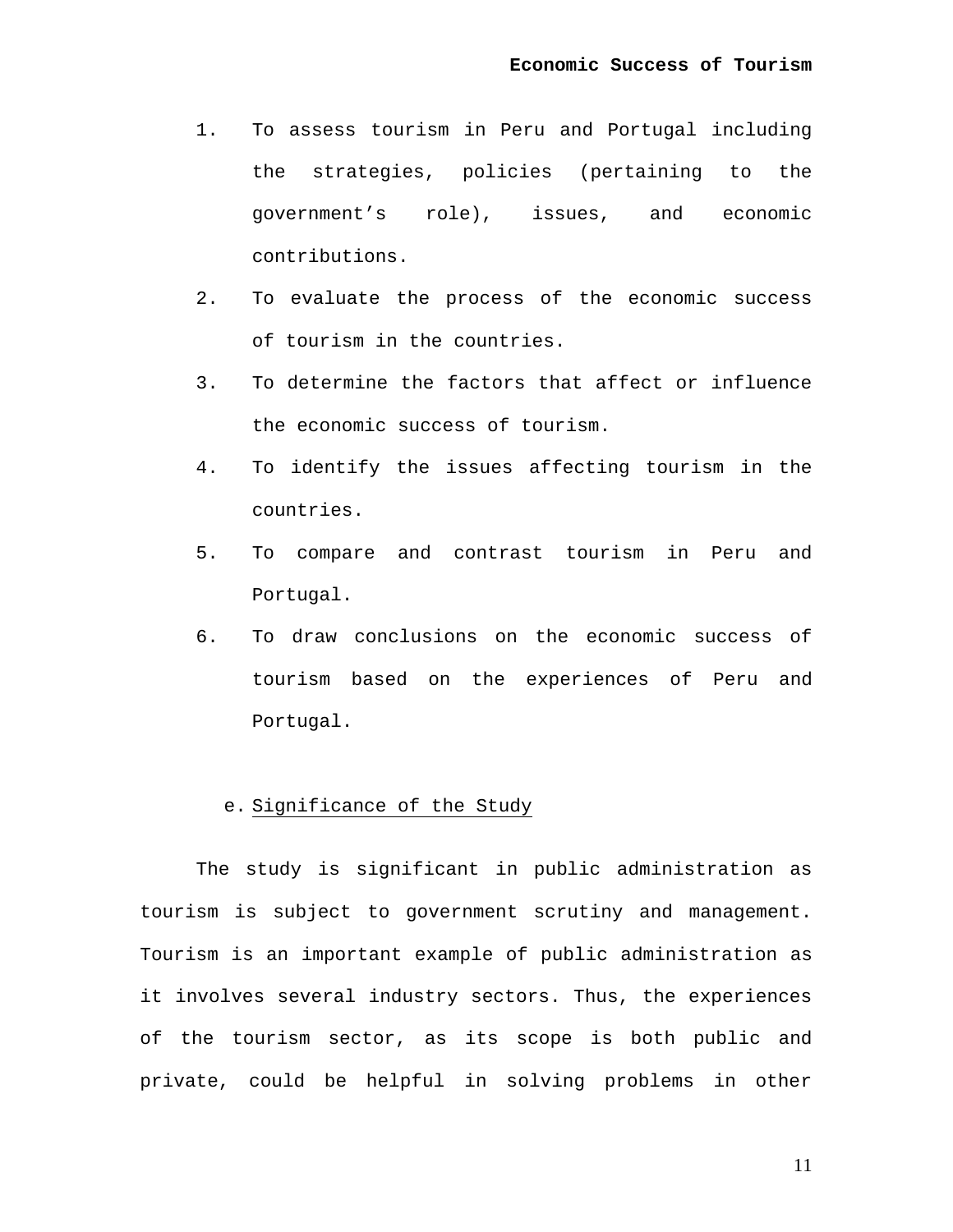1. To assess tourism in Peru and Portugal including the strategies, policies (pertaining to the government's role), issues, and economic contributions.
2. To evaluate the process of the economic success of tourism in the countries.
3. To determine the factors that affect or influence the economic success of tourism.
4. To identify the issues affecting tourism in the countries.
5. To compare and contrast tourism in Peru and Portugal.
6. To draw conclusions on the economic success of tourism based on the experiences of Peru and Portugal.

### e. Significance of the Study

The study is significant in public administration as tourism is subject to government scrutiny and management. Tourism is an important example of public administration as it involves several industry sectors. Thus, the experiences of the tourism sector, as its scope is both public and private, could be helpful in solving problems in other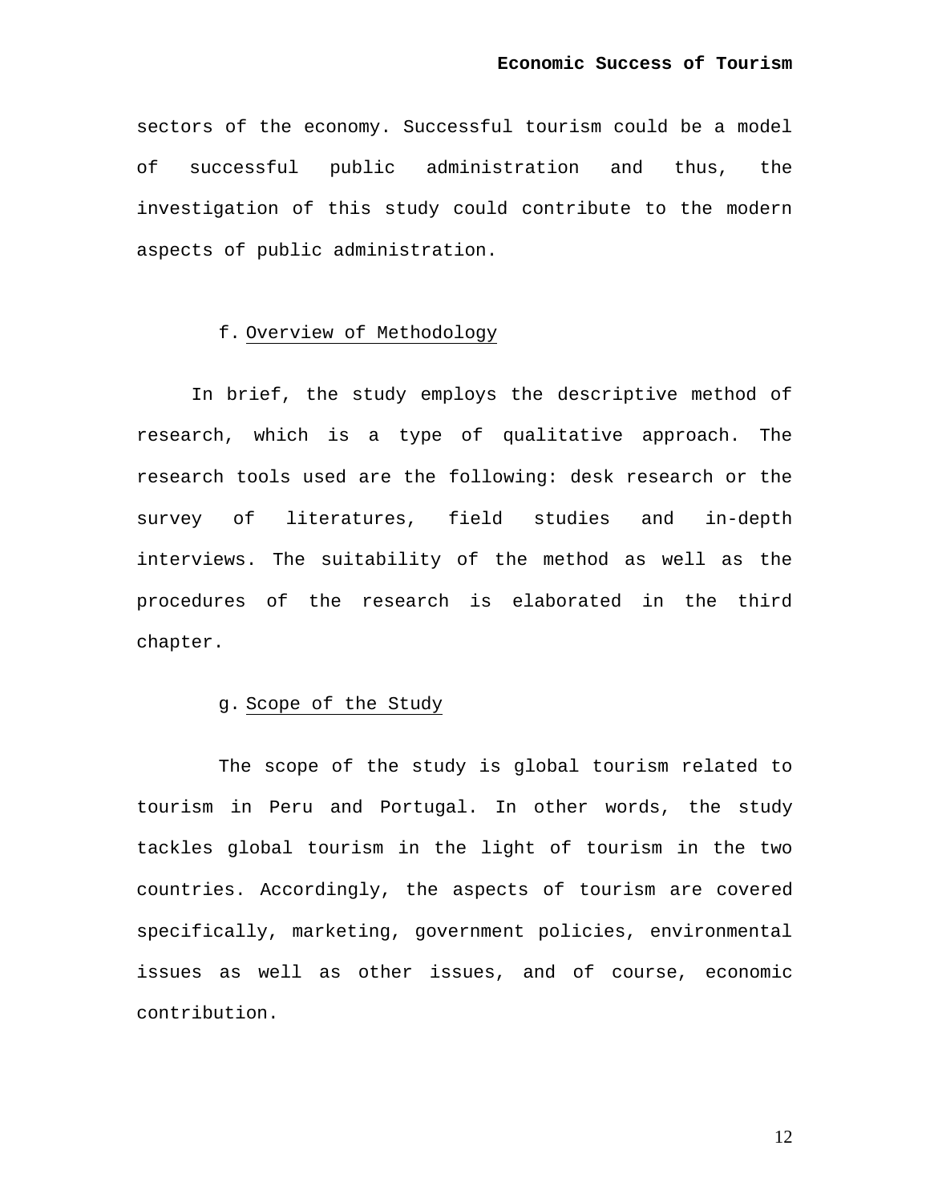sectors of the economy. Successful tourism could be a model of successful public administration and thus, the investigation of this study could contribute to the modern aspects of public administration.

### f. Overview of Methodology

In brief, the study employs the descriptive method of research, which is a type of qualitative approach. The research tools used are the following: desk research or the survey of literatures, field studies and in-depth interviews. The suitability of the method as well as the procedures of the research is elaborated in the third chapter.

### g. Scope of the Study

The scope of the study is global tourism related to tourism in Peru and Portugal. In other words, the study tackles global tourism in the light of tourism in the two countries. Accordingly, the aspects of tourism are covered specifically, marketing, government policies, environmental issues as well as other issues, and of course, economic contribution.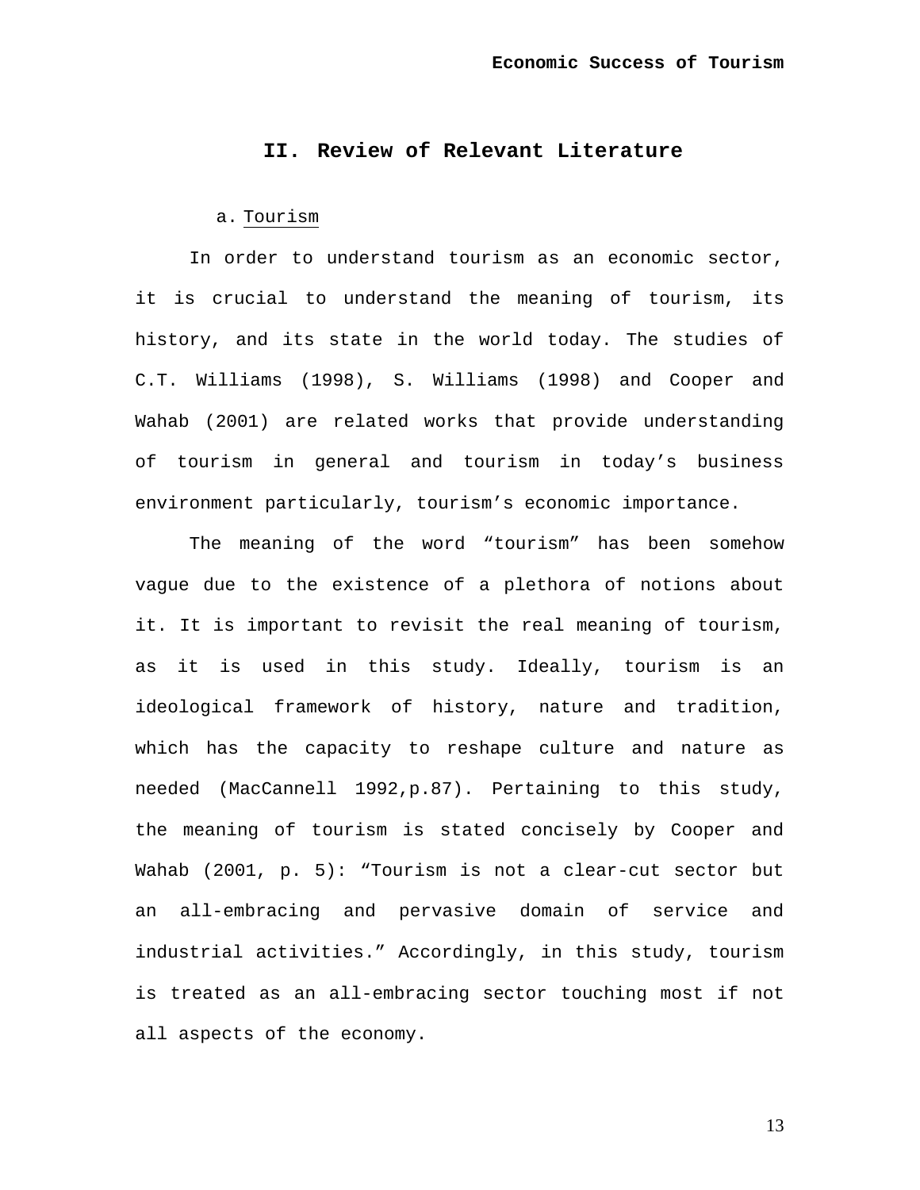## II. Review of Relevant Literature

a. Tourism

In order to understand tourism as an economic sector, it is crucial to understand the meaning of tourism, its history, and its state in the world today. The studies of C.T. Williams (1998), S. Williams (1998) and Cooper and Wahab (2001) are related works that provide understanding of tourism in general and tourism in today's business environment particularly, tourism's economic importance.

The meaning of the word "tourism" has been somehow vague due to the existence of a plethora of notions about it. It is important to revisit the real meaning of tourism, as it is used in this study. Ideally, tourism is an ideological framework of history, nature and tradition, which has the capacity to reshape culture and nature as needed (MacCannell 1992,p.87). Pertaining to this study, the meaning of tourism is stated concisely by Cooper and Wahab (2001, p. 5): "Tourism is not a clear-cut sector but an all-embracing and pervasive domain of service and industrial activities." Accordingly, in this study, tourism is treated as an all-embracing sector touching most if not all aspects of the economy.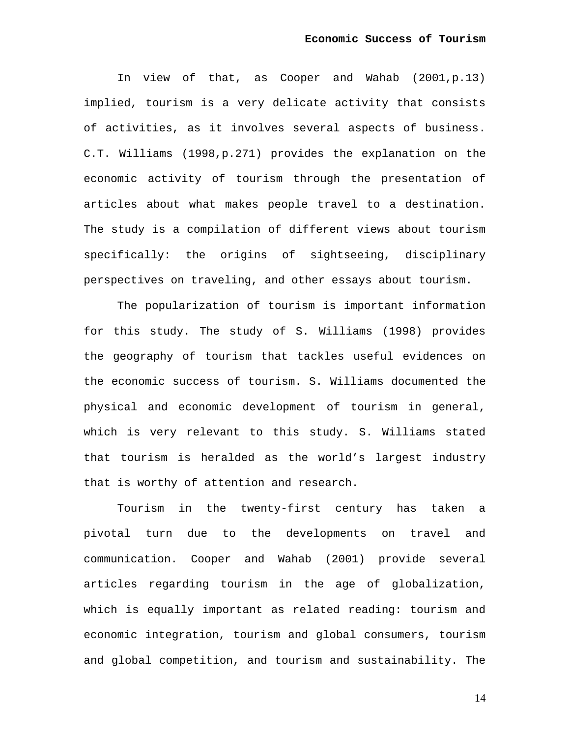In view of that, as Cooper and Wahab (2001,p.13) implied, tourism is a very delicate activity that consists of activities, as it involves several aspects of business. C.T. Williams (1998,p.271) provides the explanation on the economic activity of tourism through the presentation of articles about what makes people travel to a destination. The study is a compilation of different views about tourism specifically: the origins of sightseeing, disciplinary perspectives on traveling, and other essays about tourism.

The popularization of tourism is important information for this study. The study of S. Williams (1998) provides the geography of tourism that tackles useful evidences on the economic success of tourism. S. Williams documented the physical and economic development of tourism in general, which is very relevant to this study. S. Williams stated that tourism is heralded as the world's largest industry that is worthy of attention and research.

Tourism in the twenty-first century has taken a pivotal turn due to the developments on travel and communication. Cooper and Wahab (2001) provide several articles regarding tourism in the age of globalization, which is equally important as related reading: tourism and economic integration, tourism and global consumers, tourism and global competition, and tourism and sustainability. The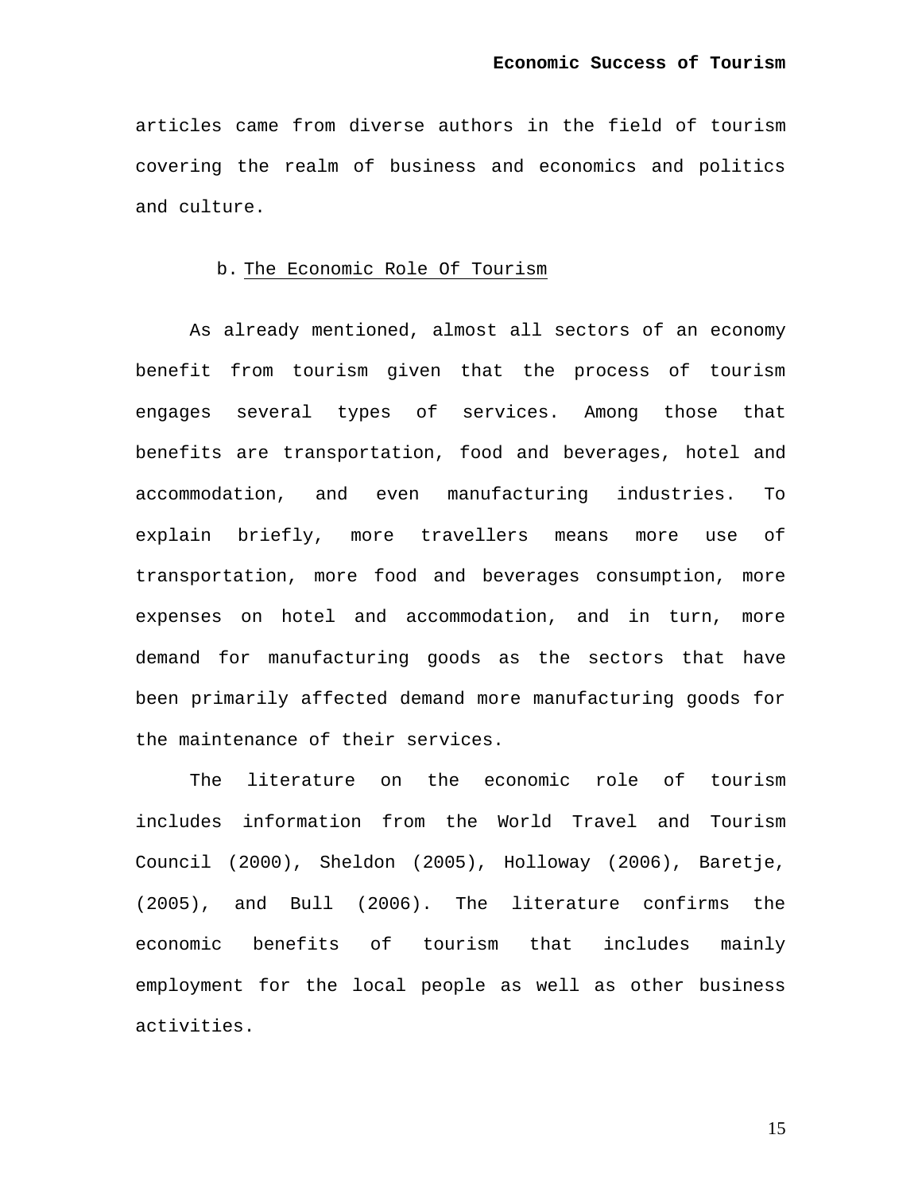articles came from diverse authors in the field of tourism covering the realm of business and economics and politics and culture.

### b. The Economic Role Of Tourism

As already mentioned, almost all sectors of an economy benefit from tourism given that the process of tourism engages several types of services. Among those that benefits are transportation, food and beverages, hotel and accommodation, and even manufacturing industries. To explain briefly, more travellers means more use of transportation, more food and beverages consumption, more expenses on hotel and accommodation, and in turn, more demand for manufacturing goods as the sectors that have been primarily affected demand more manufacturing goods for the maintenance of their services.

The literature on the economic role of tourism includes information from the World Travel and Tourism Council (2000), Sheldon (2005), Holloway (2006), Baretje, (2005), and Bull (2006). The literature confirms the economic benefits of tourism that includes mainly employment for the local people as well as other business activities.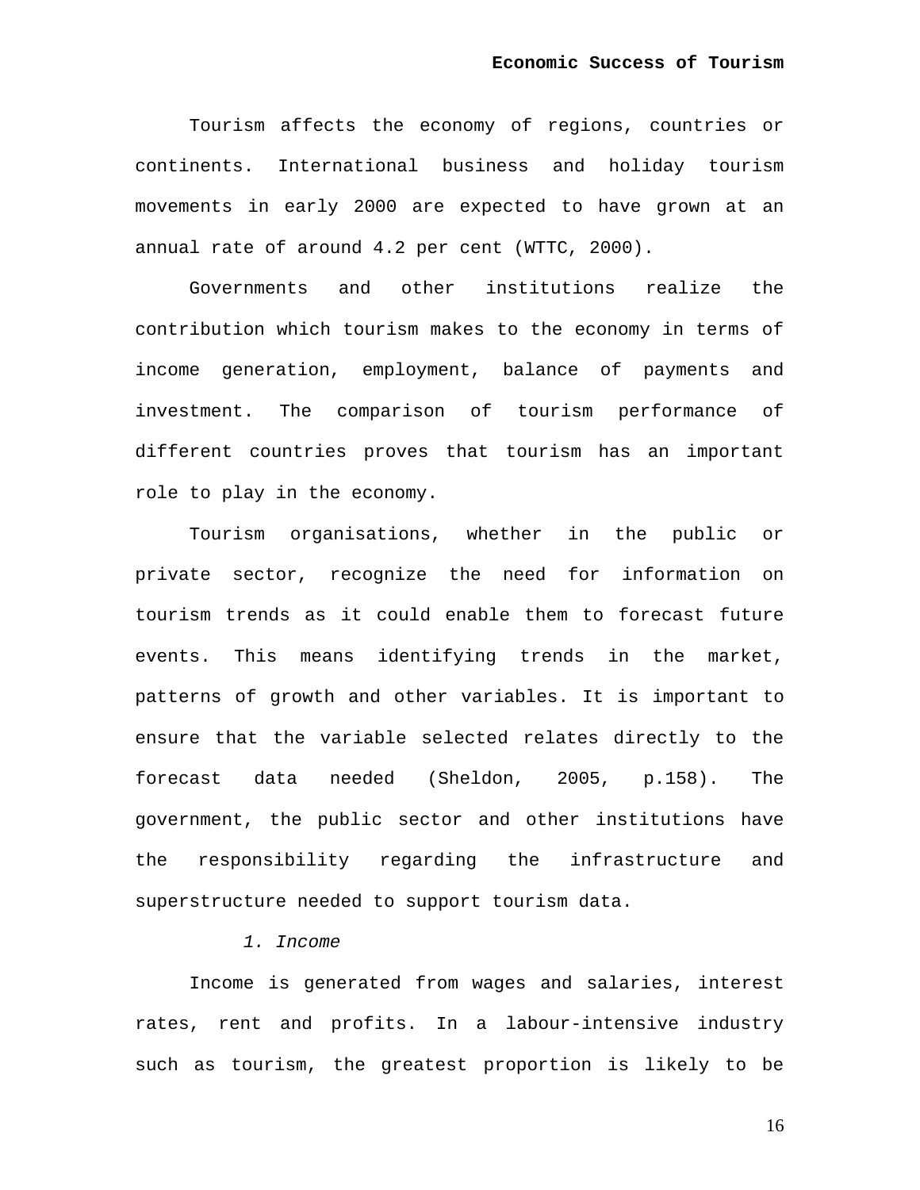Tourism affects the economy of regions, countries or continents. International business and holiday tourism movements in early 2000 are expected to have grown at an annual rate of around 4.2 per cent (WTTC, 2000).

Governments and other institutions realize the contribution which tourism makes to the economy in terms of income generation, employment, balance of payments and investment. The comparison of tourism performance of different countries proves that tourism has an important role to play in the economy.

Tourism organisations, whether in the public or private sector, recognize the need for information on tourism trends as it could enable them to forecast future events. This means identifying trends in the market, patterns of growth and other variables. It is important to ensure that the variable selected relates directly to the forecast data needed (Sheldon, 2005, p.158). The government, the public sector and other institutions have the responsibility regarding the infrastructure and superstructure needed to support tourism data.

*1. Income*

Income is generated from wages and salaries, interest rates, rent and profits. In a labour-intensive industry such as tourism, the greatest proportion is likely to be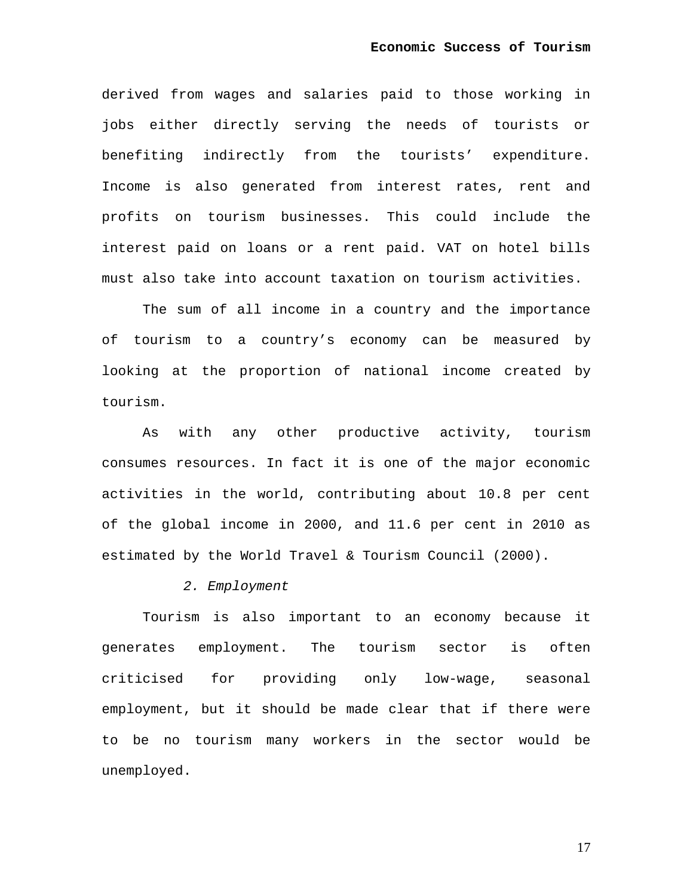derived from wages and salaries paid to those working in jobs either directly serving the needs of tourists or benefiting indirectly from the tourists' expenditure. Income is also generated from interest rates, rent and profits on tourism businesses. This could include the interest paid on loans or a rent paid. VAT on hotel bills must also take into account taxation on tourism activities.

The sum of all income in a country and the importance of tourism to a country's economy can be measured by looking at the proportion of national income created by tourism.

As with any other productive activity, tourism consumes resources. In fact it is one of the major economic activities in the world, contributing about 10.8 per cent of the global income in 2000, and 11.6 per cent in 2010 as estimated by the World Travel & Tourism Council (2000).

*2. Employment*

Tourism is also important to an economy because it generates employment. The tourism sector is often criticised for providing only low-wage, seasonal employment, but it should be made clear that if there were to be no tourism many workers in the sector would be unemployed.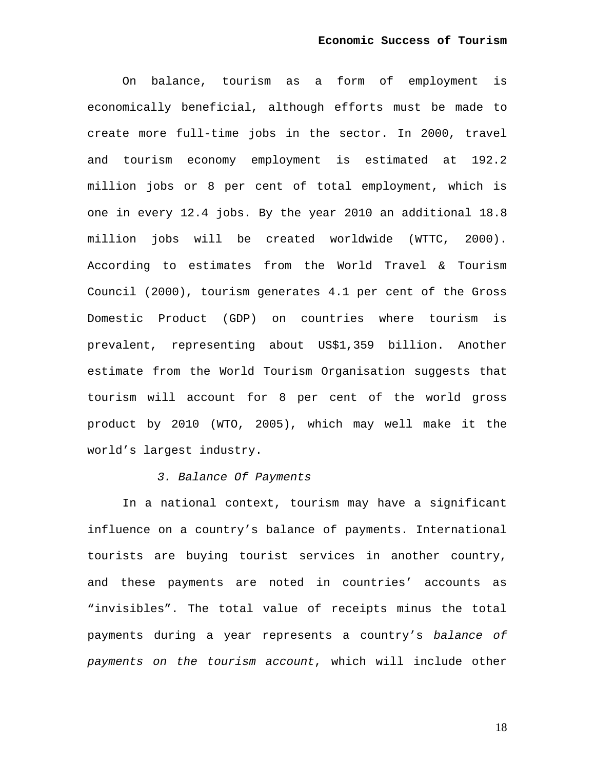On balance, tourism as a form of employment is economically beneficial, although efforts must be made to create more full-time jobs in the sector. In 2000, travel and tourism economy employment is estimated at 192.2 million jobs or 8 per cent of total employment, which is one in every 12.4 jobs. By the year 2010 an additional 18.8 million jobs will be created worldwide (WTTC, 2000). According to estimates from the World Travel & Tourism Council (2000), tourism generates 4.1 per cent of the Gross Domestic Product (GDP) on countries where tourism is prevalent, representing about US$1,359 billion. Another estimate from the World Tourism Organisation suggests that tourism will account for 8 per cent of the world gross product by 2010 (WTO, 2005), which may well make it the world's largest industry.

### *3. Balance Of Payments*

In a national context, tourism may have a significant influence on a country's balance of payments. International tourists are buying tourist services in another country, and these payments are noted in countries' accounts as "invisibles". The total value of receipts minus the total payments during a year represents a country's *balance of payments on the tourism account*, which will include other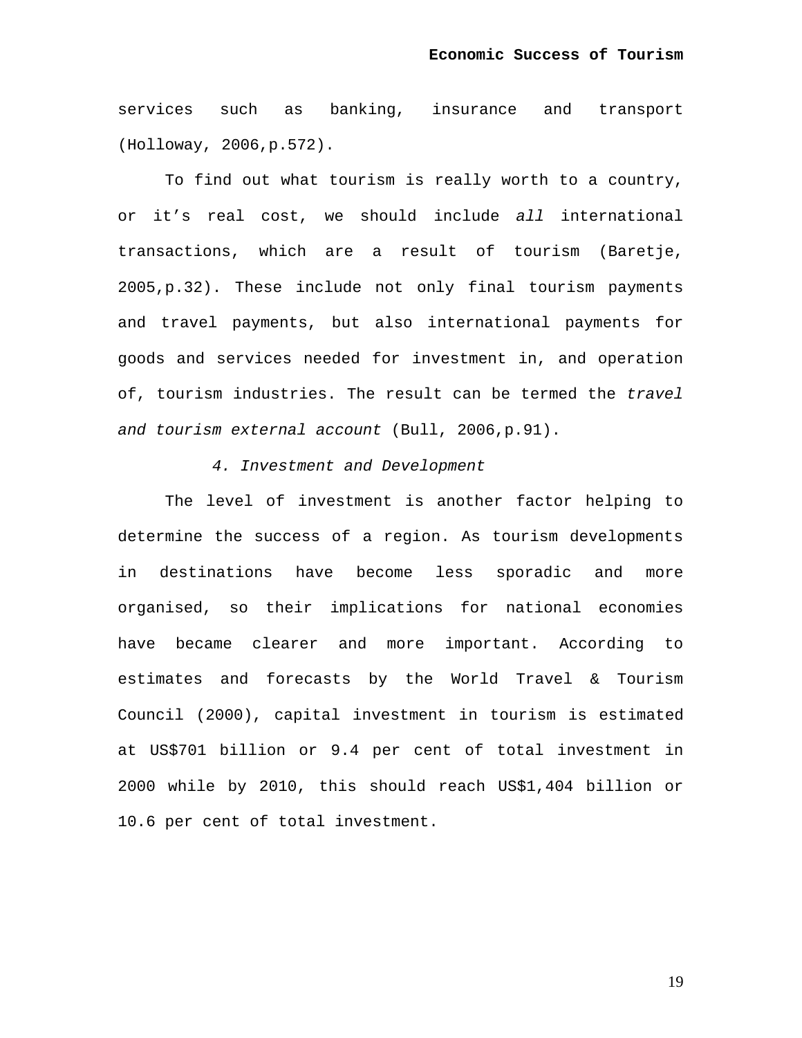services such as banking, insurance and transport (Holloway, 2006,p.572).

To find out what tourism is really worth to a country, or it’s real cost, we should include *all* international transactions, which are a result of tourism (Baretje, 2005,p.32). These include not only final tourism payments and travel payments, but also international payments for goods and services needed for investment in, and operation of, tourism industries. The result can be termed the *travel and tourism external account* (Bull, 2006,p.91).

### *4. Investment and Development*

The level of investment is another factor helping to determine the success of a region. As tourism developments in destinations have become less sporadic and more organised, so their implications for national economies have became clearer and more important. According to estimates and forecasts by the World Travel & Tourism Council (2000), capital investment in tourism is estimated at US$701 billion or 9.4 per cent of total investment in 2000 while by 2010, this should reach US$1,404 billion or 10.6 per cent of total investment.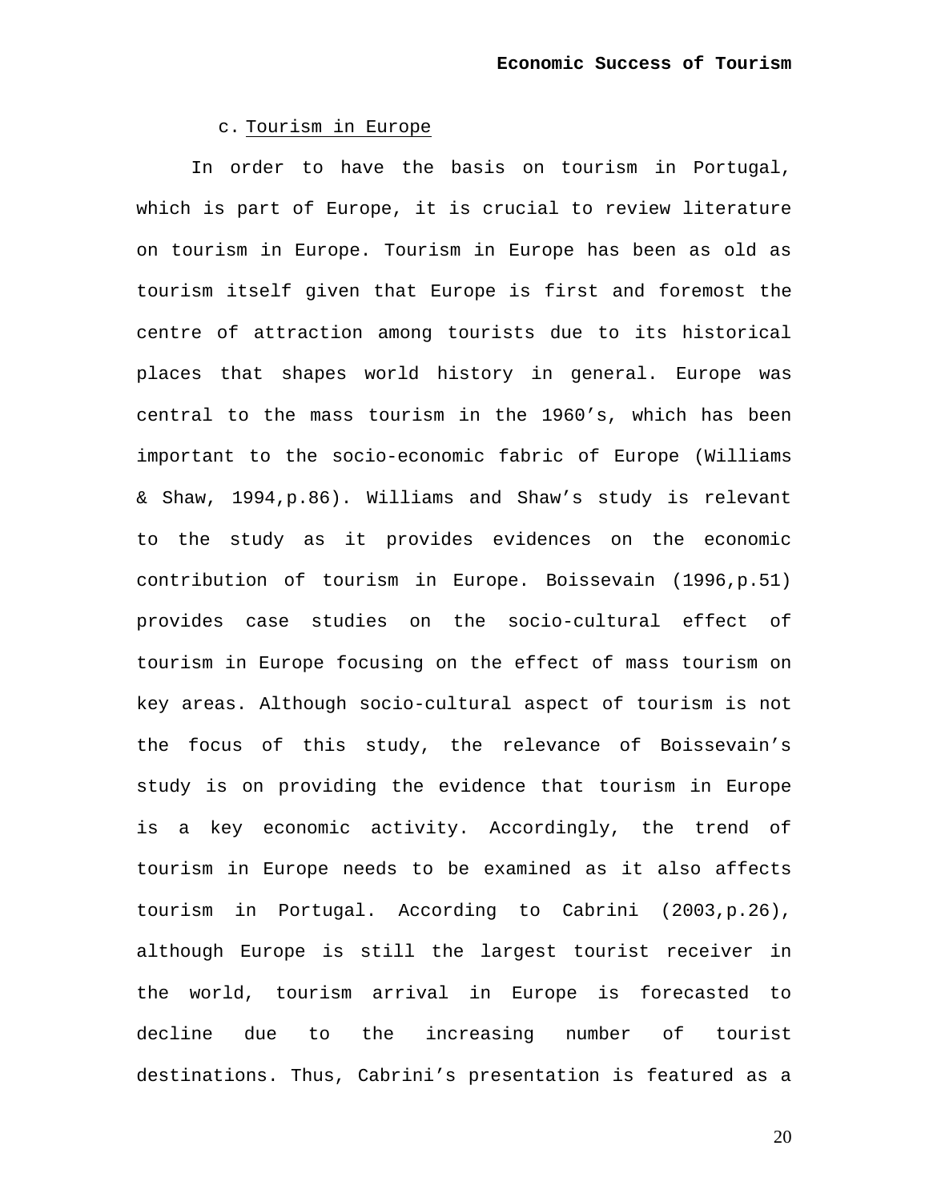### c. Tourism in Europe

In order to have the basis on tourism in Portugal, which is part of Europe, it is crucial to review literature on tourism in Europe. Tourism in Europe has been as old as tourism itself given that Europe is first and foremost the centre of attraction among tourists due to its historical places that shapes world history in general. Europe was central to the mass tourism in the 1960's, which has been important to the socio-economic fabric of Europe (Williams & Shaw, 1994,p.86). Williams and Shaw's study is relevant to the study as it provides evidences on the economic contribution of tourism in Europe. Boissevain (1996,p.51) provides case studies on the socio-cultural effect of tourism in Europe focusing on the effect of mass tourism on key areas. Although socio-cultural aspect of tourism is not the focus of this study, the relevance of Boissevain's study is on providing the evidence that tourism in Europe is a key economic activity. Accordingly, the trend of tourism in Europe needs to be examined as it also affects tourism in Portugal. According to Cabrini (2003,p.26), although Europe is still the largest tourist receiver in the world, tourism arrival in Europe is forecasted to decline due to the increasing number of tourist destinations. Thus, Cabrini's presentation is featured as a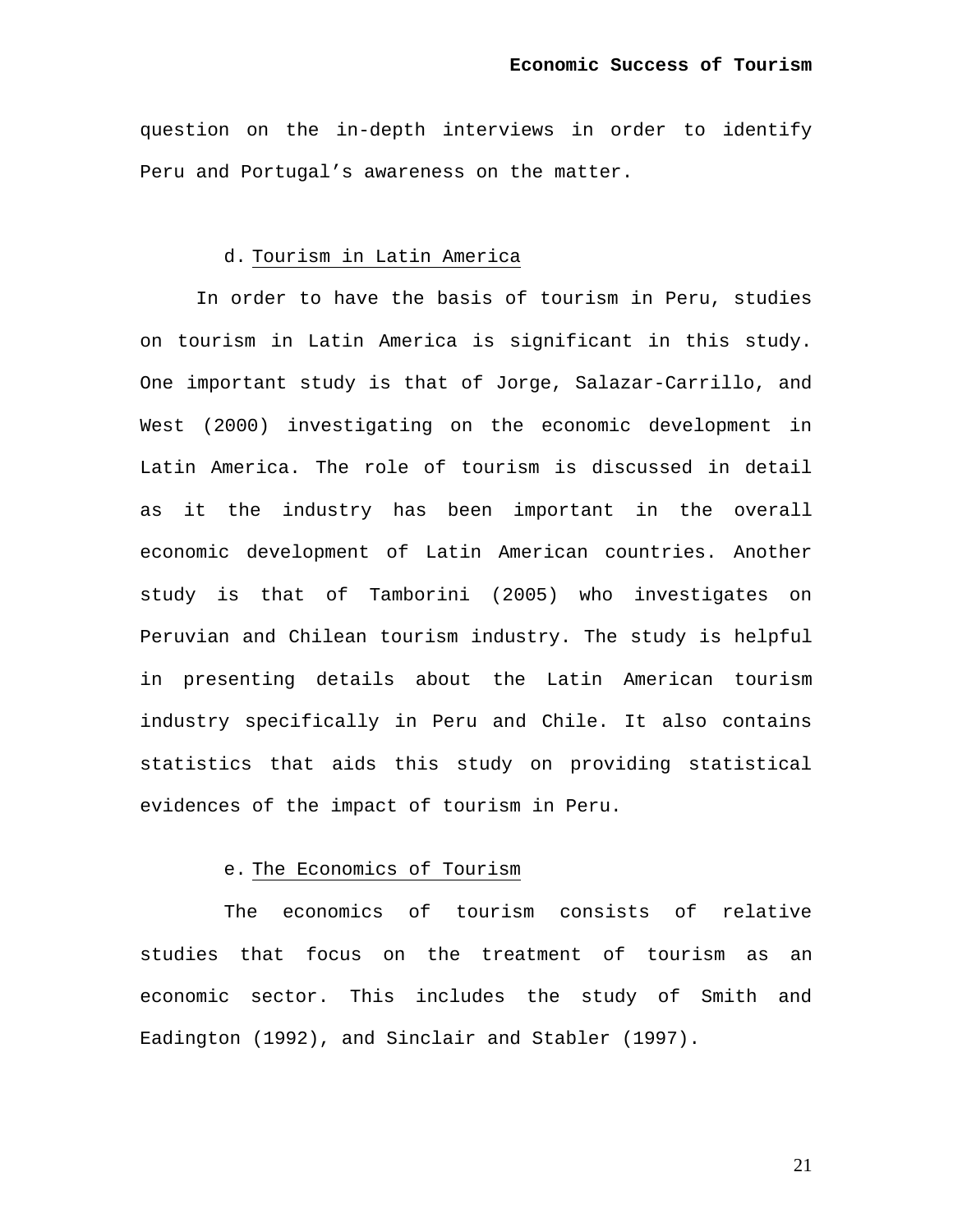question on the in-depth interviews in order to identify Peru and Portugal's awareness on the matter.

### d. Tourism in Latin America

In order to have the basis of tourism in Peru, studies on tourism in Latin America is significant in this study. One important study is that of Jorge, Salazar-Carrillo, and West (2000) investigating on the economic development in Latin America. The role of tourism is discussed in detail as it the industry has been important in the overall economic development of Latin American countries. Another study is that of Tamborini (2005) who investigates on Peruvian and Chilean tourism industry. The study is helpful in presenting details about the Latin American tourism industry specifically in Peru and Chile. It also contains statistics that aids this study on providing statistical evidences of the impact of tourism in Peru.

### e. The Economics of Tourism

The economics of tourism consists of relative studies that focus on the treatment of tourism as an economic sector. This includes the study of Smith and Eadington (1992), and Sinclair and Stabler (1997).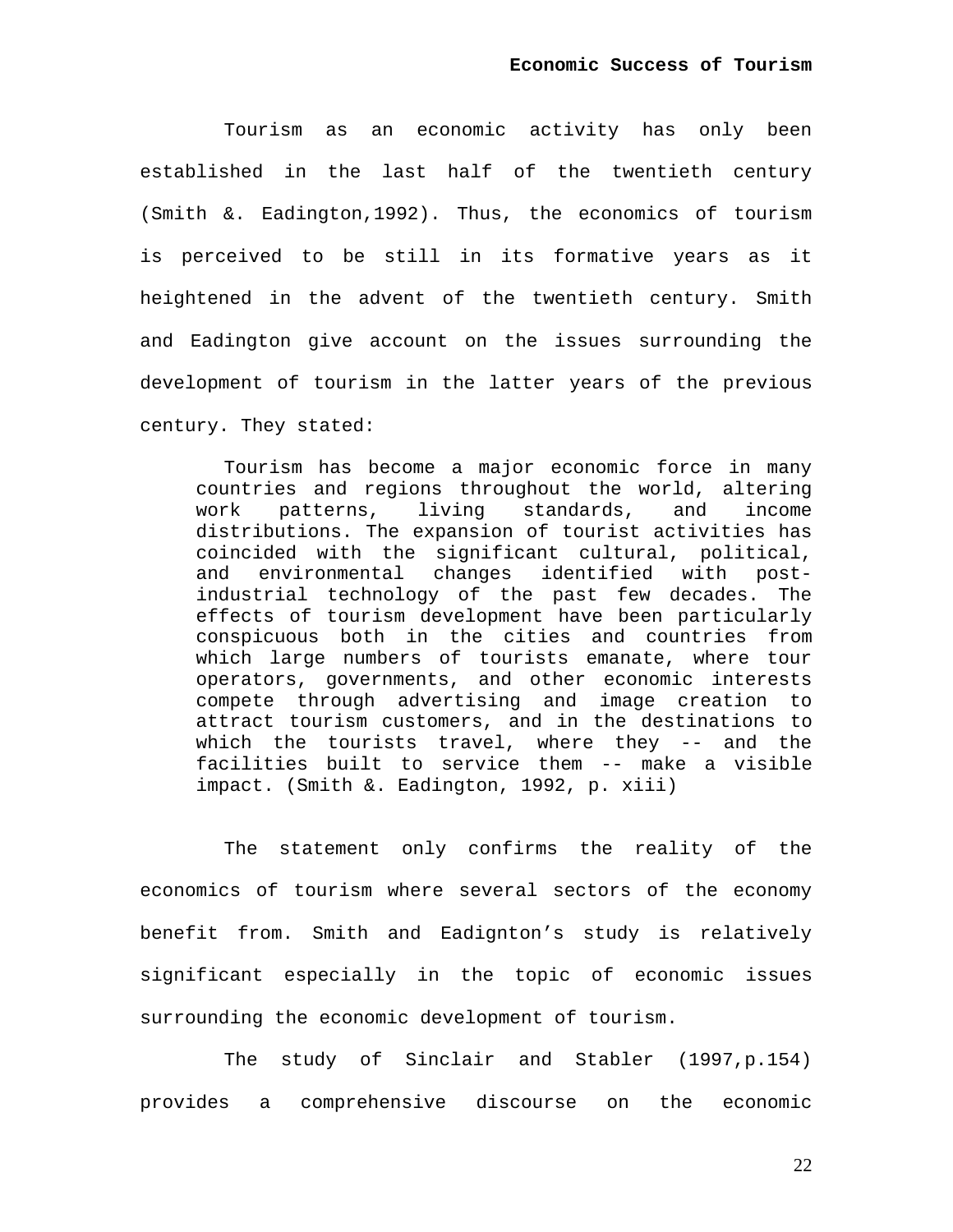Tourism as an economic activity has only been established in the last half of the twentieth century (Smith &. Eadington,1992). Thus, the economics of tourism is perceived to be still in its formative years as it heightened in the advent of the twentieth century. Smith and Eadington give account on the issues surrounding the development of tourism in the latter years of the previous century. They stated:

> Tourism has become a major economic force in many countries and regions throughout the world, altering work patterns, living standards, and income distributions. The expansion of tourist activities has coincided with the significant cultural, political, and environmental changes identified with post-industrial technology of the past few decades. The effects of tourism development have been particularly conspicuous both in the cities and countries from which large numbers of tourists emanate, where tour operators, governments, and other economic interests compete through advertising and image creation to attract tourism customers, and in the destinations to which the tourists travel, where they -- and the facilities built to service them -- make a visible impact. (Smith &. Eadington, 1992, p. xiii)

The statement only confirms the reality of the economics of tourism where several sectors of the economy benefit from. Smith and Eadignton's study is relatively significant especially in the topic of economic issues surrounding the economic development of tourism.

The study of Sinclair and Stabler (1997,p.154) provides a comprehensive discourse on the economic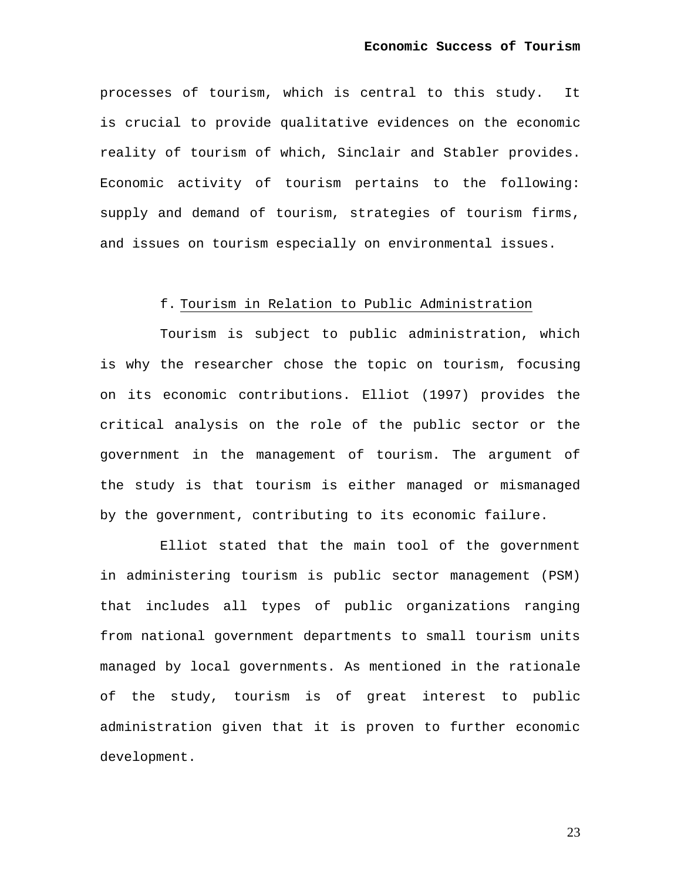processes of tourism, which is central to this study. It is crucial to provide qualitative evidences on the economic reality of tourism of which, Sinclair and Stabler provides. Economic activity of tourism pertains to the following: supply and demand of tourism, strategies of tourism firms, and issues on tourism especially on environmental issues.

f. Tourism in Relation to Public Administration

Tourism is subject to public administration, which is why the researcher chose the topic on tourism, focusing on its economic contributions. Elliot (1997) provides the critical analysis on the role of the public sector or the government in the management of tourism. The argument of the study is that tourism is either managed or mismanaged by the government, contributing to its economic failure.

Elliot stated that the main tool of the government in administering tourism is public sector management (PSM) that includes all types of public organizations ranging from national government departments to small tourism units managed by local governments. As mentioned in the rationale of the study, tourism is of great interest to public administration given that it is proven to further economic development.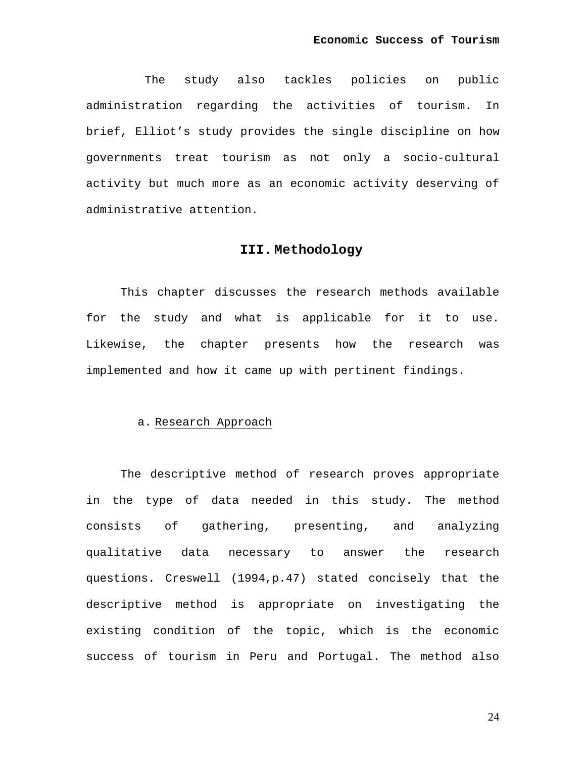The study also tackles policies on public administration regarding the activities of tourism. In brief, Elliot’s study provides the single discipline on how governments treat tourism as not only a socio-cultural activity but much more as an economic activity deserving of administrative attention.

## III. Methodology

This chapter discusses the research methods available for the study and what is applicable for it to use. Likewise, the chapter presents how the research was implemented and how it came up with pertinent findings.

### a. Research Approach

The descriptive method of research proves appropriate in the type of data needed in this study. The method consists of gathering, presenting, and analyzing qualitative data necessary to answer the research questions. Creswell (1994,p.47) stated concisely that the descriptive method is appropriate on investigating the existing condition of the topic, which is the economic success of tourism in Peru and Portugal. The method also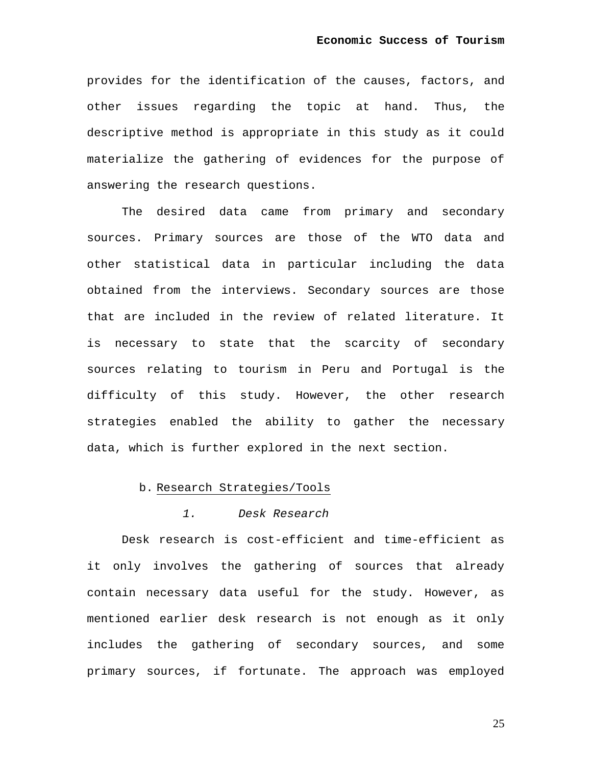provides for the identification of the causes, factors, and other issues regarding the topic at hand. Thus, the descriptive method is appropriate in this study as it could materialize the gathering of evidences for the purpose of answering the research questions.

The desired data came from primary and secondary sources. Primary sources are those of the WTO data and other statistical data in particular including the data obtained from the interviews. Secondary sources are those that are included in the review of related literature. It is necessary to state that the scarcity of secondary sources relating to tourism in Peru and Portugal is the difficulty of this study. However, the other research strategies enabled the ability to gather the necessary data, which is further explored in the next section.

b. <u>Research Strategies/Tools</u>

*1. Desk Research*

Desk research is cost-efficient and time-efficient as it only involves the gathering of sources that already contain necessary data useful for the study. However, as mentioned earlier desk research is not enough as it only includes the gathering of secondary sources, and some primary sources, if fortunate. The approach was employed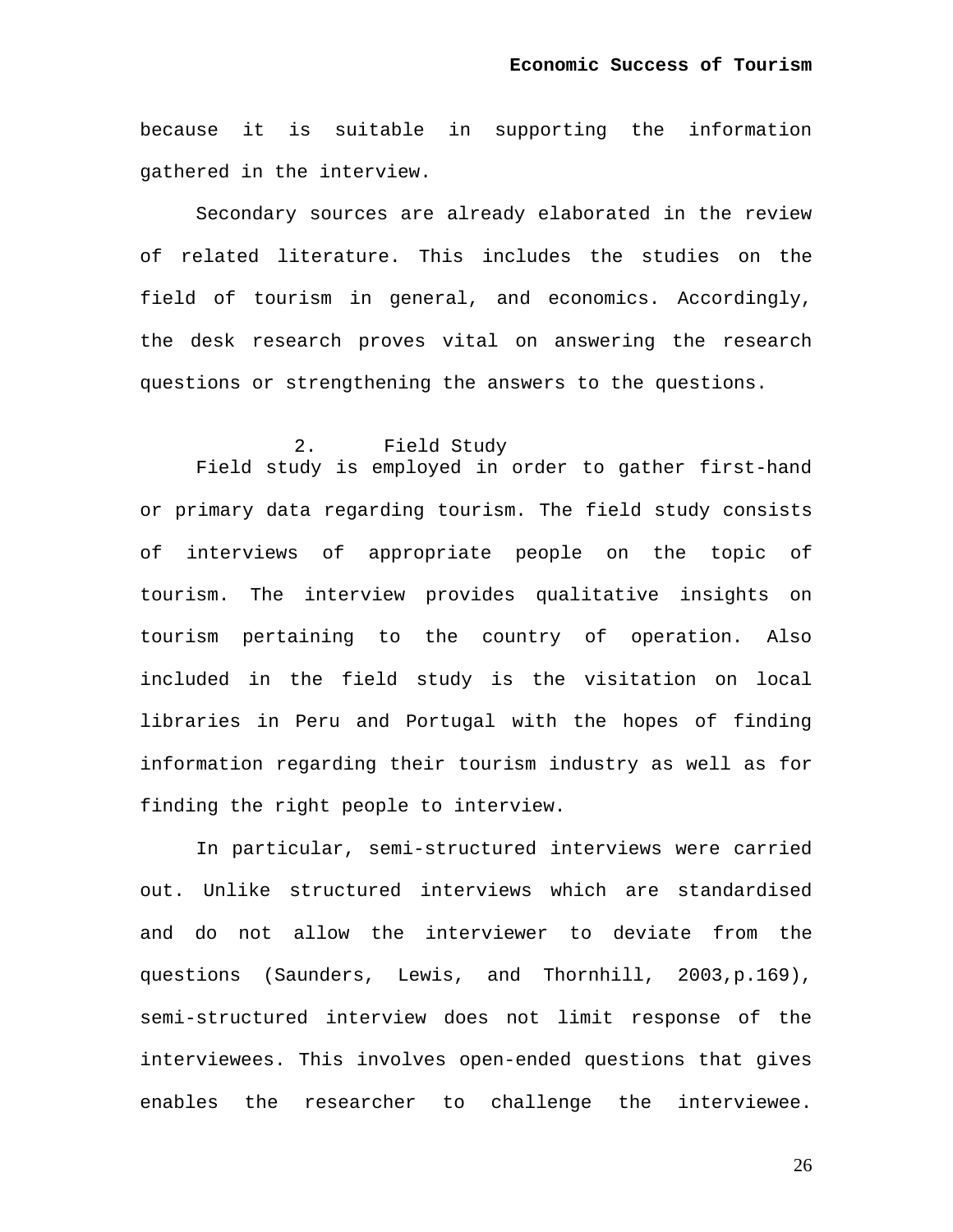because it is suitable in supporting the information gathered in the interview.

Secondary sources are already elaborated in the review of related literature. This includes the studies on the field of tourism in general, and economics. Accordingly, the desk research proves vital on answering the research questions or strengthening the answers to the questions.

### 2. Field Study

Field study is employed in order to gather first-hand or primary data regarding tourism. The field study consists of interviews of appropriate people on the topic of tourism. The interview provides qualitative insights on tourism pertaining to the country of operation. Also included in the field study is the visitation on local libraries in Peru and Portugal with the hopes of finding information regarding their tourism industry as well as for finding the right people to interview.

In particular, semi-structured interviews were carried out. Unlike structured interviews which are standardised and do not allow the interviewer to deviate from the questions (Saunders, Lewis, and Thornhill, 2003,p.169), semi-structured interview does not limit response of the interviewees. This involves open-ended questions that gives enables the researcher to challenge the interviewee.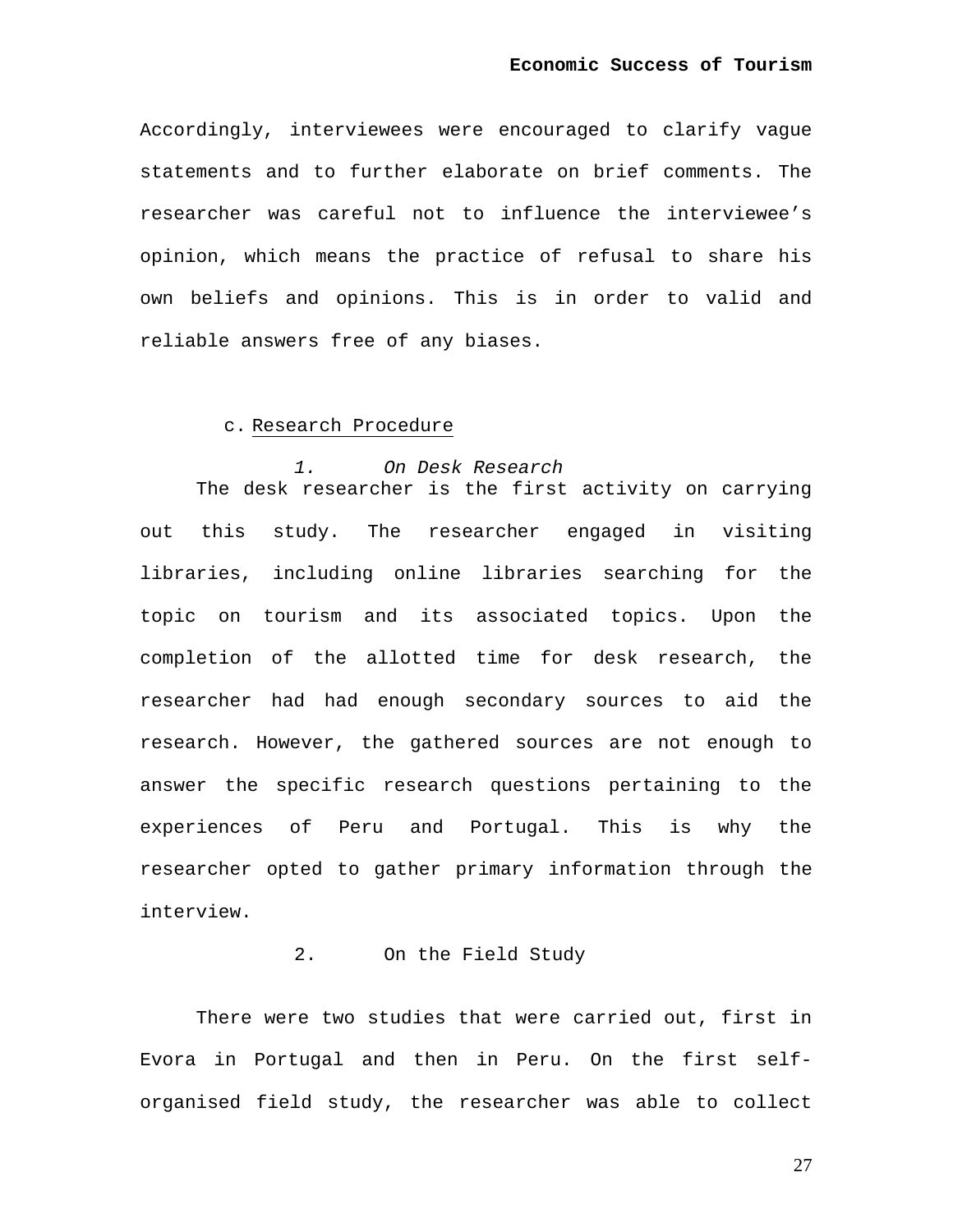Accordingly, interviewees were encouraged to clarify vague statements and to further elaborate on brief comments. The researcher was careful not to influence the interviewee's opinion, which means the practice of refusal to share his own beliefs and opinions. This is in order to valid and reliable answers free of any biases.

c. Research Procedure

*1. On Desk Research*

The desk researcher is the first activity on carrying out this study. The researcher engaged in visiting libraries, including online libraries searching for the topic on tourism and its associated topics. Upon the completion of the allotted time for desk research, the researcher had had enough secondary sources to aid the research. However, the gathered sources are not enough to answer the specific research questions pertaining to the experiences of Peru and Portugal. This is why the researcher opted to gather primary information through the interview.

2. On the Field Study

There were two studies that were carried out, first in Evora in Portugal and then in Peru. On the first self-organised field study, the researcher was able to collect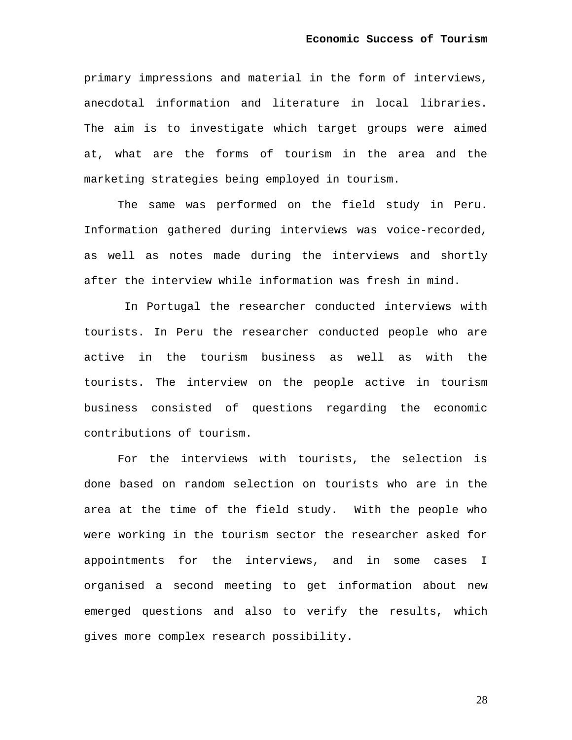primary impressions and material in the form of interviews, anecdotal information and literature in local libraries. The aim is to investigate which target groups were aimed at, what are the forms of tourism in the area and the marketing strategies being employed in tourism.

The same was performed on the field study in Peru. Information gathered during interviews was voice-recorded, as well as notes made during the interviews and shortly after the interview while information was fresh in mind.

In Portugal the researcher conducted interviews with tourists. In Peru the researcher conducted people who are active in the tourism business as well as with the tourists. The interview on the people active in tourism business consisted of questions regarding the economic contributions of tourism.

For the interviews with tourists, the selection is done based on random selection on tourists who are in the area at the time of the field study. With the people who were working in the tourism sector the researcher asked for appointments for the interviews, and in some cases I organised a second meeting to get information about new emerged questions and also to verify the results, which gives more complex research possibility.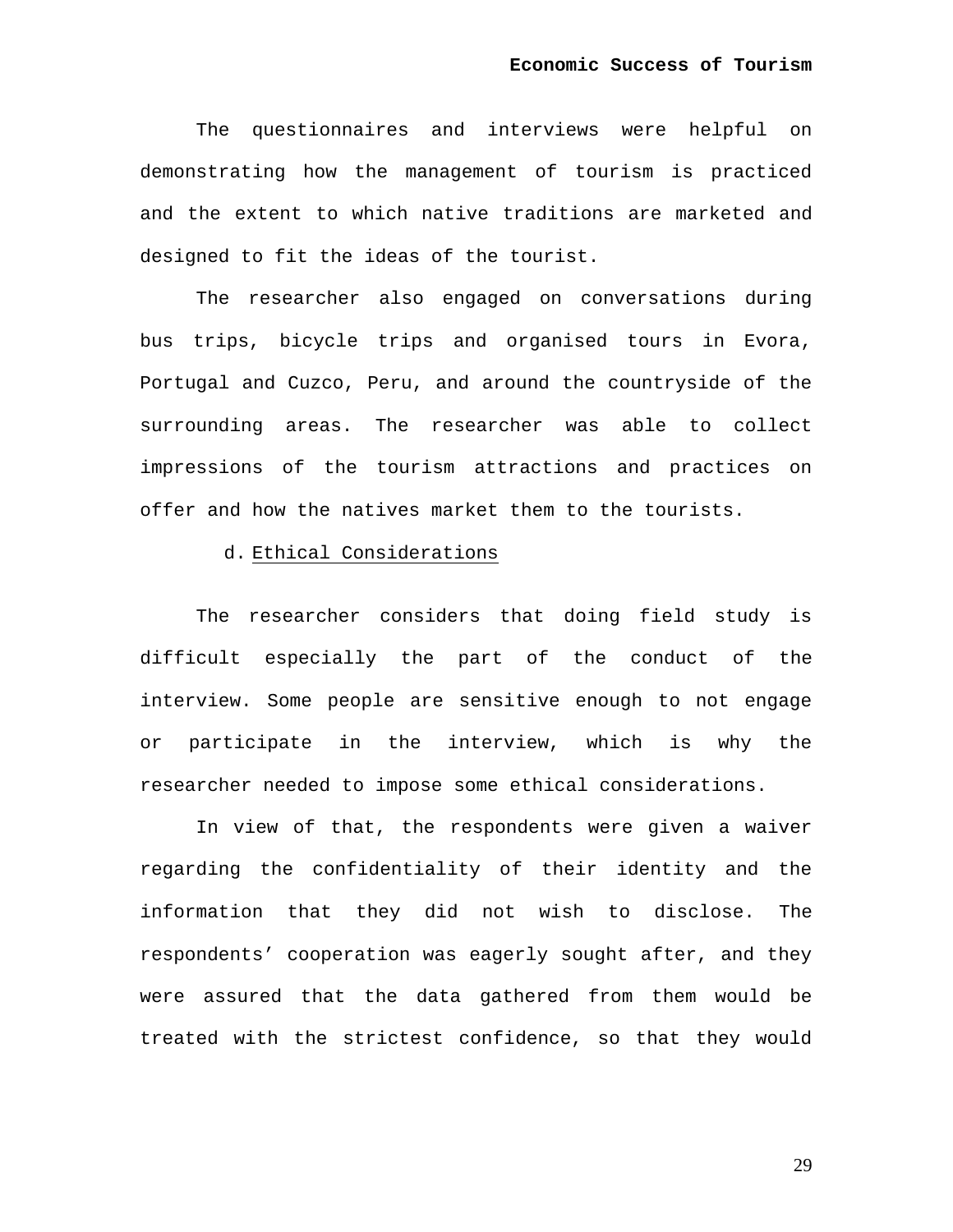The questionnaires and interviews were helpful on demonstrating how the management of tourism is practiced and the extent to which native traditions are marketed and designed to fit the ideas of the tourist.

The researcher also engaged on conversations during bus trips, bicycle trips and organised tours in Evora, Portugal and Cuzco, Peru, and around the countryside of the surrounding areas. The researcher was able to collect impressions of the tourism attractions and practices on offer and how the natives market them to the tourists.

d. Ethical Considerations

The researcher considers that doing field study is difficult especially the part of the conduct of the interview. Some people are sensitive enough to not engage or participate in the interview, which is why the researcher needed to impose some ethical considerations.

In view of that, the respondents were given a waiver regarding the confidentiality of their identity and the information that they did not wish to disclose. The respondents' cooperation was eagerly sought after, and they were assured that the data gathered from them would be treated with the strictest confidence, so that they would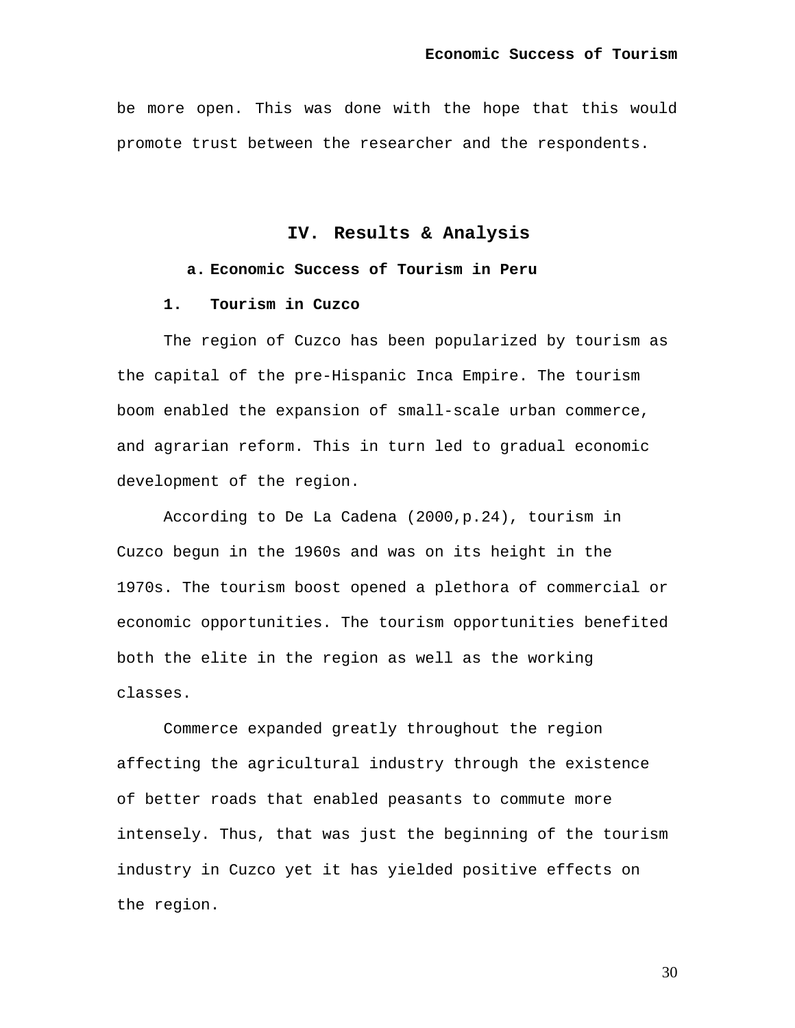be more open. This was done with the hope that this would promote trust between the researcher and the respondents.

# IV. Results & Analysis

## a. Economic Success of Tourism in Peru

### 1. Tourism in Cuzco

The region of Cuzco has been popularized by tourism as the capital of the pre-Hispanic Inca Empire. The tourism boom enabled the expansion of small-scale urban commerce, and agrarian reform. This in turn led to gradual economic development of the region.

According to De La Cadena (2000,p.24), tourism in Cuzco begun in the 1960s and was on its height in the 1970s. The tourism boost opened a plethora of commercial or economic opportunities. The tourism opportunities benefited both the elite in the region as well as the working classes.

Commerce expanded greatly throughout the region affecting the agricultural industry through the existence of better roads that enabled peasants to commute more intensely. Thus, that was just the beginning of the tourism industry in Cuzco yet it has yielded positive effects on the region.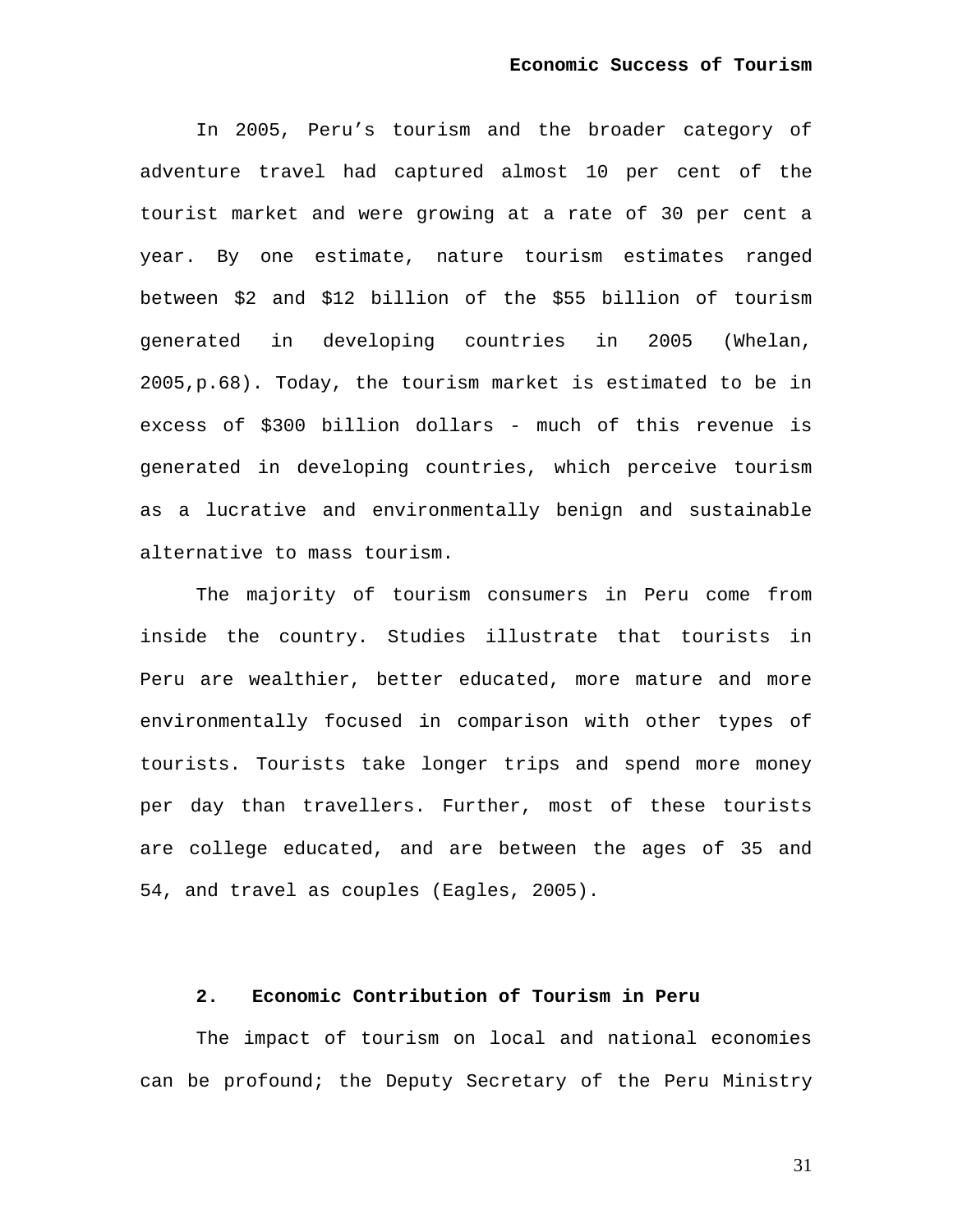In 2005, Peru’s tourism and the broader category of adventure travel had captured almost 10 per cent of the tourist market and were growing at a rate of 30 per cent a year. By one estimate, nature tourism estimates ranged between $2 and $12 billion of the $55 billion of tourism generated in developing countries in 2005 (Whelan, 2005,p.68). Today, the tourism market is estimated to be in excess of $300 billion dollars - much of this revenue is generated in developing countries, which perceive tourism as a lucrative and environmentally benign and sustainable alternative to mass tourism.

The majority of tourism consumers in Peru come from inside the country. Studies illustrate that tourists in Peru are wealthier, better educated, more mature and more environmentally focused in comparison with other types of tourists. Tourists take longer trips and spend more money per day than travellers. Further, most of these tourists are college educated, and are between the ages of 35 and 54, and travel as couples (Eagles, 2005).

## 2. Economic Contribution of Tourism in Peru

The impact of tourism on local and national economies can be profound; the Deputy Secretary of the Peru Ministry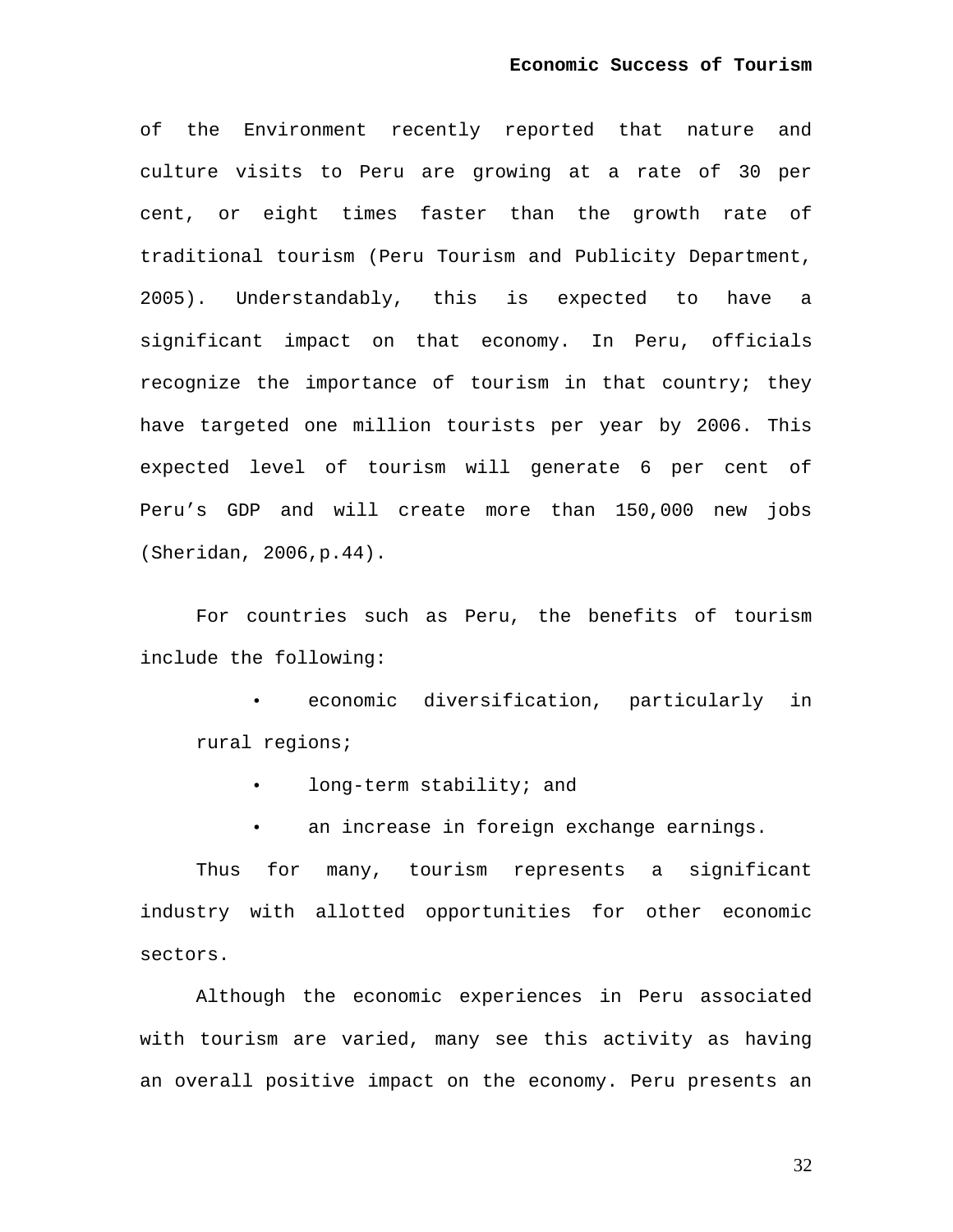of the Environment recently reported that nature and culture visits to Peru are growing at a rate of 30 per cent, or eight times faster than the growth rate of traditional tourism (Peru Tourism and Publicity Department, 2005). Understandably, this is expected to have a significant impact on that economy. In Peru, officials recognize the importance of tourism in that country; they have targeted one million tourists per year by 2006. This expected level of tourism will generate 6 per cent of Peru's GDP and will create more than 150,000 new jobs (Sheridan, 2006,p.44).

For countries such as Peru, the benefits of tourism include the following:

- economic diversification, particularly in rural regions;
- long-term stability; and
- an increase in foreign exchange earnings.

Thus for many, tourism represents a significant industry with allotted opportunities for other economic sectors.

Although the economic experiences in Peru associated with tourism are varied, many see this activity as having an overall positive impact on the economy. Peru presents an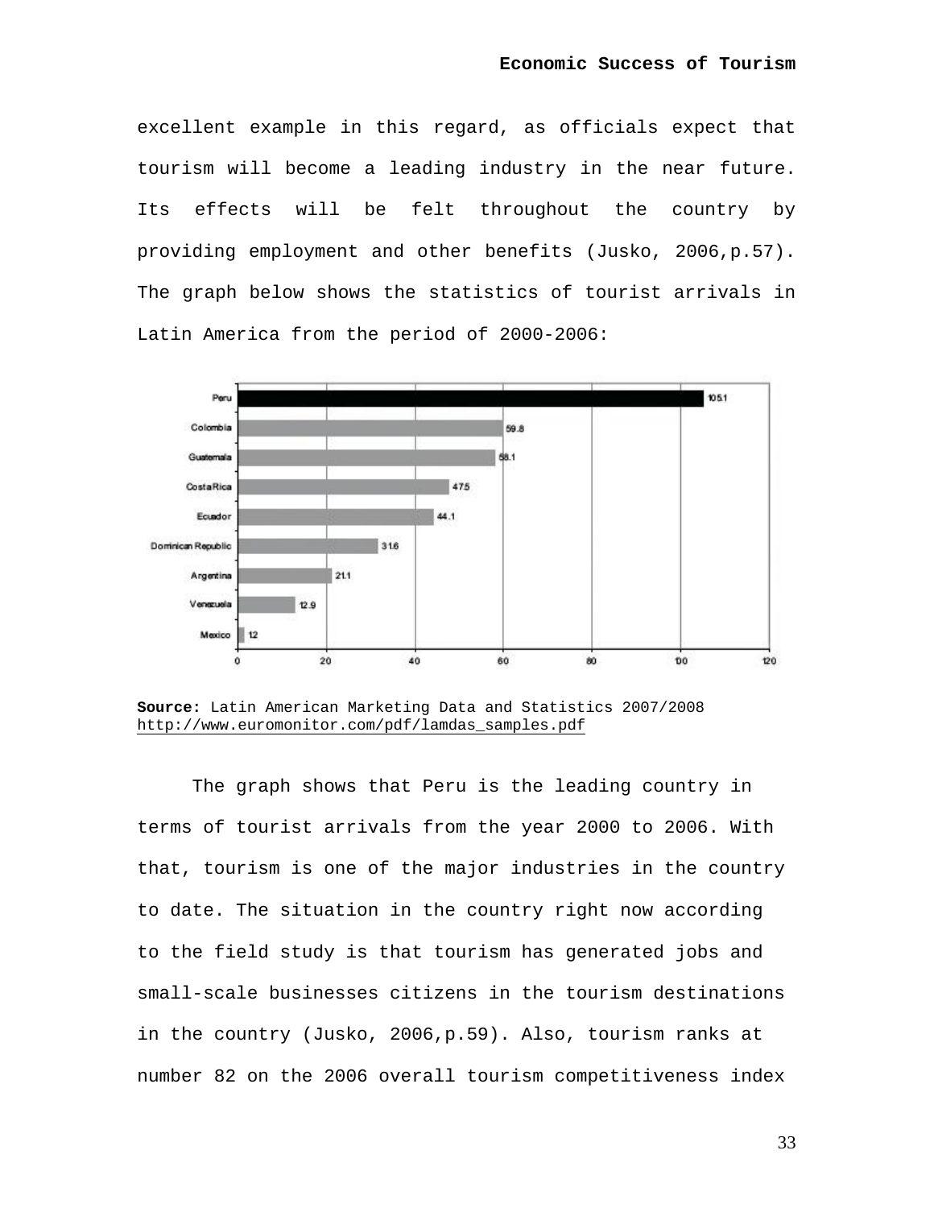excellent example in this regard, as officials expect that tourism will become a leading industry in the near future. Its effects will be felt throughout the country by providing employment and other benefits (Jusko, 2006,p.57). The graph below shows the statistics of tourist arrivals in Latin America from the period of 2000-2006:

| Country | Value |
|---|---|
| Peru | 105.1 |
| Colombia | 59.8 |
| Guatemala | 58.1 |
| Costa Rica | 47.5 |
| Ecuador | 44.1 |
| Dominican Republic | 31.6 |
| Argentina | 21.1 |
| Venezuela | 12.9 |
| Mexico | 1.2 |

**Source:** Latin American Marketing Data and Statistics 2007/2008 http://www.euromonitor.com/pdf/lamdas_samples.pdf

The graph shows that Peru is the leading country in terms of tourist arrivals from the year 2000 to 2006. With that, tourism is one of the major industries in the country to date. The situation in the country right now according to the field study is that tourism has generated jobs and small-scale businesses citizens in the tourism destinations in the country (Jusko, 2006,p.59). Also, tourism ranks at number 82 on the 2006 overall tourism competitiveness index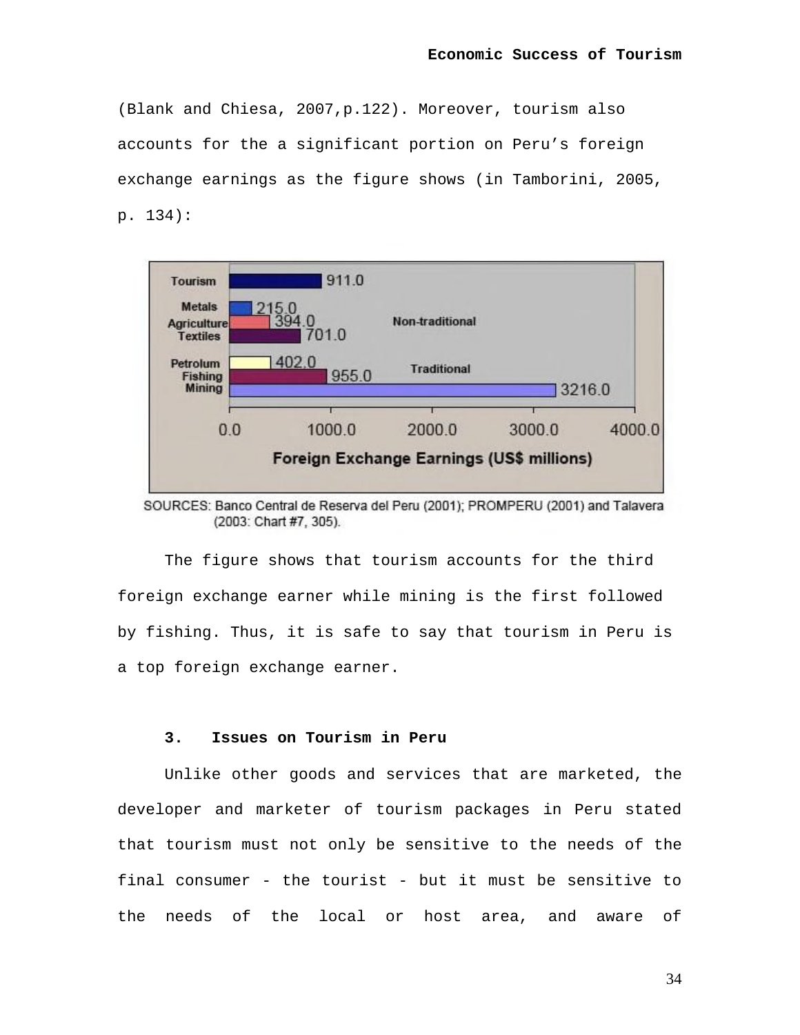(Blank and Chiesa, 2007,p.122). Moreover, tourism also accounts for the a significant portion on Peru's foreign exchange earnings as the figure shows (in Tamborini, 2005, p. 134):

| | | Foreign Exchange Earnings (US$ millions) |
|---|---|---|
| Tourism | | 911.0 |
| Metals | Non-traditional | 215.0 |
| Agriculture | Non-traditional | 394.0 |
| Textiles | Non-traditional | 701.0 |
| Petrolum | Traditional | 402.0 |
| Fishing | Traditional | 955.0 |
| Mining | Traditional | 3216.0 |

SOURCES: Banco Central de Reserva del Peru (2001); PROMPERU (2001) and Talavera (2003: Chart #7, 305).

The figure shows that tourism accounts for the third foreign exchange earner while mining is the first followed by fishing. Thus, it is safe to say that tourism in Peru is a top foreign exchange earner.

### 3. Issues on Tourism in Peru

Unlike other goods and services that are marketed, the developer and marketer of tourism packages in Peru stated that tourism must not only be sensitive to the needs of the final consumer - the tourist - but it must be sensitive to the needs of the local or host area, and aware of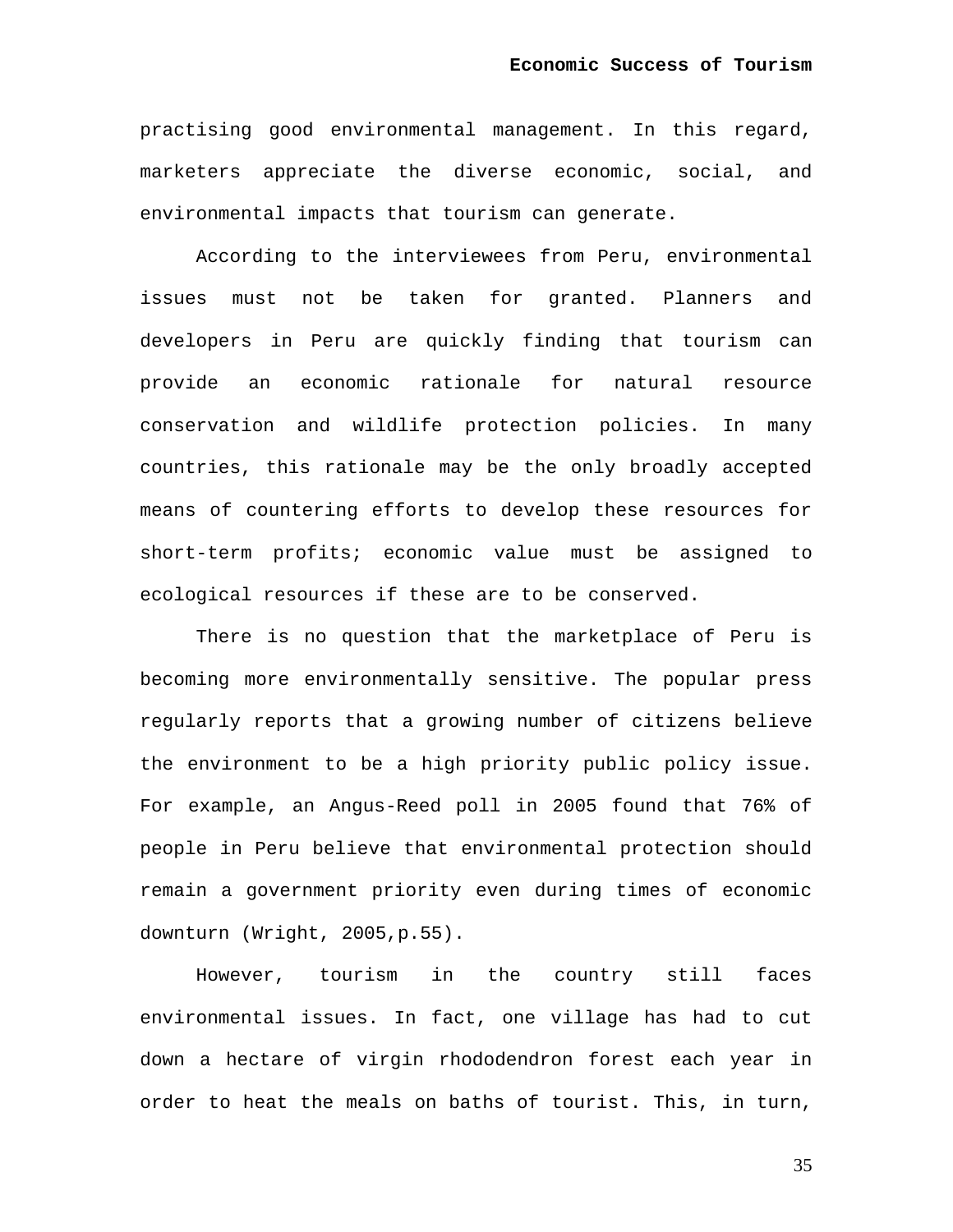practising good environmental management. In this regard, marketers appreciate the diverse economic, social, and environmental impacts that tourism can generate.

According to the interviewees from Peru, environmental issues must not be taken for granted. Planners and developers in Peru are quickly finding that tourism can provide an economic rationale for natural resource conservation and wildlife protection policies. In many countries, this rationale may be the only broadly accepted means of countering efforts to develop these resources for short-term profits; economic value must be assigned to ecological resources if these are to be conserved.

There is no question that the marketplace of Peru is becoming more environmentally sensitive. The popular press regularly reports that a growing number of citizens believe the environment to be a high priority public policy issue. For example, an Angus-Reed poll in 2005 found that 76% of people in Peru believe that environmental protection should remain a government priority even during times of economic downturn (Wright, 2005,p.55).

However, tourism in the country still faces environmental issues. In fact, one village has had to cut down a hectare of virgin rhododendron forest each year in order to heat the meals on baths of tourist. This, in turn,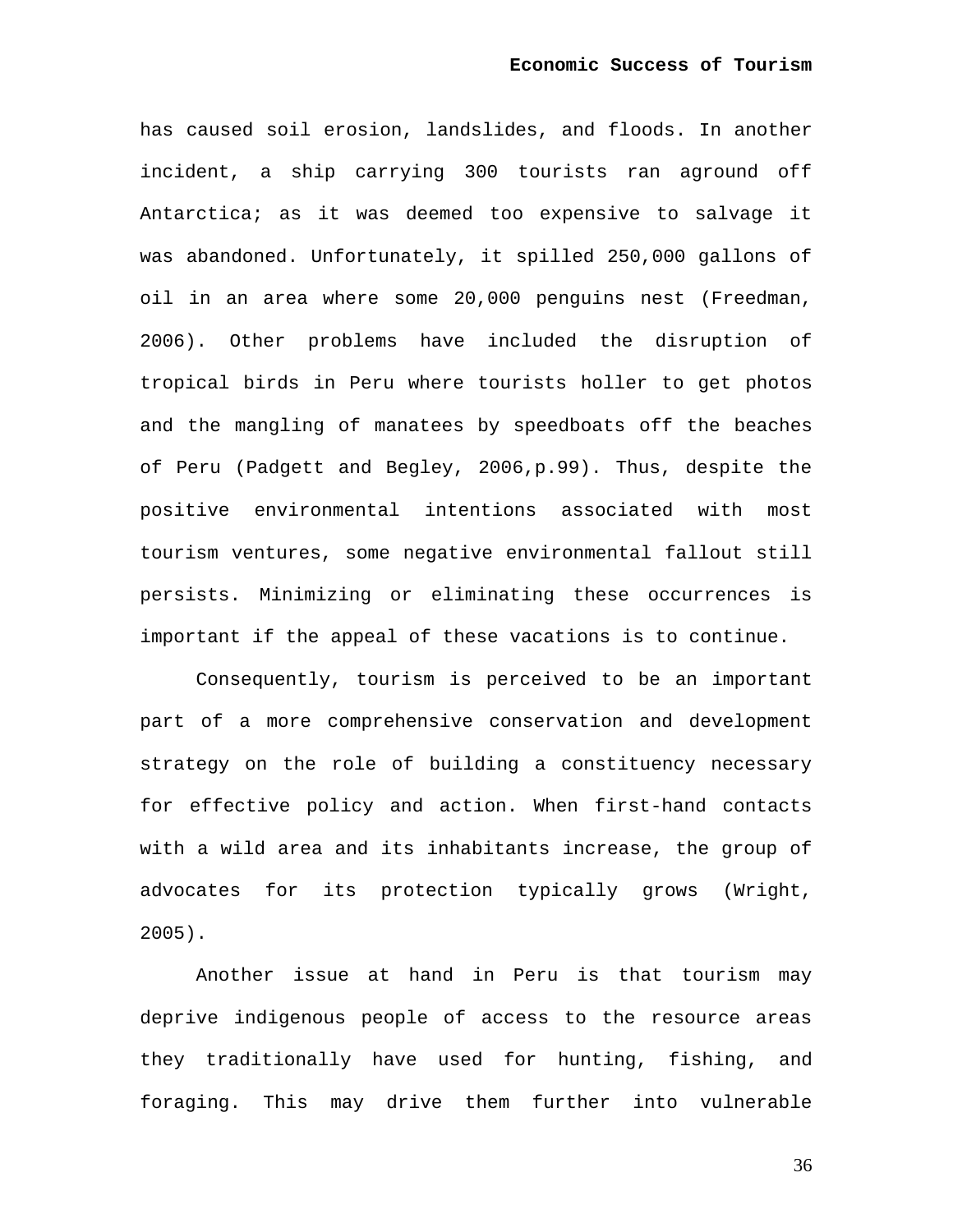has caused soil erosion, landslides, and floods. In another incident, a ship carrying 300 tourists ran aground off Antarctica; as it was deemed too expensive to salvage it was abandoned. Unfortunately, it spilled 250,000 gallons of oil in an area where some 20,000 penguins nest (Freedman, 2006). Other problems have included the disruption of tropical birds in Peru where tourists holler to get photos and the mangling of manatees by speedboats off the beaches of Peru (Padgett and Begley, 2006,p.99). Thus, despite the positive environmental intentions associated with most tourism ventures, some negative environmental fallout still persists. Minimizing or eliminating these occurrences is important if the appeal of these vacations is to continue.

Consequently, tourism is perceived to be an important part of a more comprehensive conservation and development strategy on the role of building a constituency necessary for effective policy and action. When first-hand contacts with a wild area and its inhabitants increase, the group of advocates for its protection typically grows (Wright, 2005).

Another issue at hand in Peru is that tourism may deprive indigenous people of access to the resource areas they traditionally have used for hunting, fishing, and foraging. This may drive them further into vulnerable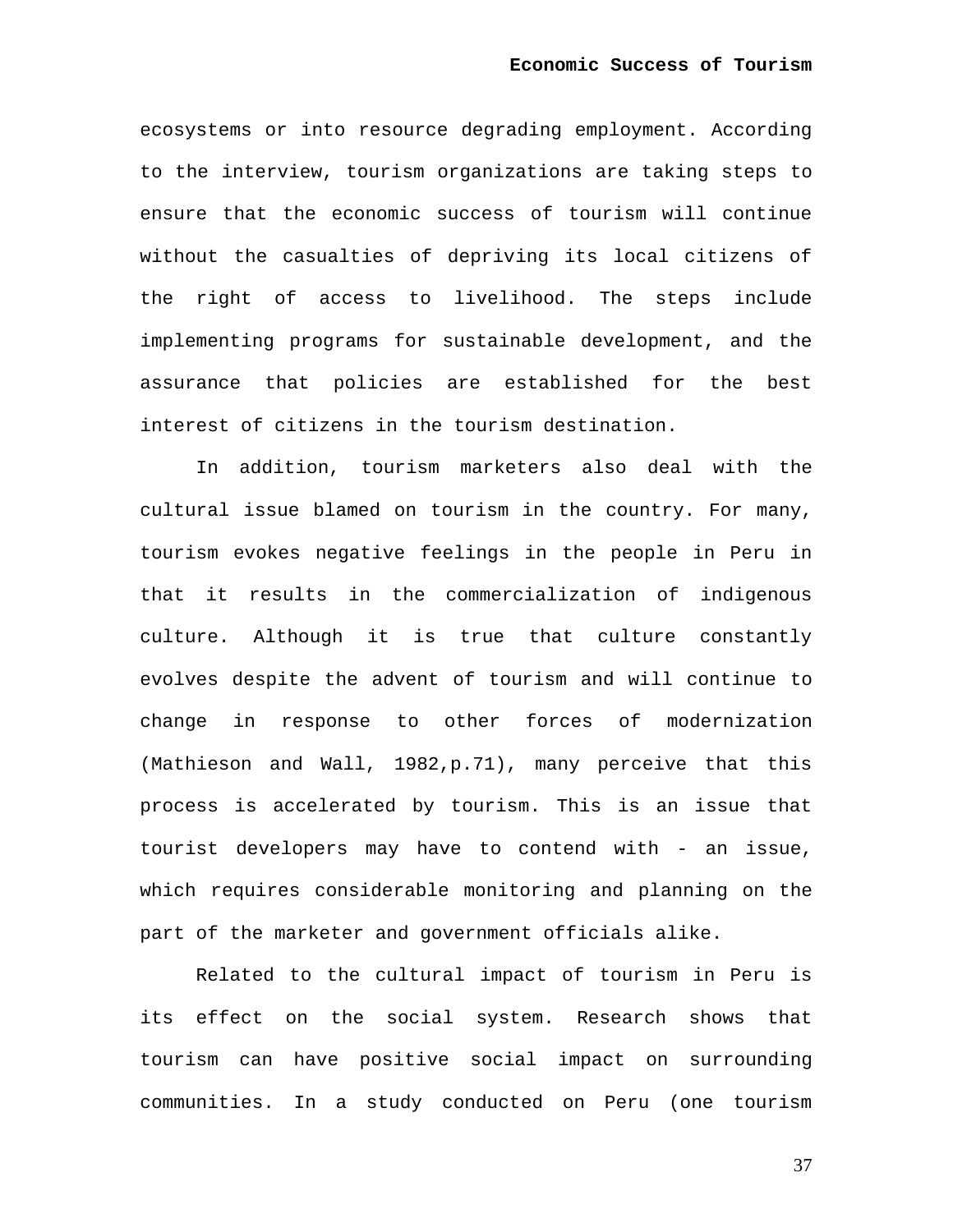ecosystems or into resource degrading employment. According to the interview, tourism organizations are taking steps to ensure that the economic success of tourism will continue without the casualties of depriving its local citizens of the right of access to livelihood. The steps include implementing programs for sustainable development, and the assurance that policies are established for the best interest of citizens in the tourism destination.

In addition, tourism marketers also deal with the cultural issue blamed on tourism in the country. For many, tourism evokes negative feelings in the people in Peru in that it results in the commercialization of indigenous culture. Although it is true that culture constantly evolves despite the advent of tourism and will continue to change in response to other forces of modernization (Mathieson and Wall, 1982,p.71), many perceive that this process is accelerated by tourism. This is an issue that tourist developers may have to contend with - an issue, which requires considerable monitoring and planning on the part of the marketer and government officials alike.

Related to the cultural impact of tourism in Peru is its effect on the social system. Research shows that tourism can have positive social impact on surrounding communities. In a study conducted on Peru (one tourism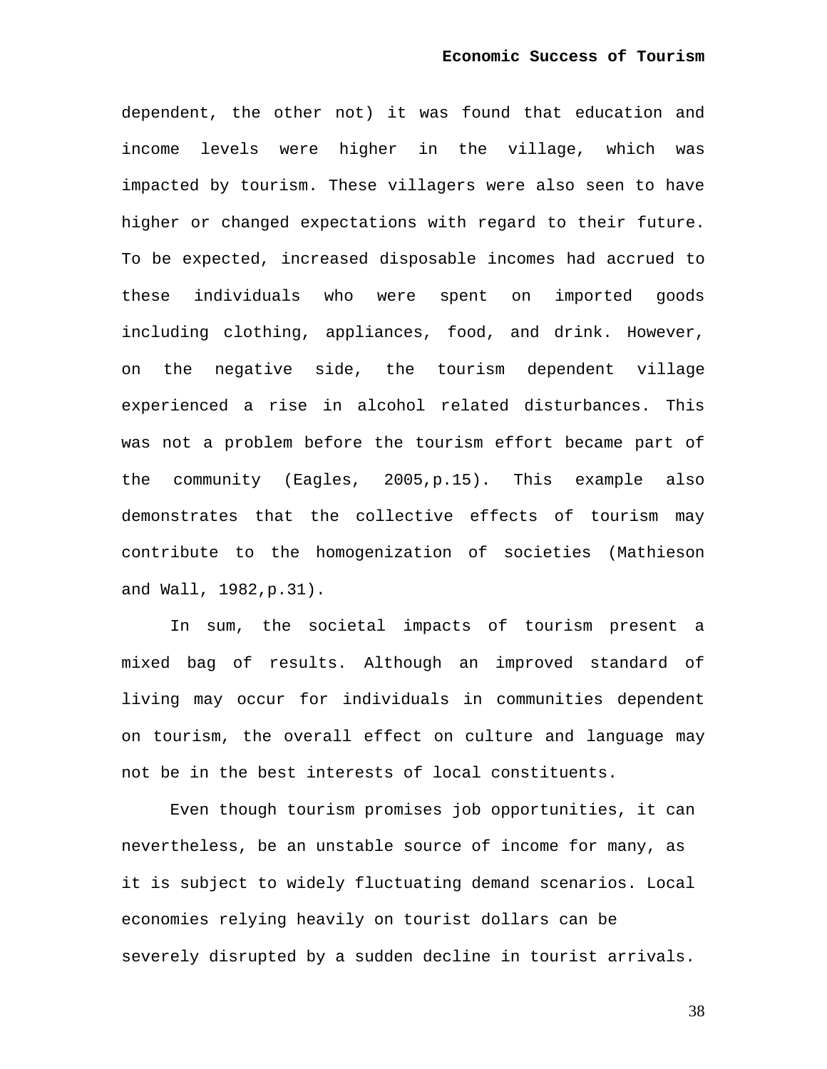dependent, the other not) it was found that education and income levels were higher in the village, which was impacted by tourism. These villagers were also seen to have higher or changed expectations with regard to their future. To be expected, increased disposable incomes had accrued to these individuals who were spent on imported goods including clothing, appliances, food, and drink. However, on the negative side, the tourism dependent village experienced a rise in alcohol related disturbances. This was not a problem before the tourism effort became part of the community (Eagles, 2005,p.15). This example also demonstrates that the collective effects of tourism may contribute to the homogenization of societies (Mathieson and Wall, 1982,p.31).

In sum, the societal impacts of tourism present a mixed bag of results. Although an improved standard of living may occur for individuals in communities dependent on tourism, the overall effect on culture and language may not be in the best interests of local constituents.

Even though tourism promises job opportunities, it can nevertheless, be an unstable source of income for many, as it is subject to widely fluctuating demand scenarios. Local economies relying heavily on tourist dollars can be severely disrupted by a sudden decline in tourist arrivals.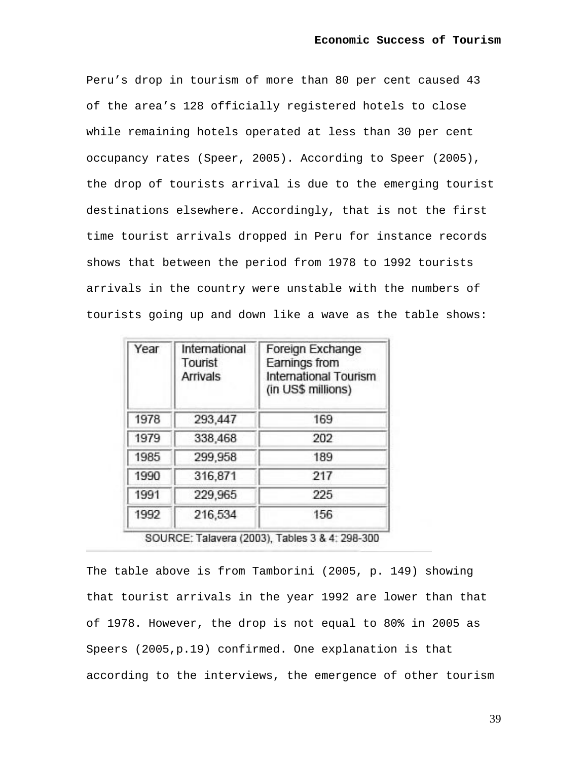Peru's drop in tourism of more than 80 per cent caused 43 of the area's 128 officially registered hotels to close while remaining hotels operated at less than 30 per cent occupancy rates (Speer, 2005). According to Speer (2005), the drop of tourists arrival is due to the emerging tourist destinations elsewhere. Accordingly, that is not the first time tourist arrivals dropped in Peru for instance records shows that between the period from 1978 to 1992 tourists arrivals in the country were unstable with the numbers of tourists going up and down like a wave as the table shows:

| Year | International Tourist Arrivals | Foreign Exchange Earnings from International Tourism (in US$ millions) |
|---|---|---|
| 1978 | 293,447 | 169 |
| 1979 | 338,468 | 202 |
| 1985 | 299,958 | 189 |
| 1990 | 316,871 | 217 |
| 1991 | 229,965 | 225 |
| 1992 | 216,534 | 156 |

SOURCE: Talavera (2003), Tables 3 & 4: 298-300

The table above is from Tamborini (2005, p. 149) showing that tourist arrivals in the year 1992 are lower than that of 1978. However, the drop is not equal to 80% in 2005 as Speers (2005,p.19) confirmed. One explanation is that according to the interviews, the emergence of other tourism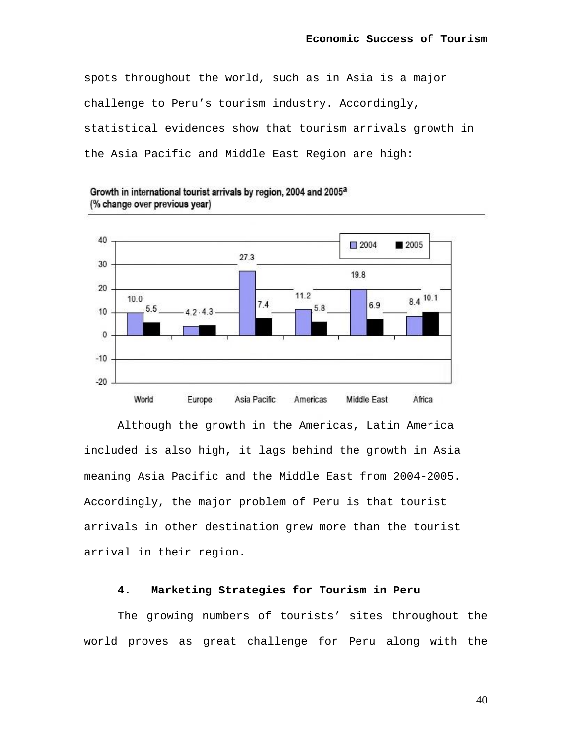spots throughout the world, such as in Asia is a major challenge to Peru’s tourism industry. Accordingly, statistical evidences show that tourism arrivals growth in the Asia Pacific and Middle East Region are high:

Growth in international tourist arrivals by region, 2004 and 2005[a]
(% change over previous year)

| Region | 2004 | 2005 |
|---|---|---|
| World | 10.0 | 5.5 |
| Europe | 4.2 | 4.3 |
| Asia Pacific | 27.3 | 7.4 |
| Americas | 11.2 | 5.8 |
| Middle East | 19.8 | 6.9 |
| Africa | 8.4 | 10.1 |

Although the growth in the Americas, Latin America included is also high, it lags behind the growth in Asia meaning Asia Pacific and the Middle East from 2004-2005. Accordingly, the major problem of Peru is that tourist arrivals in other destination grew more than the tourist arrival in their region.

## 4. Marketing Strategies for Tourism in Peru

The growing numbers of tourists’ sites throughout the world proves as great challenge for Peru along with the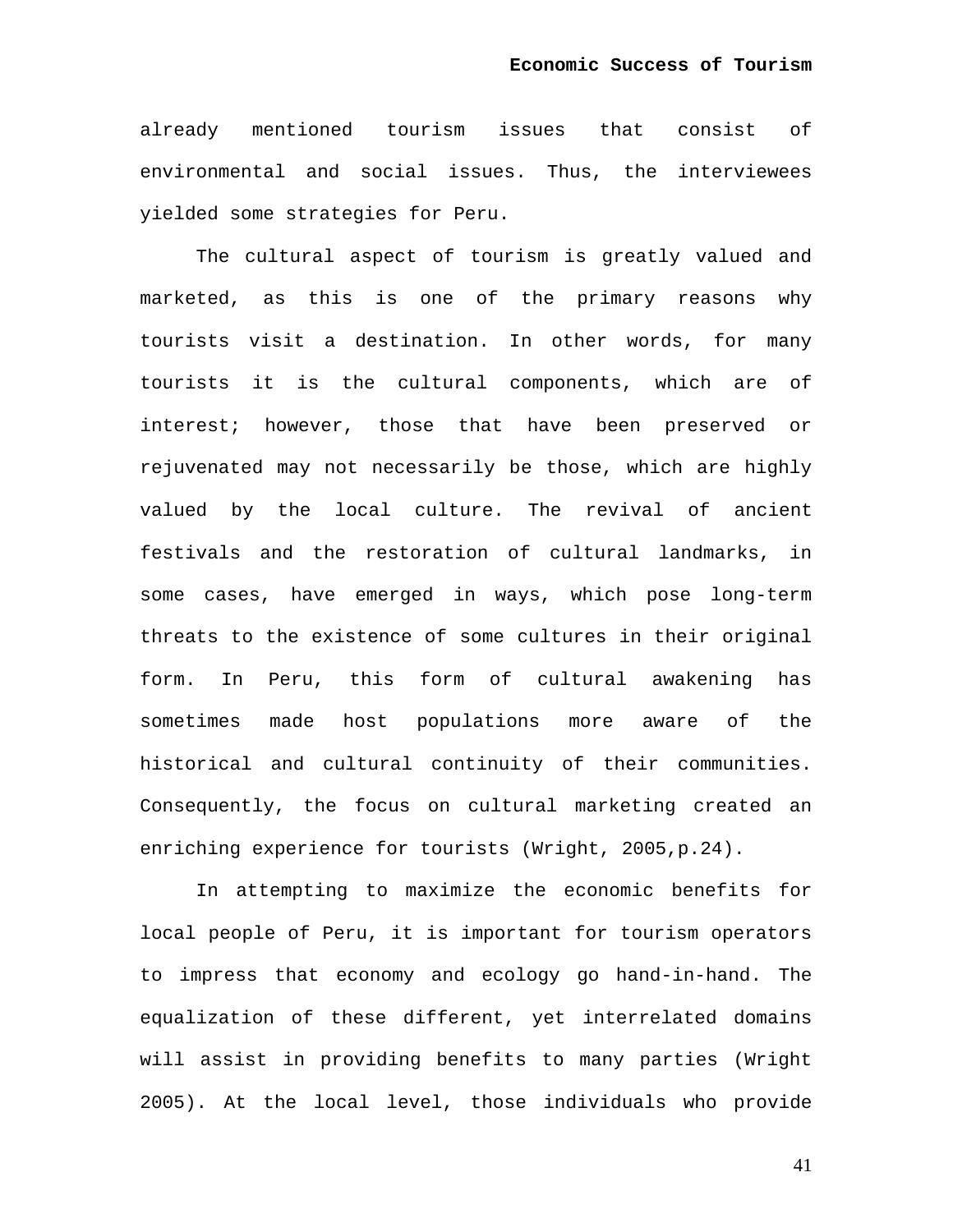already mentioned tourism issues that consist of environmental and social issues. Thus, the interviewees yielded some strategies for Peru.

The cultural aspect of tourism is greatly valued and marketed, as this is one of the primary reasons why tourists visit a destination. In other words, for many tourists it is the cultural components, which are of interest; however, those that have been preserved or rejuvenated may not necessarily be those, which are highly valued by the local culture. The revival of ancient festivals and the restoration of cultural landmarks, in some cases, have emerged in ways, which pose long-term threats to the existence of some cultures in their original form. In Peru, this form of cultural awakening has sometimes made host populations more aware of the historical and cultural continuity of their communities. Consequently, the focus on cultural marketing created an enriching experience for tourists (Wright, 2005,p.24).

In attempting to maximize the economic benefits for local people of Peru, it is important for tourism operators to impress that economy and ecology go hand-in-hand. The equalization of these different, yet interrelated domains will assist in providing benefits to many parties (Wright 2005). At the local level, those individuals who provide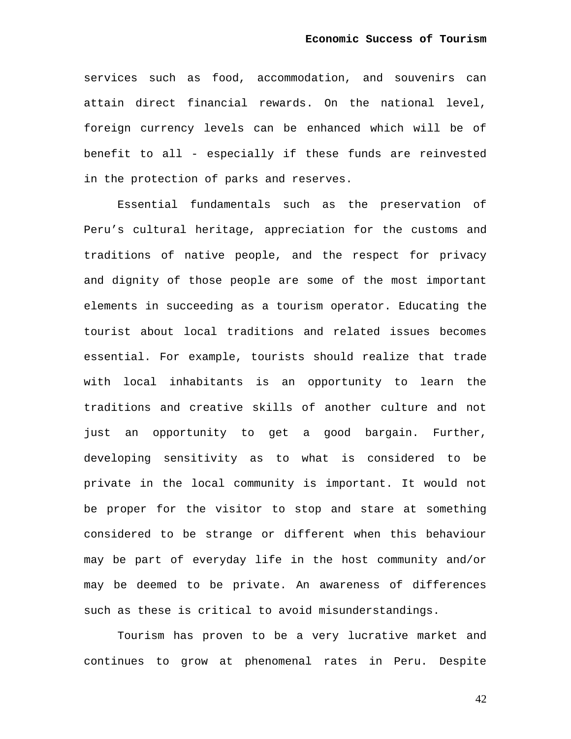services such as food, accommodation, and souvenirs can attain direct financial rewards. On the national level, foreign currency levels can be enhanced which will be of benefit to all - especially if these funds are reinvested in the protection of parks and reserves.

Essential fundamentals such as the preservation of Peru’s cultural heritage, appreciation for the customs and traditions of native people, and the respect for privacy and dignity of those people are some of the most important elements in succeeding as a tourism operator. Educating the tourist about local traditions and related issues becomes essential. For example, tourists should realize that trade with local inhabitants is an opportunity to learn the traditions and creative skills of another culture and not just an opportunity to get a good bargain. Further, developing sensitivity as to what is considered to be private in the local community is important. It would not be proper for the visitor to stop and stare at something considered to be strange or different when this behaviour may be part of everyday life in the host community and/or may be deemed to be private. An awareness of differences such as these is critical to avoid misunderstandings.

Tourism has proven to be a very lucrative market and continues to grow at phenomenal rates in Peru. Despite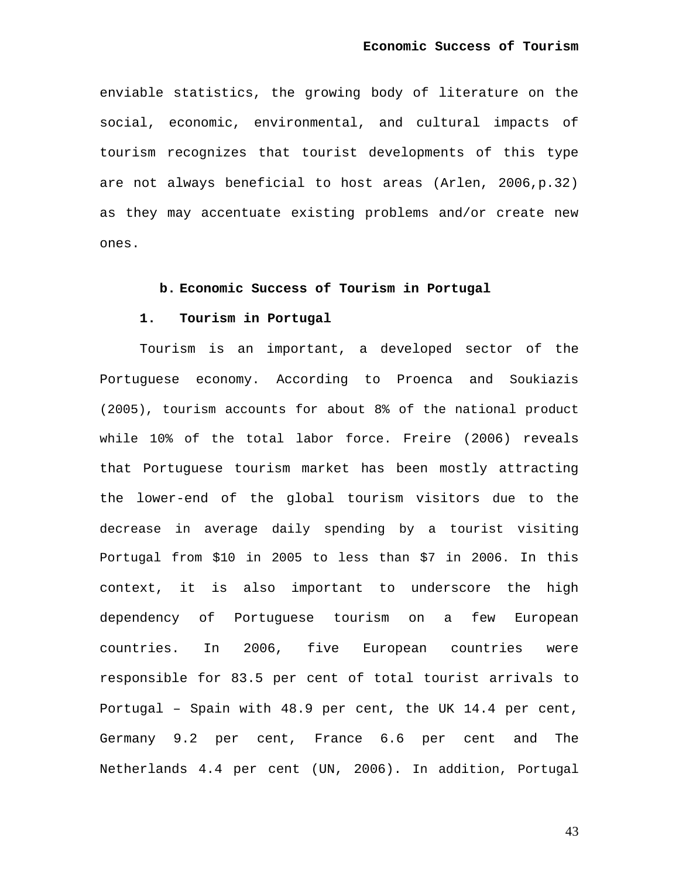enviable statistics, the growing body of literature on the social, economic, environmental, and cultural impacts of tourism recognizes that tourist developments of this type are not always beneficial to host areas (Arlen, 2006,p.32) as they may accentuate existing problems and/or create new ones.

### b. Economic Success of Tourism in Portugal

#### 1. Tourism in Portugal

Tourism is an important, a developed sector of the Portuguese economy. According to Proenca and Soukiazis (2005), tourism accounts for about 8% of the national product while 10% of the total labor force. Freire (2006) reveals that Portuguese tourism market has been mostly attracting the lower-end of the global tourism visitors due to the decrease in average daily spending by a tourist visiting Portugal from $10 in 2005 to less than $7 in 2006. In this context, it is also important to underscore the high dependency of Portuguese tourism on a few European countries. In 2006, five European countries were responsible for 83.5 per cent of total tourist arrivals to Portugal – Spain with 48.9 per cent, the UK 14.4 per cent, Germany 9.2 per cent, France 6.6 per cent and The Netherlands 4.4 per cent (UN, 2006). In addition, Portugal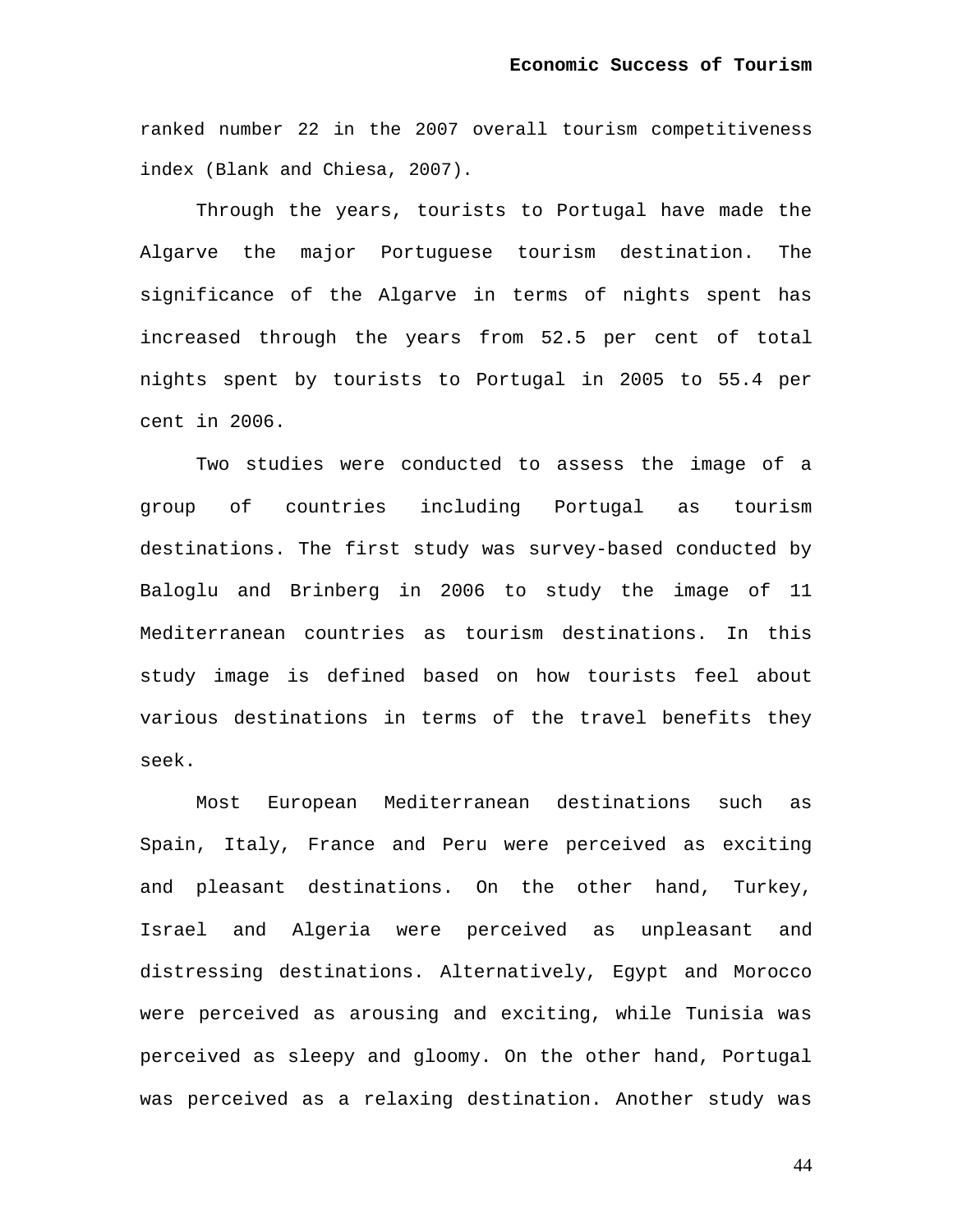ranked number 22 in the 2007 overall tourism competitiveness index (Blank and Chiesa, 2007).

Through the years, tourists to Portugal have made the Algarve the major Portuguese tourism destination. The significance of the Algarve in terms of nights spent has increased through the years from 52.5 per cent of total nights spent by tourists to Portugal in 2005 to 55.4 per cent in 2006.

Two studies were conducted to assess the image of a group of countries including Portugal as tourism destinations. The first study was survey-based conducted by Baloglu and Brinberg in 2006 to study the image of 11 Mediterranean countries as tourism destinations. In this study image is defined based on how tourists feel about various destinations in terms of the travel benefits they seek.

Most European Mediterranean destinations such as Spain, Italy, France and Peru were perceived as exciting and pleasant destinations. On the other hand, Turkey, Israel and Algeria were perceived as unpleasant and distressing destinations. Alternatively, Egypt and Morocco were perceived as arousing and exciting, while Tunisia was perceived as sleepy and gloomy. On the other hand, Portugal was perceived as a relaxing destination. Another study was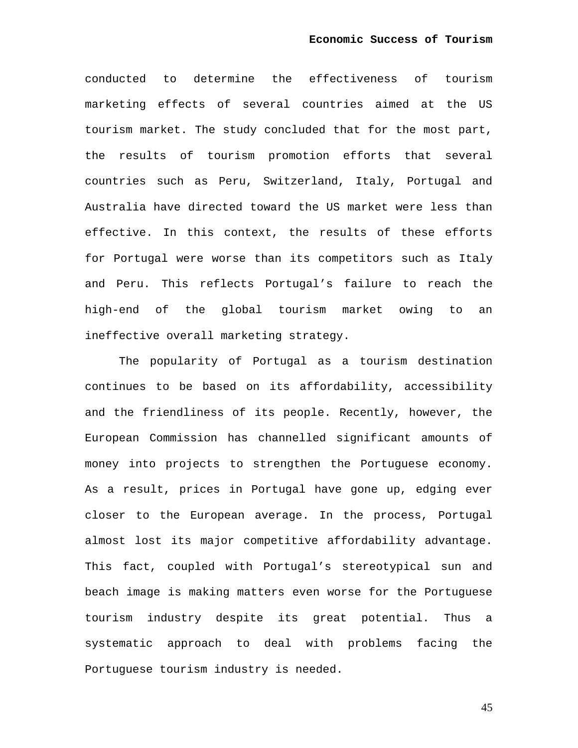conducted to determine the effectiveness of tourism marketing effects of several countries aimed at the US tourism market. The study concluded that for the most part, the results of tourism promotion efforts that several countries such as Peru, Switzerland, Italy, Portugal and Australia have directed toward the US market were less than effective. In this context, the results of these efforts for Portugal were worse than its competitors such as Italy and Peru. This reflects Portugal's failure to reach the high-end of the global tourism market owing to an ineffective overall marketing strategy.

The popularity of Portugal as a tourism destination continues to be based on its affordability, accessibility and the friendliness of its people. Recently, however, the European Commission has channelled significant amounts of money into projects to strengthen the Portuguese economy. As a result, prices in Portugal have gone up, edging ever closer to the European average. In the process, Portugal almost lost its major competitive affordability advantage. This fact, coupled with Portugal's stereotypical sun and beach image is making matters even worse for the Portuguese tourism industry despite its great potential. Thus a systematic approach to deal with problems facing the Portuguese tourism industry is needed.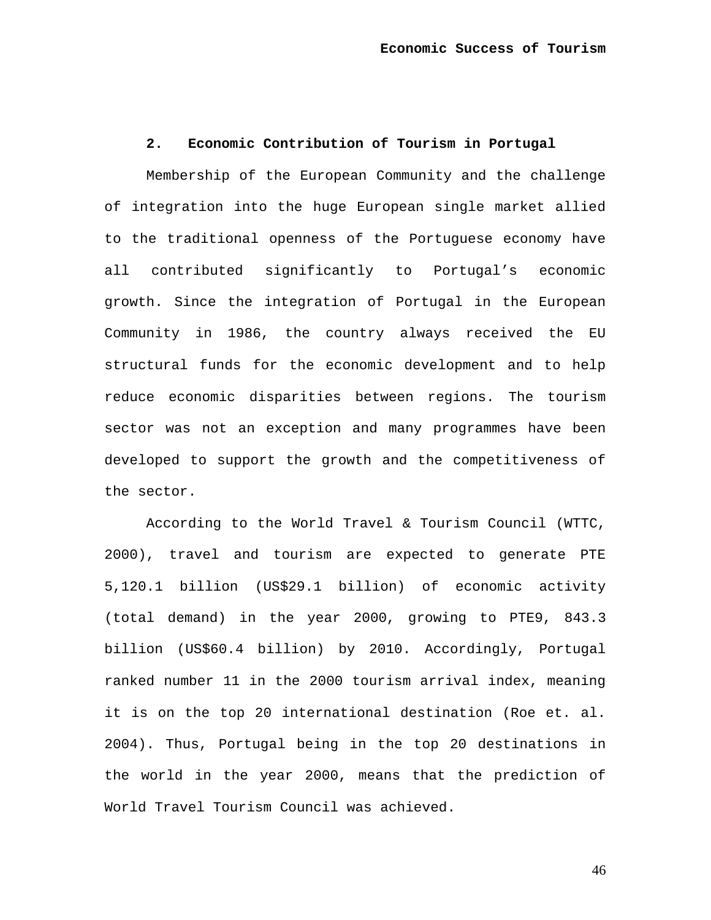## 2. Economic Contribution of Tourism in Portugal

Membership of the European Community and the challenge of integration into the huge European single market allied to the traditional openness of the Portuguese economy have all contributed significantly to Portugal's economic growth. Since the integration of Portugal in the European Community in 1986, the country always received the EU structural funds for the economic development and to help reduce economic disparities between regions. The tourism sector was not an exception and many programmes have been developed to support the growth and the competitiveness of the sector.

According to the World Travel & Tourism Council (WTTC, 2000), travel and tourism are expected to generate PTE 5,120.1 billion (US$29.1 billion) of economic activity (total demand) in the year 2000, growing to PTE9, 843.3 billion (US$60.4 billion) by 2010. Accordingly, Portugal ranked number 11 in the 2000 tourism arrival index, meaning it is on the top 20 international destination (Roe et. al. 2004). Thus, Portugal being in the top 20 destinations in the world in the year 2000, means that the prediction of World Travel Tourism Council was achieved.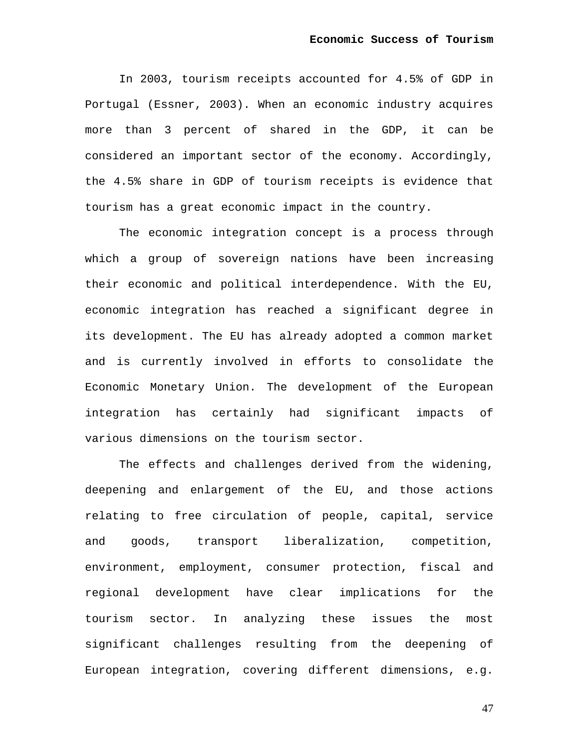In 2003, tourism receipts accounted for 4.5% of GDP in Portugal (Essner, 2003). When an economic industry acquires more than 3 percent of shared in the GDP, it can be considered an important sector of the economy. Accordingly, the 4.5% share in GDP of tourism receipts is evidence that tourism has a great economic impact in the country.

The economic integration concept is a process through which a group of sovereign nations have been increasing their economic and political interdependence. With the EU, economic integration has reached a significant degree in its development. The EU has already adopted a common market and is currently involved in efforts to consolidate the Economic Monetary Union. The development of the European integration has certainly had significant impacts of various dimensions on the tourism sector.

The effects and challenges derived from the widening, deepening and enlargement of the EU, and those actions relating to free circulation of people, capital, service and goods, transport liberalization, competition, environment, employment, consumer protection, fiscal and regional development have clear implications for the tourism sector. In analyzing these issues the most significant challenges resulting from the deepening of European integration, covering different dimensions, e.g.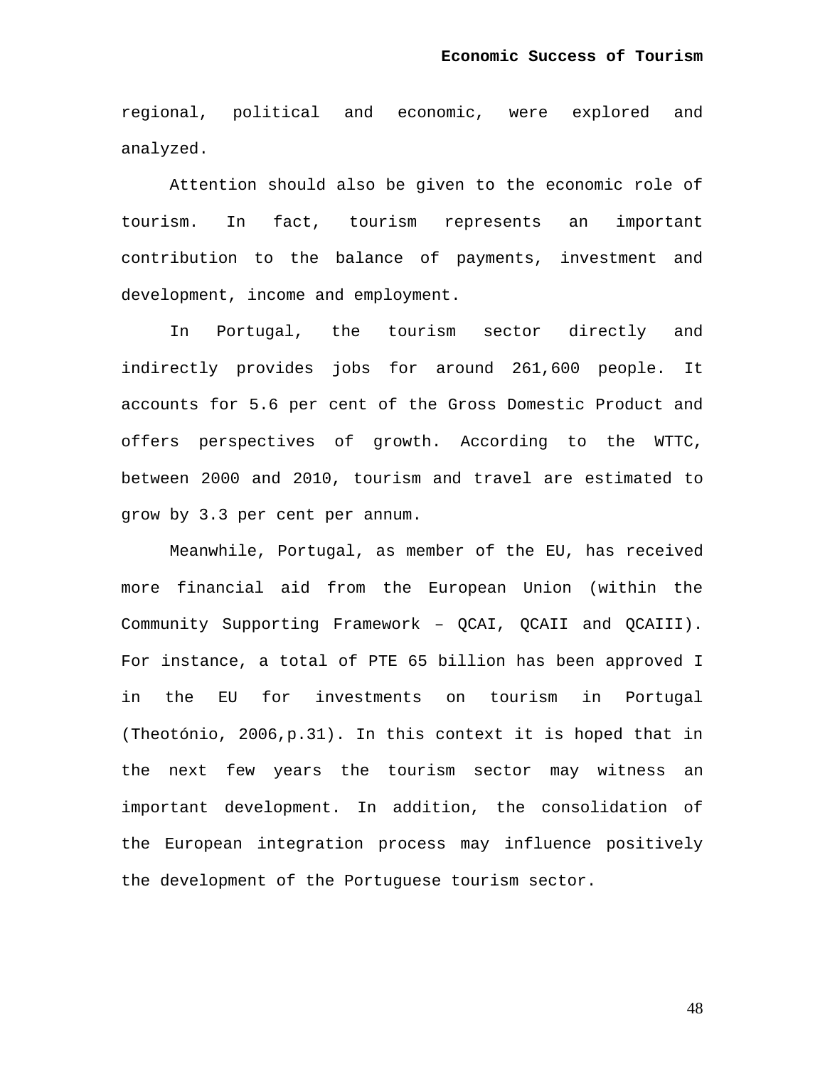regional, political and economic, were explored and analyzed.

Attention should also be given to the economic role of tourism. In fact, tourism represents an important contribution to the balance of payments, investment and development, income and employment.

In Portugal, the tourism sector directly and indirectly provides jobs for around 261,600 people. It accounts for 5.6 per cent of the Gross Domestic Product and offers perspectives of growth. According to the WTTC, between 2000 and 2010, tourism and travel are estimated to grow by 3.3 per cent per annum.

Meanwhile, Portugal, as member of the EU, has received more financial aid from the European Union (within the Community Supporting Framework – QCAI, QCAII and QCAIII). For instance, a total of PTE 65 billion has been approved I in the EU for investments on tourism in Portugal (Theotónio, 2006,p.31). In this context it is hoped that in the next few years the tourism sector may witness an important development. In addition, the consolidation of the European integration process may influence positively the development of the Portuguese tourism sector.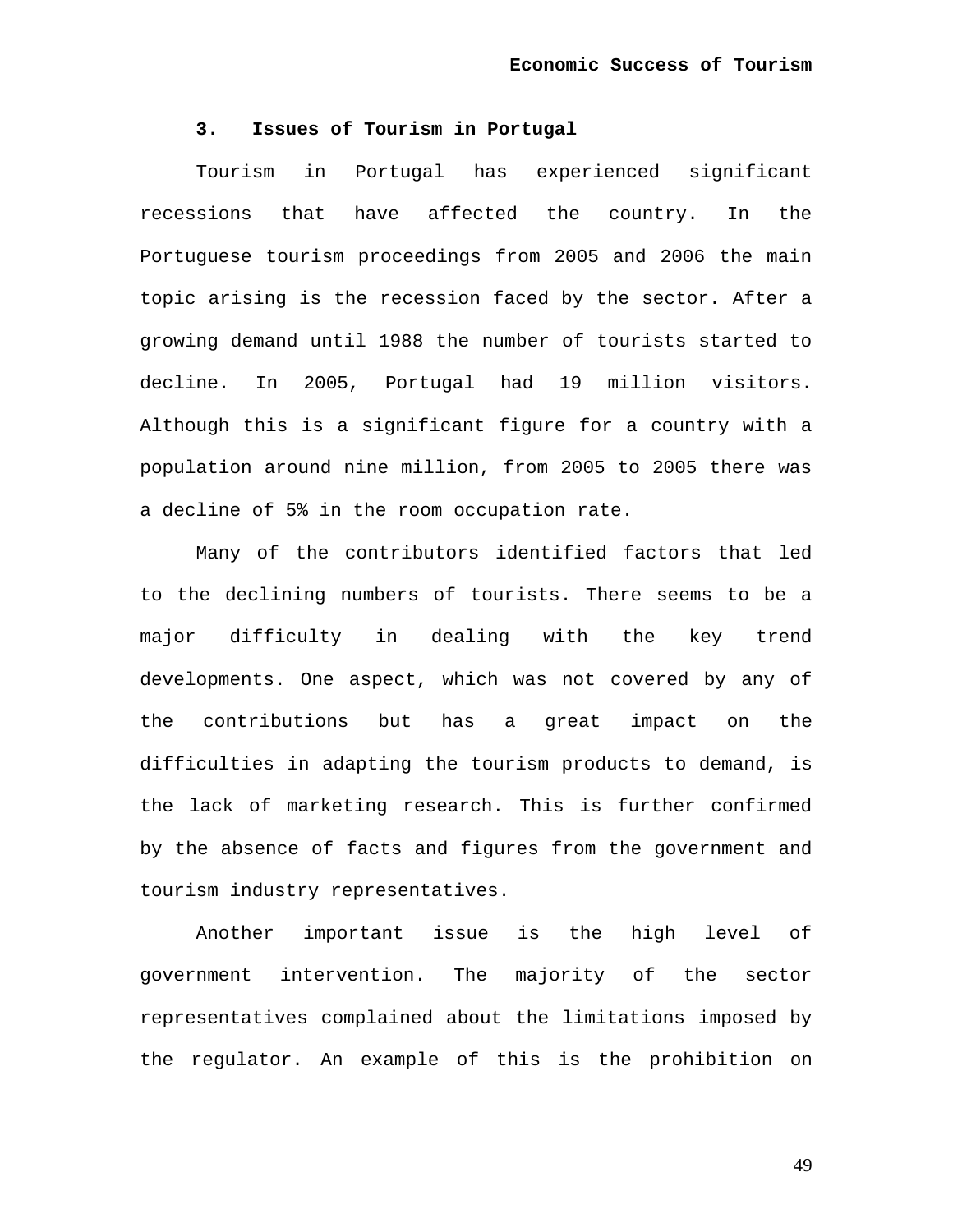### 3. Issues of Tourism in Portugal

Tourism in Portugal has experienced significant recessions that have affected the country. In the Portuguese tourism proceedings from 2005 and 2006 the main topic arising is the recession faced by the sector. After a growing demand until 1988 the number of tourists started to decline. In 2005, Portugal had 19 million visitors. Although this is a significant figure for a country with a population around nine million, from 2005 to 2005 there was a decline of 5% in the room occupation rate.

Many of the contributors identified factors that led to the declining numbers of tourists. There seems to be a major difficulty in dealing with the key trend developments. One aspect, which was not covered by any of the contributions but has a great impact on the difficulties in adapting the tourism products to demand, is the lack of marketing research. This is further confirmed by the absence of facts and figures from the government and tourism industry representatives.

Another important issue is the high level of government intervention. The majority of the sector representatives complained about the limitations imposed by the regulator. An example of this is the prohibition on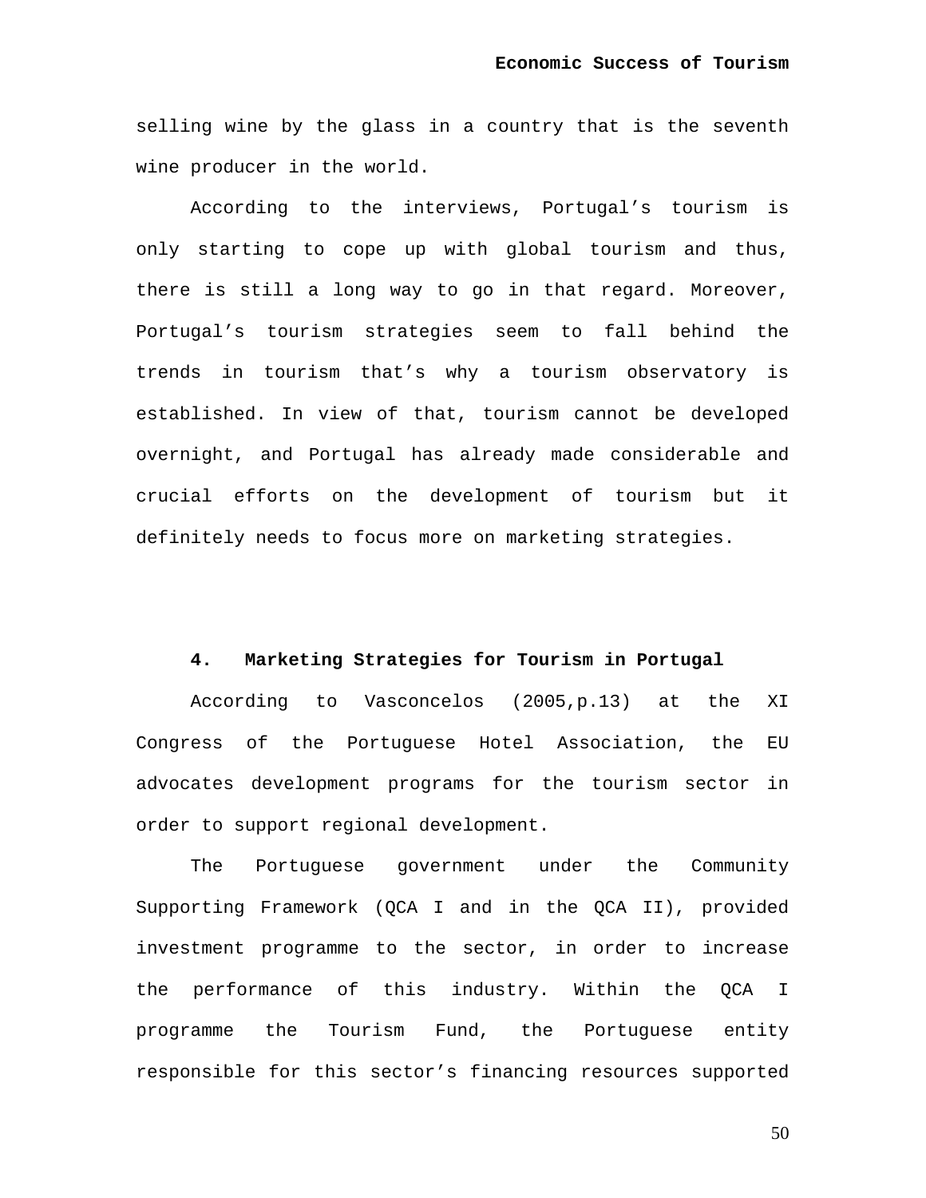selling wine by the glass in a country that is the seventh wine producer in the world.

According to the interviews, Portugal's tourism is only starting to cope up with global tourism and thus, there is still a long way to go in that regard. Moreover, Portugal's tourism strategies seem to fall behind the trends in tourism that's why a tourism observatory is established. In view of that, tourism cannot be developed overnight, and Portugal has already made considerable and crucial efforts on the development of tourism but it definitely needs to focus more on marketing strategies.

## 4. Marketing Strategies for Tourism in Portugal

According to Vasconcelos (2005,p.13) at the XI Congress of the Portuguese Hotel Association, the EU advocates development programs for the tourism sector in order to support regional development.

The Portuguese government under the Community Supporting Framework (QCA I and in the QCA II), provided investment programme to the sector, in order to increase the performance of this industry. Within the QCA I programme the Tourism Fund, the Portuguese entity responsible for this sector's financing resources supported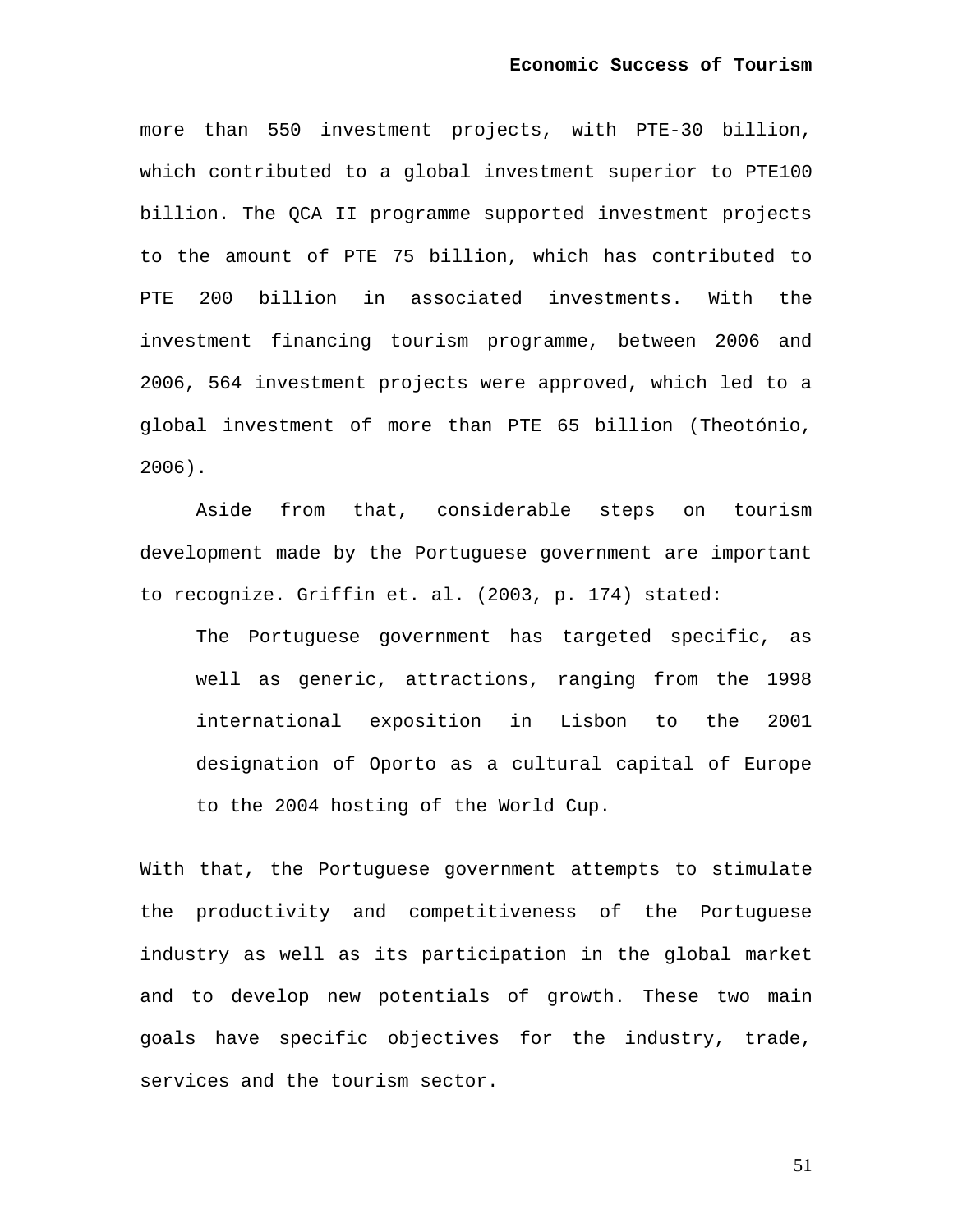more than 550 investment projects, with PTE-30 billion, which contributed to a global investment superior to PTE100 billion. The QCA II programme supported investment projects to the amount of PTE 75 billion, which has contributed to PTE 200 billion in associated investments. With the investment financing tourism programme, between 2006 and 2006, 564 investment projects were approved, which led to a global investment of more than PTE 65 billion (Theotónio, 2006).

Aside from that, considerable steps on tourism development made by the Portuguese government are important to recognize. Griffin et. al. (2003, p. 174) stated:

> The Portuguese government has targeted specific, as well as generic, attractions, ranging from the 1998 international exposition in Lisbon to the 2001 designation of Oporto as a cultural capital of Europe to the 2004 hosting of the World Cup.

With that, the Portuguese government attempts to stimulate the productivity and competitiveness of the Portuguese industry as well as its participation in the global market and to develop new potentials of growth. These two main goals have specific objectives for the industry, trade, services and the tourism sector.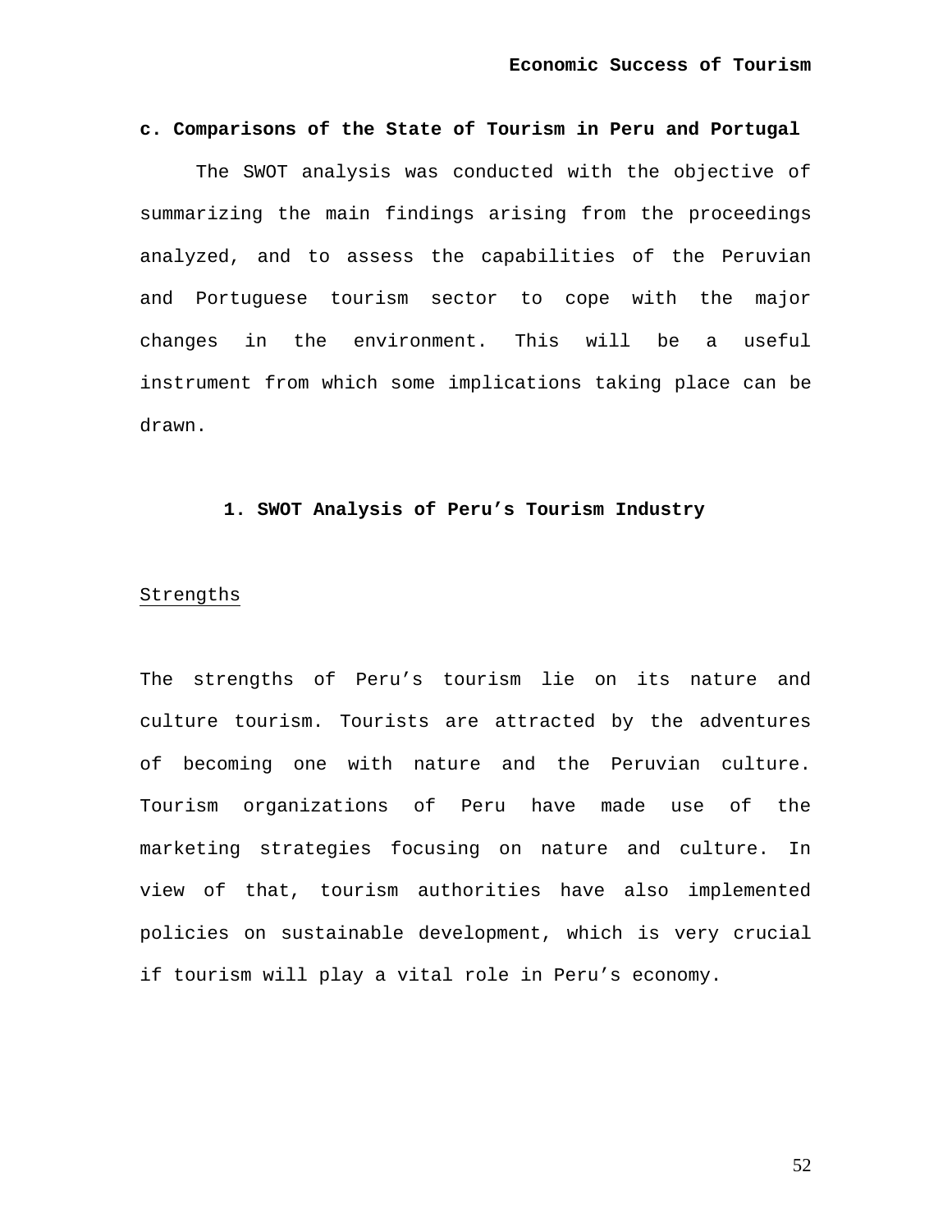**c. Comparisons of the State of Tourism in Peru and Portugal**

The SWOT analysis was conducted with the objective of summarizing the main findings arising from the proceedings analyzed, and to assess the capabilities of the Peruvian and Portuguese tourism sector to cope with the major changes in the environment. This will be a useful instrument from which some implications taking place can be drawn.

### 1. SWOT Analysis of Peru’s Tourism Industry

Strengths

The strengths of Peru’s tourism lie on its nature and culture tourism. Tourists are attracted by the adventures of becoming one with nature and the Peruvian culture. Tourism organizations of Peru have made use of the marketing strategies focusing on nature and culture. In view of that, tourism authorities have also implemented policies on sustainable development, which is very crucial if tourism will play a vital role in Peru’s economy.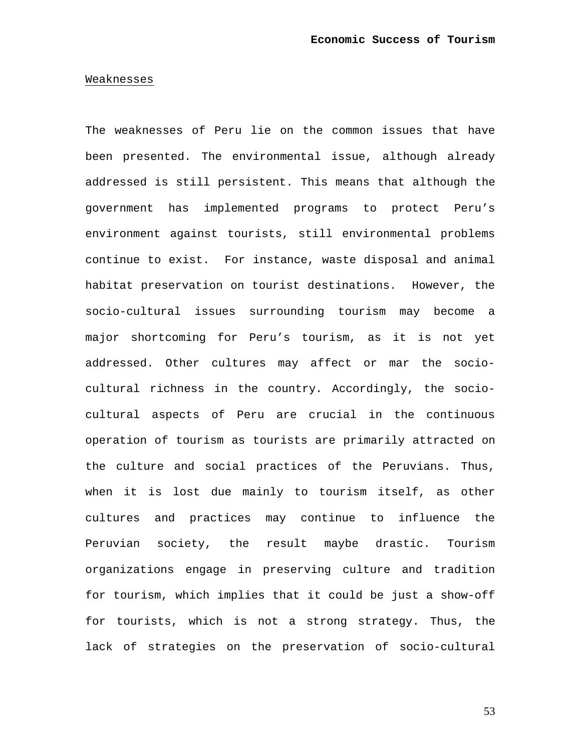Weaknesses

The weaknesses of Peru lie on the common issues that have been presented. The environmental issue, although already addressed is still persistent. This means that although the government has implemented programs to protect Peru's environment against tourists, still environmental problems continue to exist.  For instance, waste disposal and animal habitat preservation on tourist destinations.  However, the socio-cultural issues surrounding tourism may become a major shortcoming for Peru's tourism, as it is not yet addressed. Other cultures may affect or mar the socio-cultural richness in the country. Accordingly, the socio-cultural aspects of Peru are crucial in the continuous operation of tourism as tourists are primarily attracted on the culture and social practices of the Peruvians. Thus, when it is lost due mainly to tourism itself, as other cultures and practices may continue to influence the Peruvian society, the result maybe drastic. Tourism organizations engage in preserving culture and tradition for tourism, which implies that it could be just a show-off for tourists, which is not a strong strategy. Thus, the lack of strategies on the preservation of socio-cultural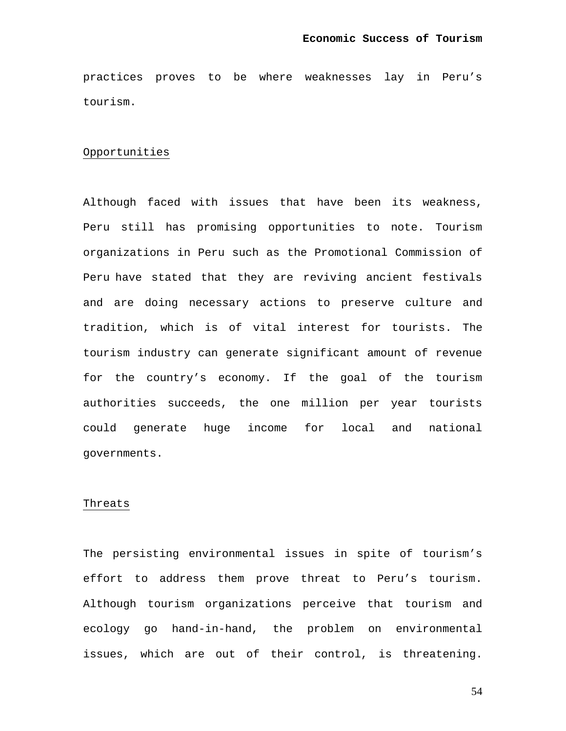practices proves to be where weaknesses lay in Peru’s tourism.

<u>Opportunities</u>

Although faced with issues that have been its weakness, Peru still has promising opportunities to note. Tourism organizations in Peru such as the Promotional Commission of Peru have stated that they are reviving ancient festivals and are doing necessary actions to preserve culture and tradition, which is of vital interest for tourists. The tourism industry can generate significant amount of revenue for the country’s economy. If the goal of the tourism authorities succeeds, the one million per year tourists could generate huge income for local and national governments.

<u>Threats</u>

The persisting environmental issues in spite of tourism’s effort to address them prove threat to Peru’s tourism. Although tourism organizations perceive that tourism and ecology go hand-in-hand, the problem on environmental issues, which are out of their control, is threatening.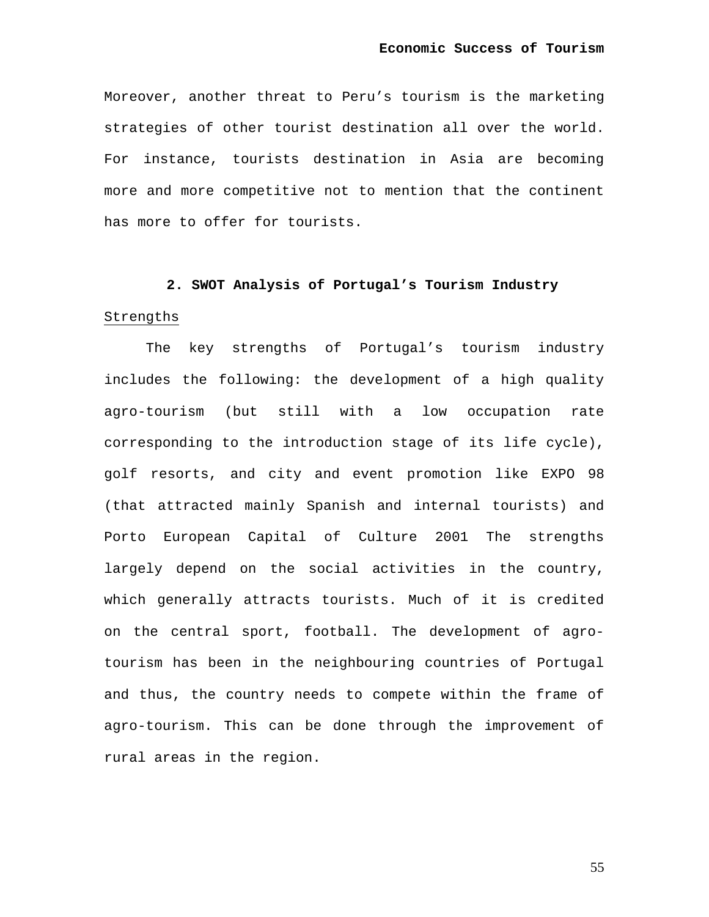Moreover, another threat to Peru's tourism is the marketing strategies of other tourist destination all over the world. For instance, tourists destination in Asia are becoming more and more competitive not to mention that the continent has more to offer for tourists.

## 2. SWOT Analysis of Portugal's Tourism Industry

Strengths

The key strengths of Portugal's tourism industry includes the following: the development of a high quality agro-tourism (but still with a low occupation rate corresponding to the introduction stage of its life cycle), golf resorts, and city and event promotion like EXPO 98 (that attracted mainly Spanish and internal tourists) and Porto European Capital of Culture 2001 The strengths largely depend on the social activities in the country, which generally attracts tourists. Much of it is credited on the central sport, football. The development of agro-tourism has been in the neighbouring countries of Portugal and thus, the country needs to compete within the frame of agro-tourism. This can be done through the improvement of rural areas in the region.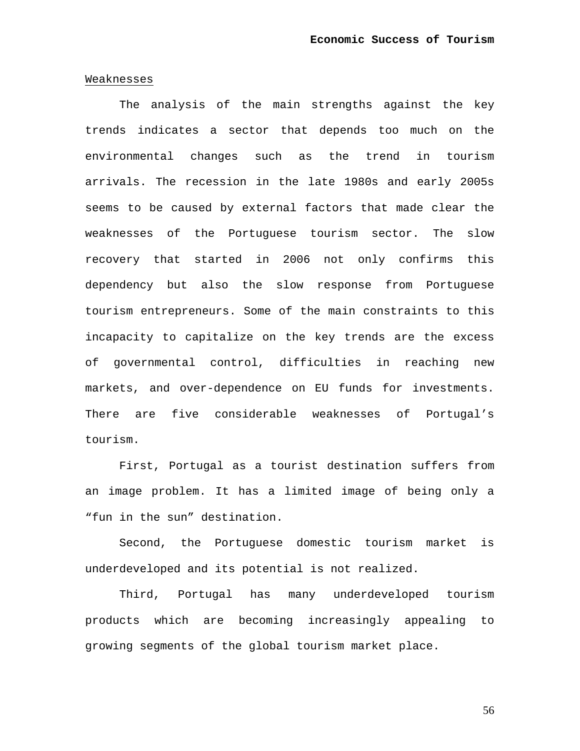Weaknesses

The analysis of the main strengths against the key trends indicates a sector that depends too much on the environmental changes such as the trend in tourism arrivals. The recession in the late 1980s and early 2005s seems to be caused by external factors that made clear the weaknesses of the Portuguese tourism sector. The slow recovery that started in 2006 not only confirms this dependency but also the slow response from Portuguese tourism entrepreneurs. Some of the main constraints to this incapacity to capitalize on the key trends are the excess of governmental control, difficulties in reaching new markets, and over-dependence on EU funds for investments. There are five considerable weaknesses of Portugal's tourism.

First, Portugal as a tourist destination suffers from an image problem. It has a limited image of being only a "fun in the sun" destination.

Second, the Portuguese domestic tourism market is underdeveloped and its potential is not realized.

Third, Portugal has many underdeveloped tourism products which are becoming increasingly appealing to growing segments of the global tourism market place.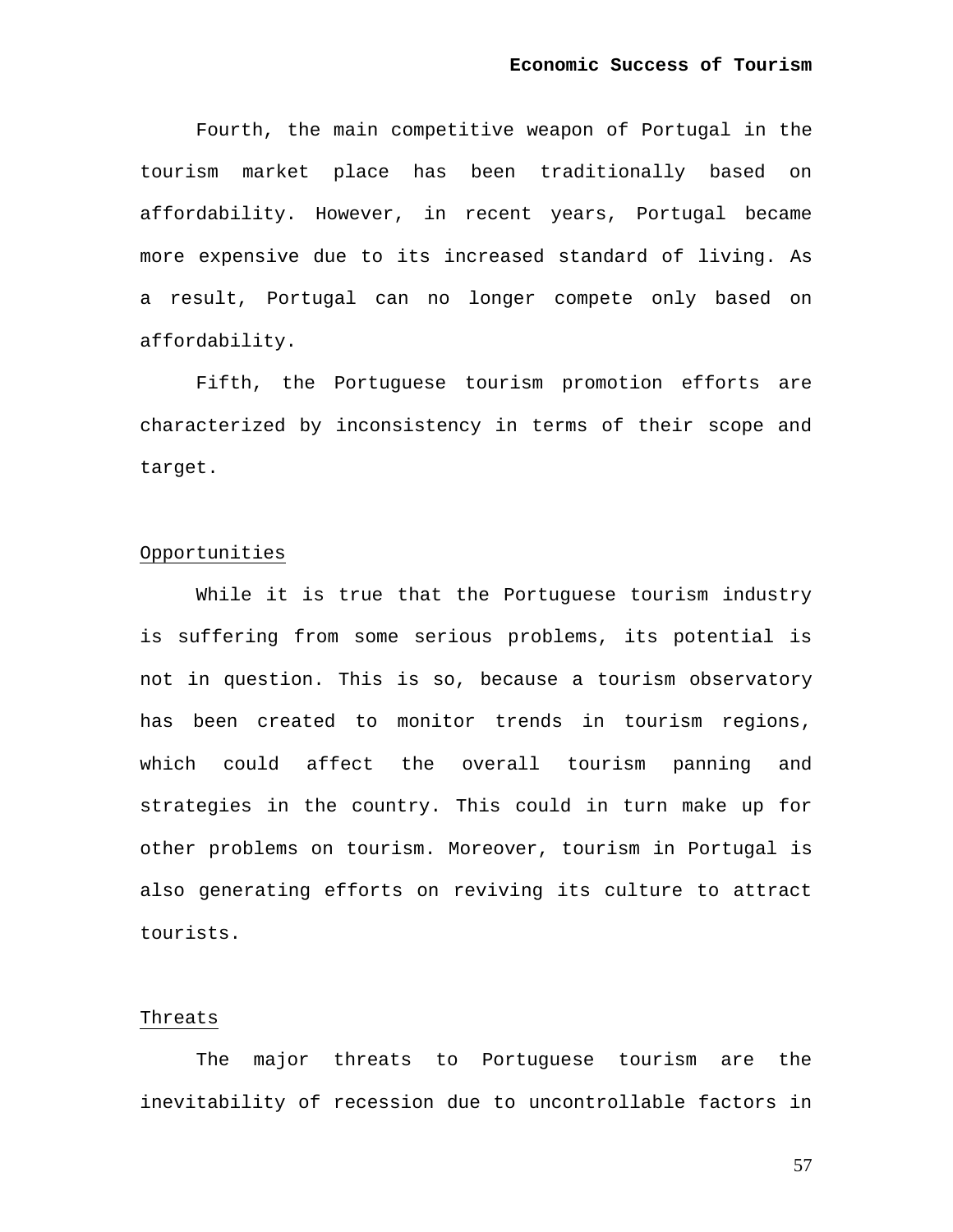Fourth, the main competitive weapon of Portugal in the tourism market place has been traditionally based on affordability. However, in recent years, Portugal became more expensive due to its increased standard of living. As a result, Portugal can no longer compete only based on affordability.

Fifth, the Portuguese tourism promotion efforts are characterized by inconsistency in terms of their scope and target.

## Opportunities

While it is true that the Portuguese tourism industry is suffering from some serious problems, its potential is not in question. This is so, because a tourism observatory has been created to monitor trends in tourism regions, which could affect the overall tourism panning and strategies in the country. This could in turn make up for other problems on tourism. Moreover, tourism in Portugal is also generating efforts on reviving its culture to attract tourists.

## Threats

The major threats to Portuguese tourism are the inevitability of recession due to uncontrollable factors in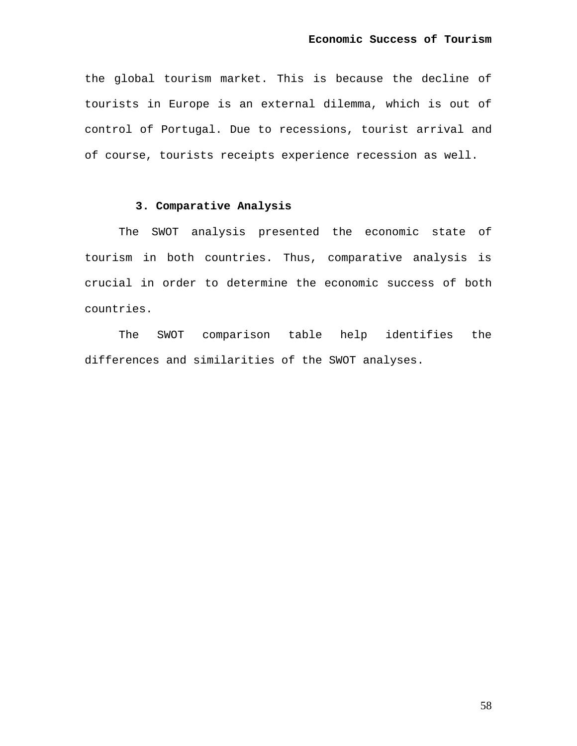the global tourism market. This is because the decline of tourists in Europe is an external dilemma, which is out of control of Portugal. Due to recessions, tourist arrival and of course, tourists receipts experience recession as well.

### 3. Comparative Analysis

The SWOT analysis presented the economic state of tourism in both countries. Thus, comparative analysis is crucial in order to determine the economic success of both countries.

The SWOT comparison table help identifies the differences and similarities of the SWOT analyses.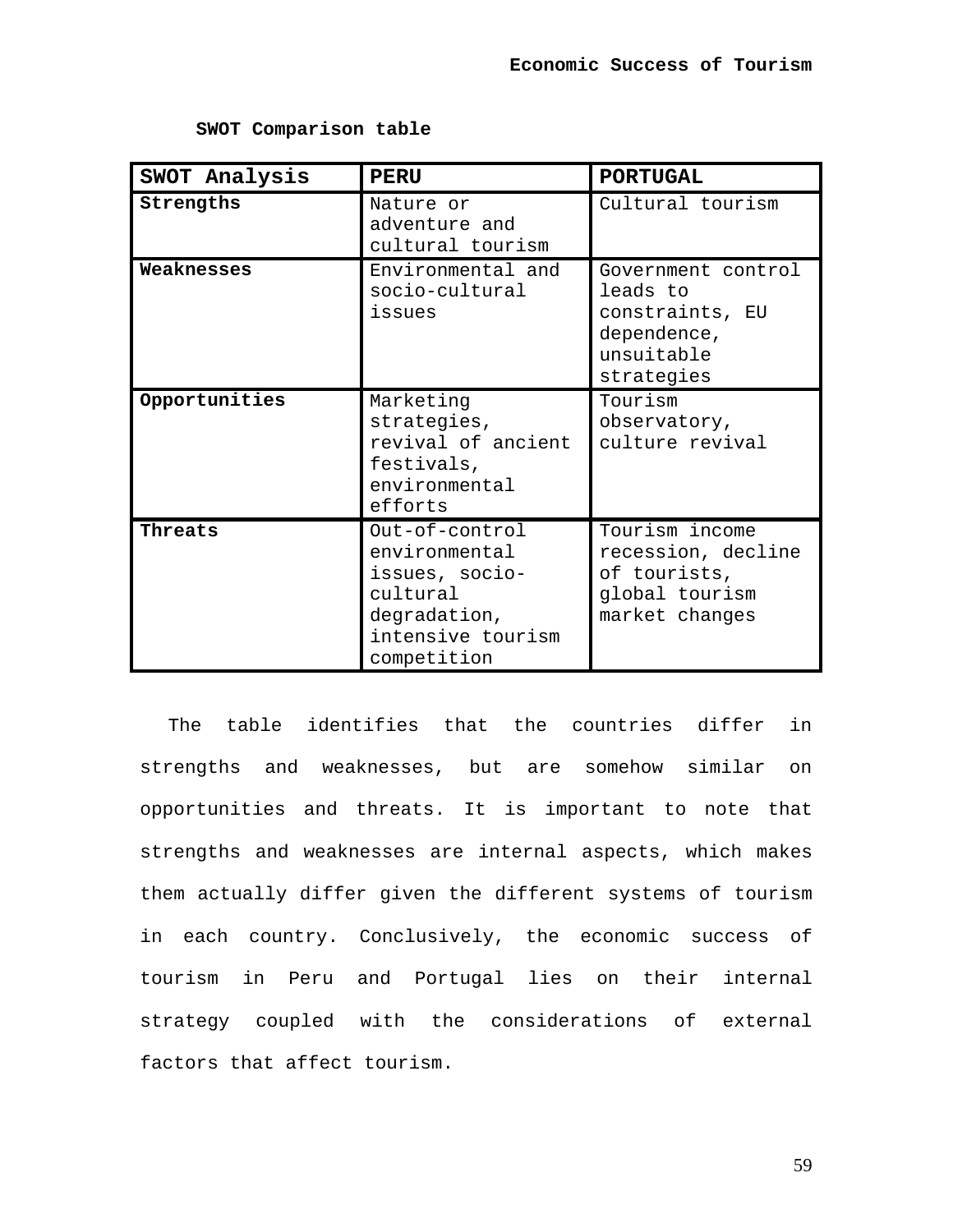**SWOT Comparison table**

| SWOT Analysis | PERU | PORTUGAL |
|---|---|---|
| **Strengths** | Nature or adventure and cultural tourism | Cultural tourism |
| **Weaknesses** | Environmental and socio-cultural issues | Government control leads to constraints, EU dependence, unsuitable strategies |
| **Opportunities** | Marketing strategies, revival of ancient festivals, environmental efforts | Tourism observatory, culture revival |
| **Threats** | Out-of-control environmental issues, socio-cultural degradation, intensive tourism competition | Tourism income recession, decline of tourists, global tourism market changes |

The table identifies that the countries differ in strengths and weaknesses, but are somehow similar on opportunities and threats. It is important to note that strengths and weaknesses are internal aspects, which makes them actually differ given the different systems of tourism in each country. Conclusively, the economic success of tourism in Peru and Portugal lies on their internal strategy coupled with the considerations of external factors that affect tourism.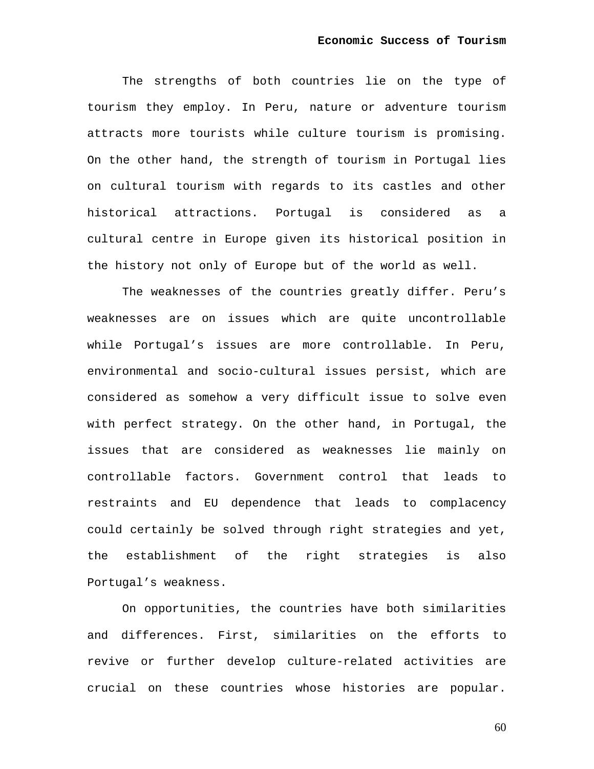The strengths of both countries lie on the type of tourism they employ. In Peru, nature or adventure tourism attracts more tourists while culture tourism is promising. On the other hand, the strength of tourism in Portugal lies on cultural tourism with regards to its castles and other historical attractions. Portugal is considered as a cultural centre in Europe given its historical position in the history not only of Europe but of the world as well.

The weaknesses of the countries greatly differ. Peru's weaknesses are on issues which are quite uncontrollable while Portugal's issues are more controllable. In Peru, environmental and socio-cultural issues persist, which are considered as somehow a very difficult issue to solve even with perfect strategy. On the other hand, in Portugal, the issues that are considered as weaknesses lie mainly on controllable factors. Government control that leads to restraints and EU dependence that leads to complacency could certainly be solved through right strategies and yet, the establishment of the right strategies is also Portugal's weakness.

On opportunities, the countries have both similarities and differences. First, similarities on the efforts to revive or further develop culture-related activities are crucial on these countries whose histories are popular.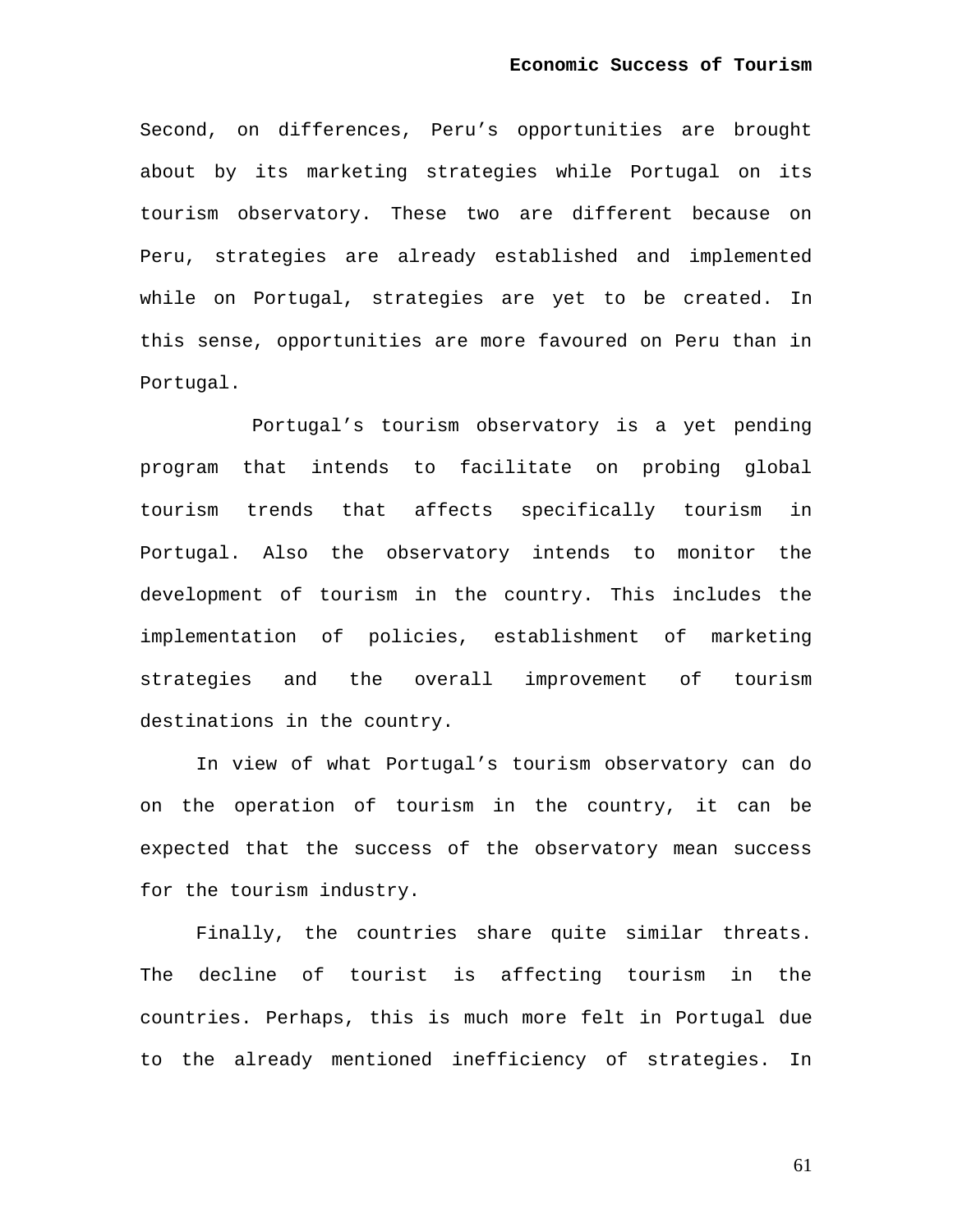Second, on differences, Peru's opportunities are brought about by its marketing strategies while Portugal on its tourism observatory. These two are different because on Peru, strategies are already established and implemented while on Portugal, strategies are yet to be created. In this sense, opportunities are more favoured on Peru than in Portugal.

Portugal's tourism observatory is a yet pending program that intends to facilitate on probing global tourism trends that affects specifically tourism in Portugal. Also the observatory intends to monitor the development of tourism in the country. This includes the implementation of policies, establishment of marketing strategies and the overall improvement of tourism destinations in the country.

In view of what Portugal's tourism observatory can do on the operation of tourism in the country, it can be expected that the success of the observatory mean success for the tourism industry.

Finally, the countries share quite similar threats. The decline of tourist is affecting tourism in the countries. Perhaps, this is much more felt in Portugal due to the already mentioned inefficiency of strategies. In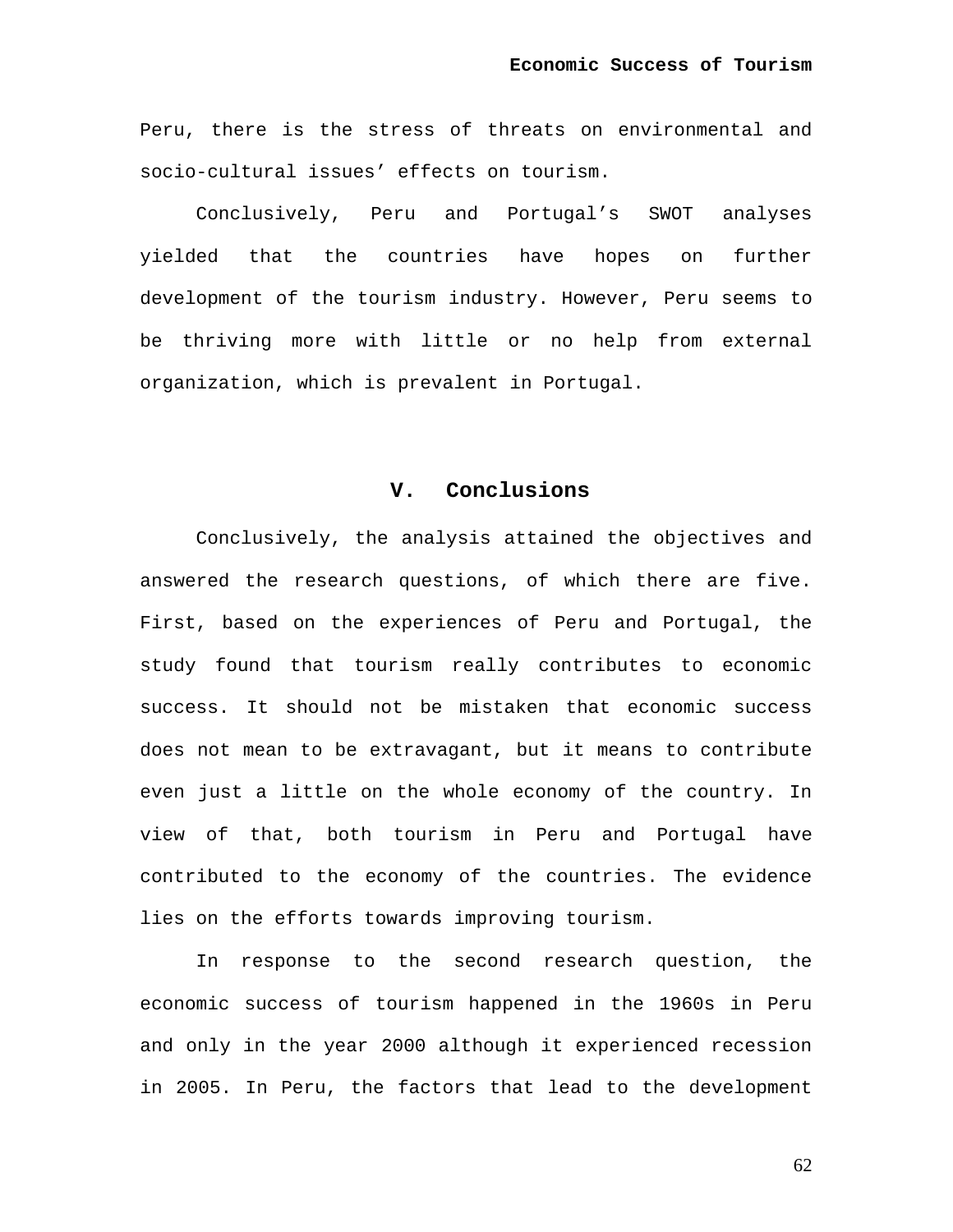Peru, there is the stress of threats on environmental and socio-cultural issues' effects on tourism.

Conclusively, Peru and Portugal's SWOT analyses yielded that the countries have hopes on further development of the tourism industry. However, Peru seems to be thriving more with little or no help from external organization, which is prevalent in Portugal.

## V. Conclusions

Conclusively, the analysis attained the objectives and answered the research questions, of which there are five. First, based on the experiences of Peru and Portugal, the study found that tourism really contributes to economic success. It should not be mistaken that economic success does not mean to be extravagant, but it means to contribute even just a little on the whole economy of the country. In view of that, both tourism in Peru and Portugal have contributed to the economy of the countries. The evidence lies on the efforts towards improving tourism.

In response to the second research question, the economic success of tourism happened in the 1960s in Peru and only in the year 2000 although it experienced recession in 2005. In Peru, the factors that lead to the development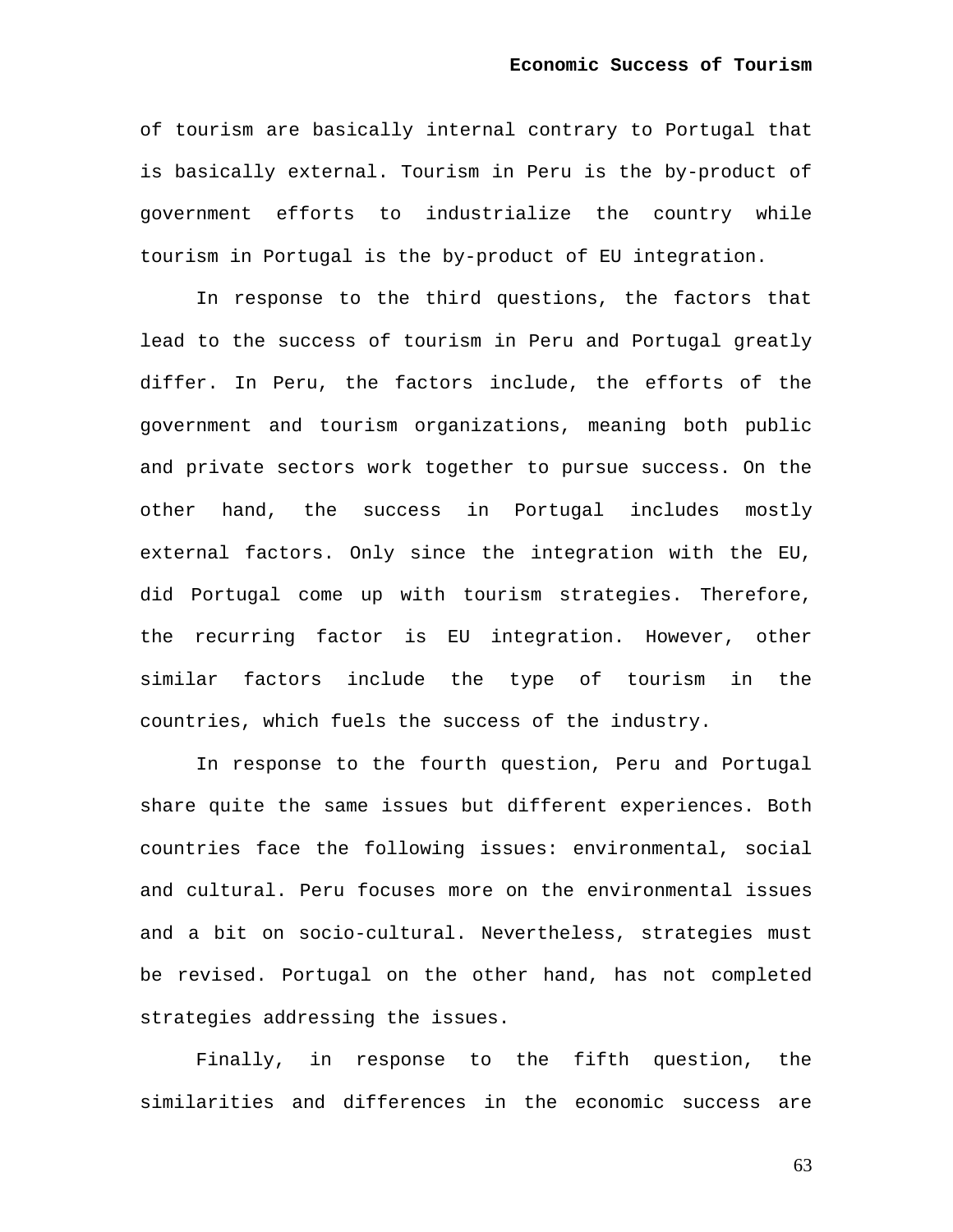of tourism are basically internal contrary to Portugal that is basically external. Tourism in Peru is the by-product of government efforts to industrialize the country while tourism in Portugal is the by-product of EU integration.

In response to the third questions, the factors that lead to the success of tourism in Peru and Portugal greatly differ. In Peru, the factors include, the efforts of the government and tourism organizations, meaning both public and private sectors work together to pursue success. On the other hand, the success in Portugal includes mostly external factors. Only since the integration with the EU, did Portugal come up with tourism strategies. Therefore, the recurring factor is EU integration. However, other similar factors include the type of tourism in the countries, which fuels the success of the industry.

In response to the fourth question, Peru and Portugal share quite the same issues but different experiences. Both countries face the following issues: environmental, social and cultural. Peru focuses more on the environmental issues and a bit on socio-cultural. Nevertheless, strategies must be revised. Portugal on the other hand, has not completed strategies addressing the issues.

Finally, in response to the fifth question, the similarities and differences in the economic success are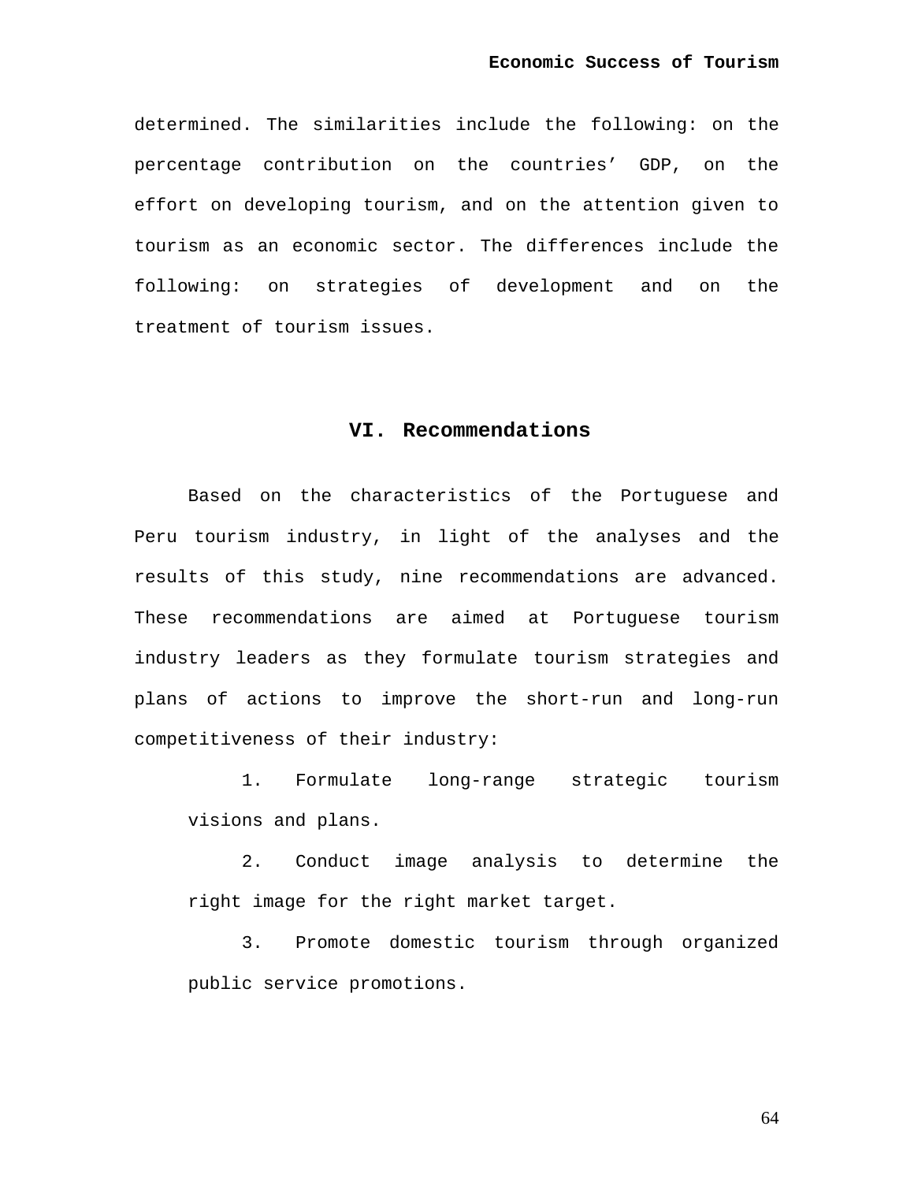determined. The similarities include the following: on the percentage contribution on the countries' GDP, on the effort on developing tourism, and on the attention given to tourism as an economic sector. The differences include the following: on strategies of development and on the treatment of tourism issues.

## VI. Recommendations

Based on the characteristics of the Portuguese and Peru tourism industry, in light of the analyses and the results of this study, nine recommendations are advanced. These recommendations are aimed at Portuguese tourism industry leaders as they formulate tourism strategies and plans of actions to improve the short-run and long-run competitiveness of their industry:

1. Formulate long-range strategic tourism visions and plans.
2. Conduct image analysis to determine the right image for the right market target.
3. Promote domestic tourism through organized public service promotions.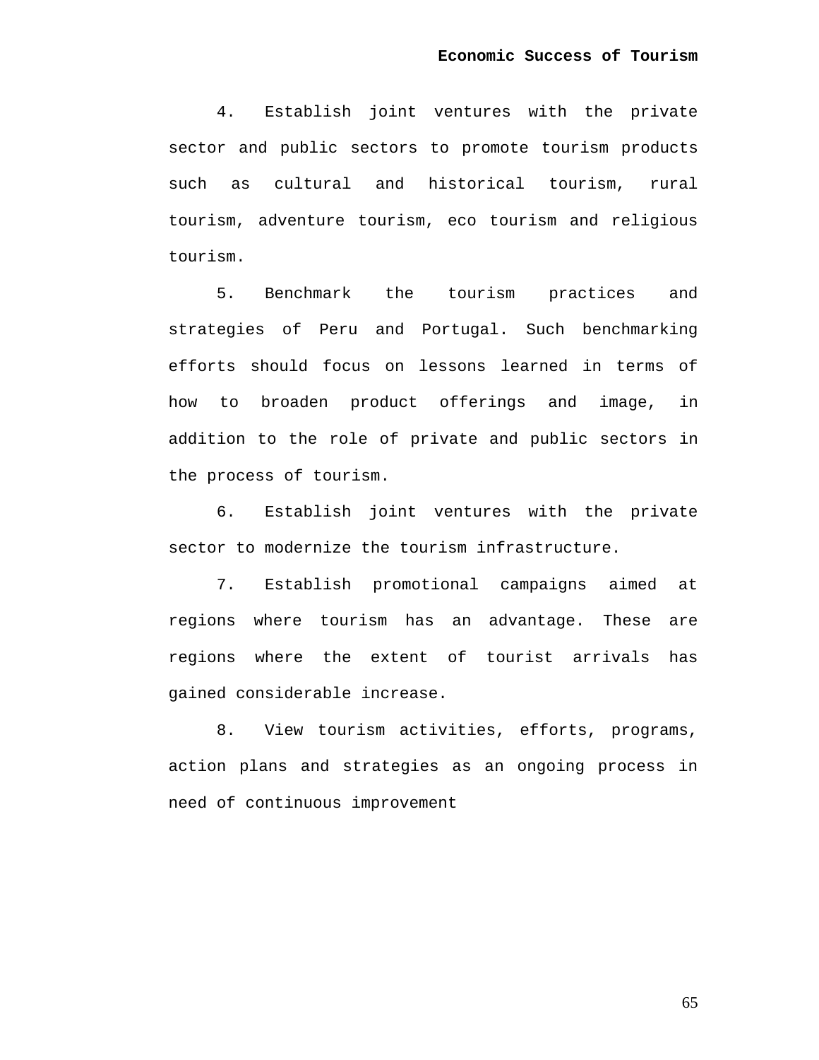4. Establish joint ventures with the private sector and public sectors to promote tourism products such as cultural and historical tourism, rural tourism, adventure tourism, eco tourism and religious tourism.

5. Benchmark the tourism practices and strategies of Peru and Portugal. Such benchmarking efforts should focus on lessons learned in terms of how to broaden product offerings and image, in addition to the role of private and public sectors in the process of tourism.

6. Establish joint ventures with the private sector to modernize the tourism infrastructure.

7. Establish promotional campaigns aimed at regions where tourism has an advantage. These are regions where the extent of tourist arrivals has gained considerable increase.

8. View tourism activities, efforts, programs, action plans and strategies as an ongoing process in need of continuous improvement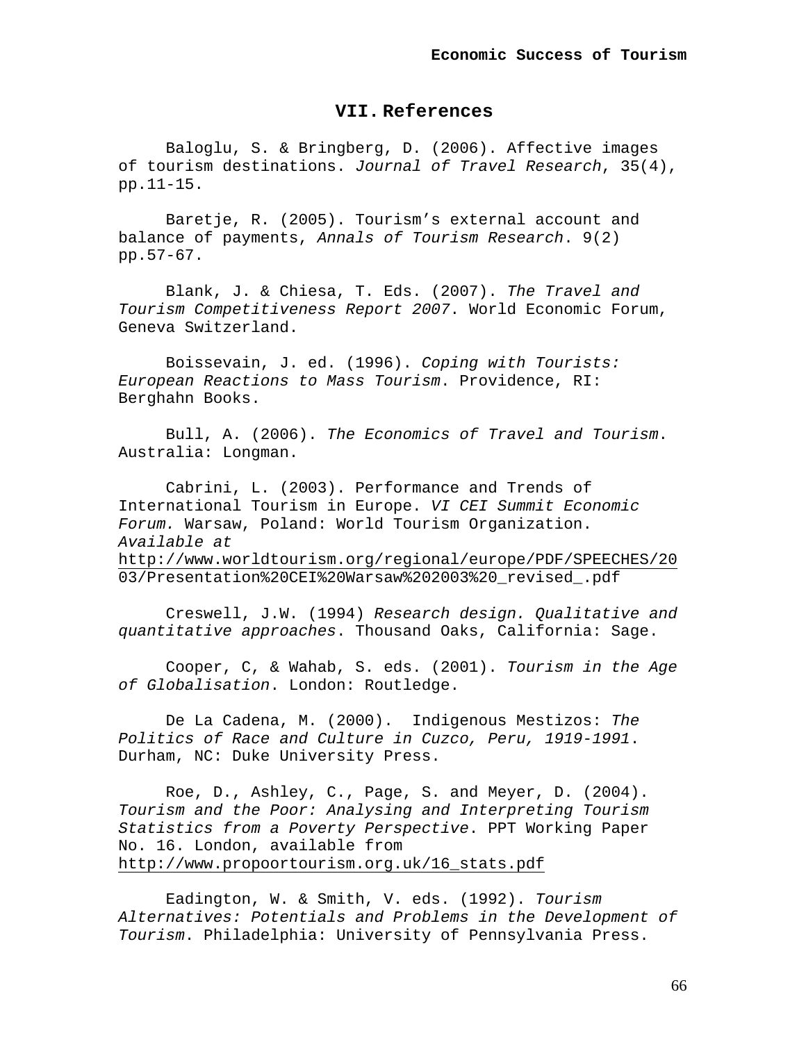## VII. References

Baloglu, S. & Bringberg, D. (2006). Affective images of tourism destinations. *Journal of Travel Research*, 35(4), pp.11-15.

Baretje, R. (2005). Tourism’s external account and balance of payments, *Annals of Tourism Research*. 9(2) pp.57-67.

Blank, J. & Chiesa, T. Eds. (2007). *The Travel and Tourism Competitiveness Report 2007*. World Economic Forum, Geneva Switzerland.

Boissevain, J. ed. (1996). *Coping with Tourists: European Reactions to Mass Tourism*. Providence, RI: Berghahn Books.

Bull, A. (2006). *The Economics of Travel and Tourism*. Australia: Longman.

Cabrini, L. (2003). Performance and Trends of International Tourism in Europe. *VI CEI Summit Economic Forum.* Warsaw, Poland: World Tourism Organization. *Available at* http://www.worldtourism.org/regional/europe/PDF/SPEECHES/2003/Presentation%20CEI%20Warsaw%202003%20_revised_.pdf

Creswell, J.W. (1994) *Research design. Qualitative and quantitative approaches*. Thousand Oaks, California: Sage.

Cooper, C, & Wahab, S. eds. (2001). *Tourism in the Age of Globalisation*. London: Routledge.

De La Cadena, M. (2000). Indigenous Mestizos: *The Politics of Race and Culture in Cuzco, Peru, 1919-1991*. Durham, NC: Duke University Press.

Roe, D., Ashley, C., Page, S. and Meyer, D. (2004). *Tourism and the Poor: Analysing and Interpreting Tourism Statistics from a Poverty Perspective*. PPT Working Paper No. 16. London, available from http://www.propoortourism.org.uk/16_stats.pdf

Eadington, W. & Smith, V. eds. (1992). *Tourism Alternatives: Potentials and Problems in the Development of Tourism*. Philadelphia: University of Pennsylvania Press.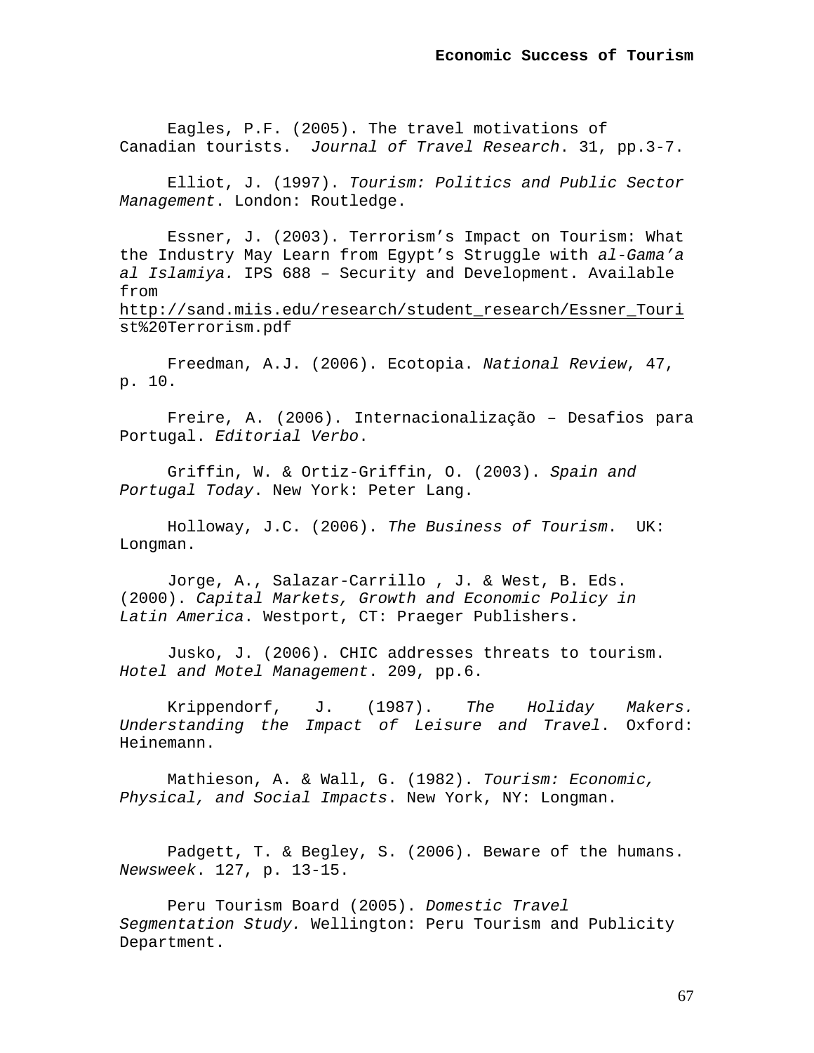Eagles, P.F. (2005). The travel motivations of Canadian tourists. *Journal of Travel Research*. 31, pp.3-7.

Elliot, J. (1997). *Tourism: Politics and Public Sector Management*. London: Routledge.

Essner, J. (2003). Terrorism's Impact on Tourism: What the Industry May Learn from Egypt's Struggle with *al-Gama'a al Islamiya.* IPS 688 – Security and Development. Available from http://sand.miis.edu/research/student_research/Essner_Tourist%20Terrorism.pdf

Freedman, A.J. (2006). Ecotopia. *National Review*, 47, p. 10.

Freire, A. (2006). Internacionalização – Desafios para Portugal. *Editorial Verbo*.

Griffin, W. & Ortiz-Griffin, O. (2003). *Spain and Portugal Today*. New York: Peter Lang.

Holloway, J.C. (2006). *The Business of Tourism*. UK: Longman.

Jorge, A., Salazar-Carrillo , J. & West, B. Eds. (2000). *Capital Markets, Growth and Economic Policy in Latin America*. Westport, CT: Praeger Publishers.

Jusko, J. (2006). CHIC addresses threats to tourism. *Hotel and Motel Management*. 209, pp.6.

Krippendorf, J. (1987). *The Holiday Makers. Understanding the Impact of Leisure and Travel*. Oxford: Heinemann.

Mathieson, A. & Wall, G. (1982). *Tourism: Economic, Physical, and Social Impacts*. New York, NY: Longman.

Padgett, T. & Begley, S. (2006). Beware of the humans. *Newsweek*. 127, p. 13-15.

Peru Tourism Board (2005). *Domestic Travel Segmentation Study.* Wellington: Peru Tourism and Publicity Department.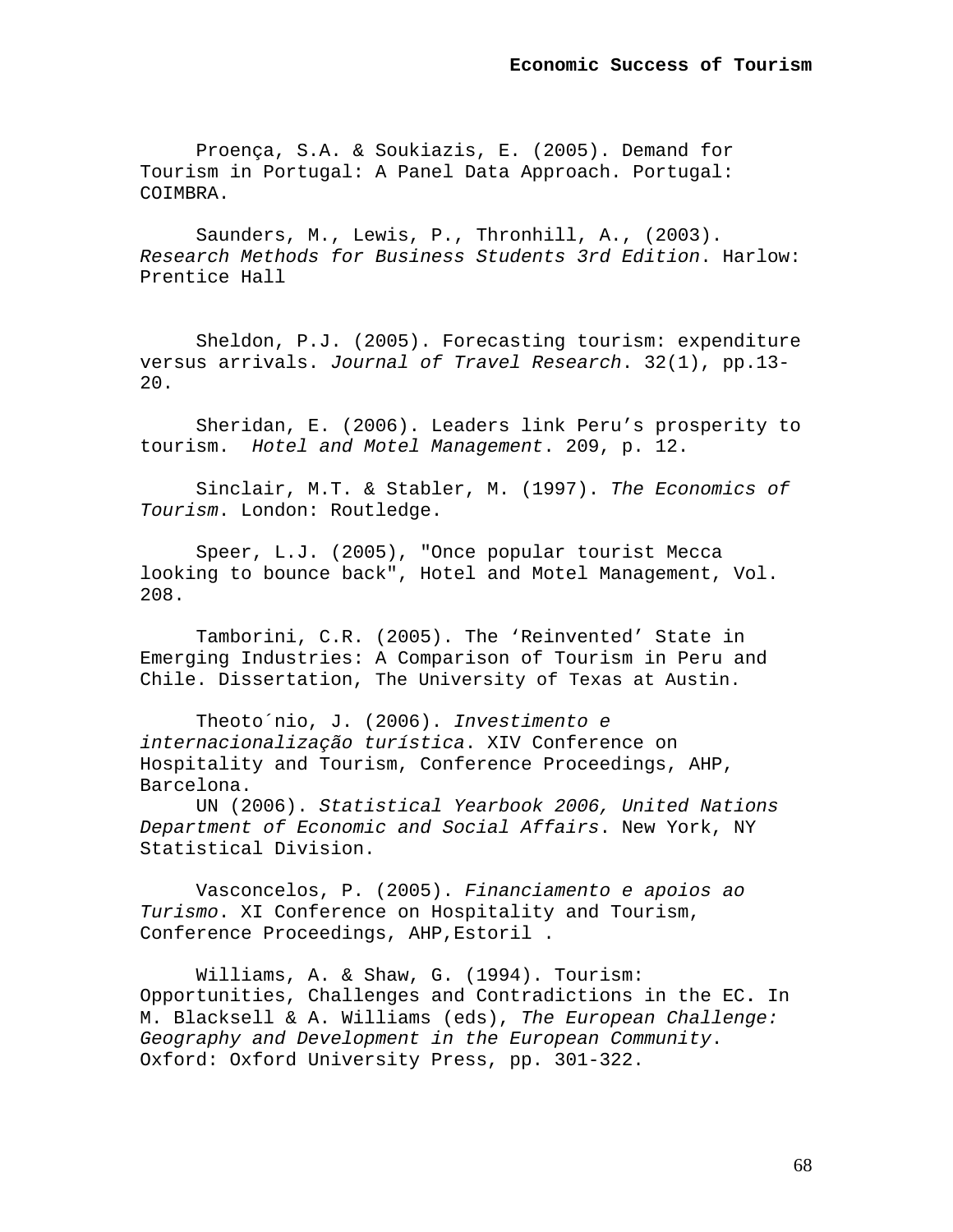Proença, S.A. & Soukiazis, E. (2005). Demand for Tourism in Portugal: A Panel Data Approach. Portugal: COIMBRA.

Saunders, M., Lewis, P., Thronhill, A., (2003). *Research Methods for Business Students 3rd Edition*. Harlow: Prentice Hall

Sheldon, P.J. (2005). Forecasting tourism: expenditure versus arrivals. *Journal of Travel Research*. 32(1), pp.13-20.

Sheridan, E. (2006). Leaders link Peru's prosperity to tourism. *Hotel and Motel Management*. 209, p. 12.

Sinclair, M.T. & Stabler, M. (1997). *The Economics of Tourism*. London: Routledge.

Speer, L.J. (2005), "Once popular tourist Mecca looking to bounce back", Hotel and Motel Management, Vol. 208.

Tamborini, C.R. (2005). The 'Reinvented' State in Emerging Industries: A Comparison of Tourism in Peru and Chile. Dissertation, The University of Texas at Austin.

Theoto´nio, J. (2006). *Investimento e internacionalização turística*. XIV Conference on Hospitality and Tourism, Conference Proceedings, AHP, Barcelona.

UN (2006). *Statistical Yearbook 2006, United Nations Department of Economic and Social Affairs*. New York, NY Statistical Division.

Vasconcelos, P. (2005). *Financiamento e apoios ao Turismo*. XI Conference on Hospitality and Tourism, Conference Proceedings, AHP,Estoril .

Williams, A. & Shaw, G. (1994). Tourism: Opportunities, Challenges and Contradictions in the EC. In M. Blacksell & A. Williams (eds), *The European Challenge: Geography and Development in the European Community*. Oxford: Oxford University Press, pp. 301-322.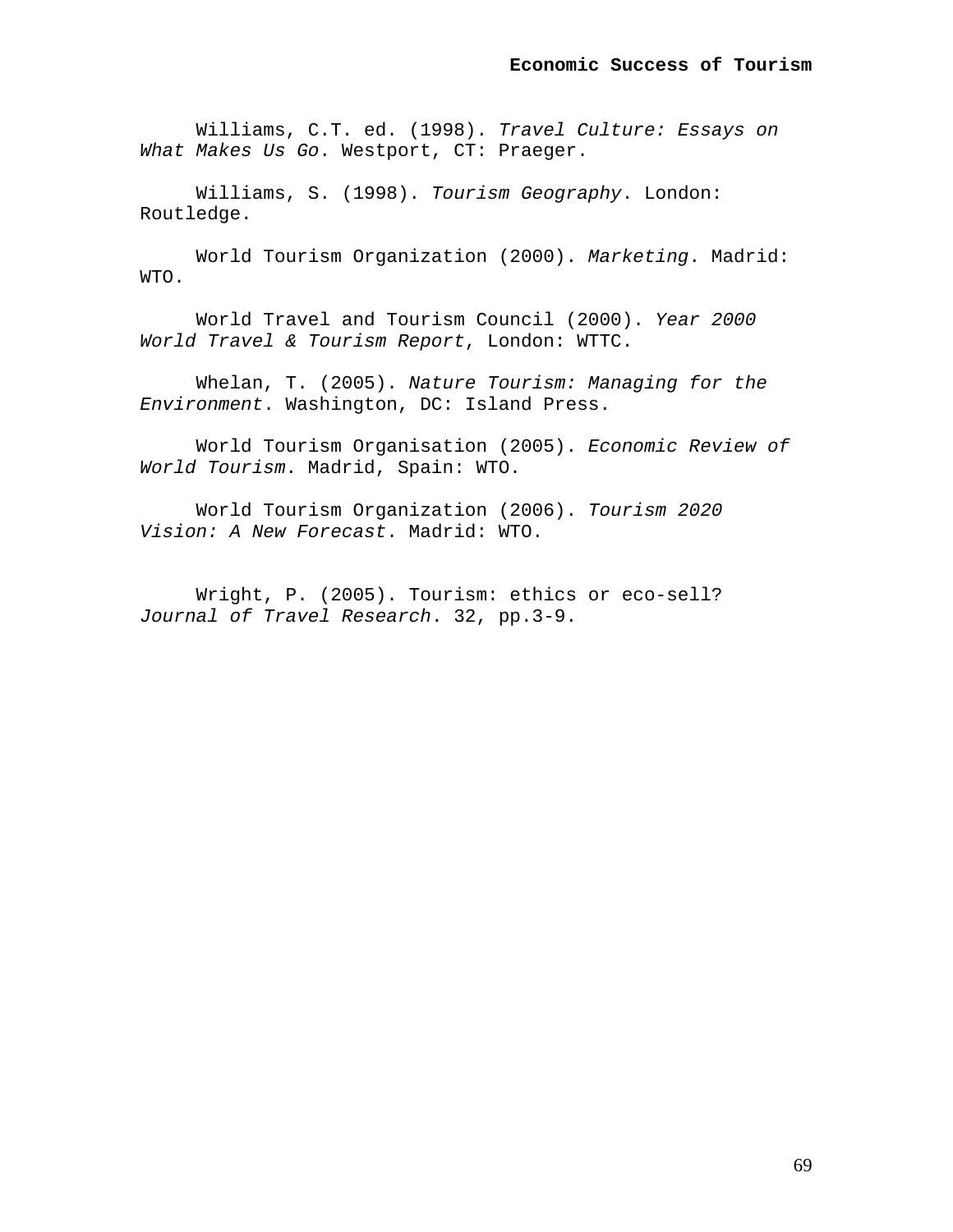Williams, C.T. ed. (1998). *Travel Culture: Essays on What Makes Us Go*. Westport, CT: Praeger.

Williams, S. (1998). *Tourism Geography*. London: Routledge.

World Tourism Organization (2000). *Marketing*. Madrid: WTO.

World Travel and Tourism Council (2000). *Year 2000 World Travel & Tourism Report*, London: WTTC.

Whelan, T. (2005). *Nature Tourism: Managing for the Environment*. Washington, DC: Island Press.

World Tourism Organisation (2005). *Economic Review of World Tourism*. Madrid, Spain: WTO.

World Tourism Organization (2006). *Tourism 2020 Vision: A New Forecast*. Madrid: WTO.

Wright, P. (2005). Tourism: ethics or eco-sell? *Journal of Travel Research*. 32, pp.3-9.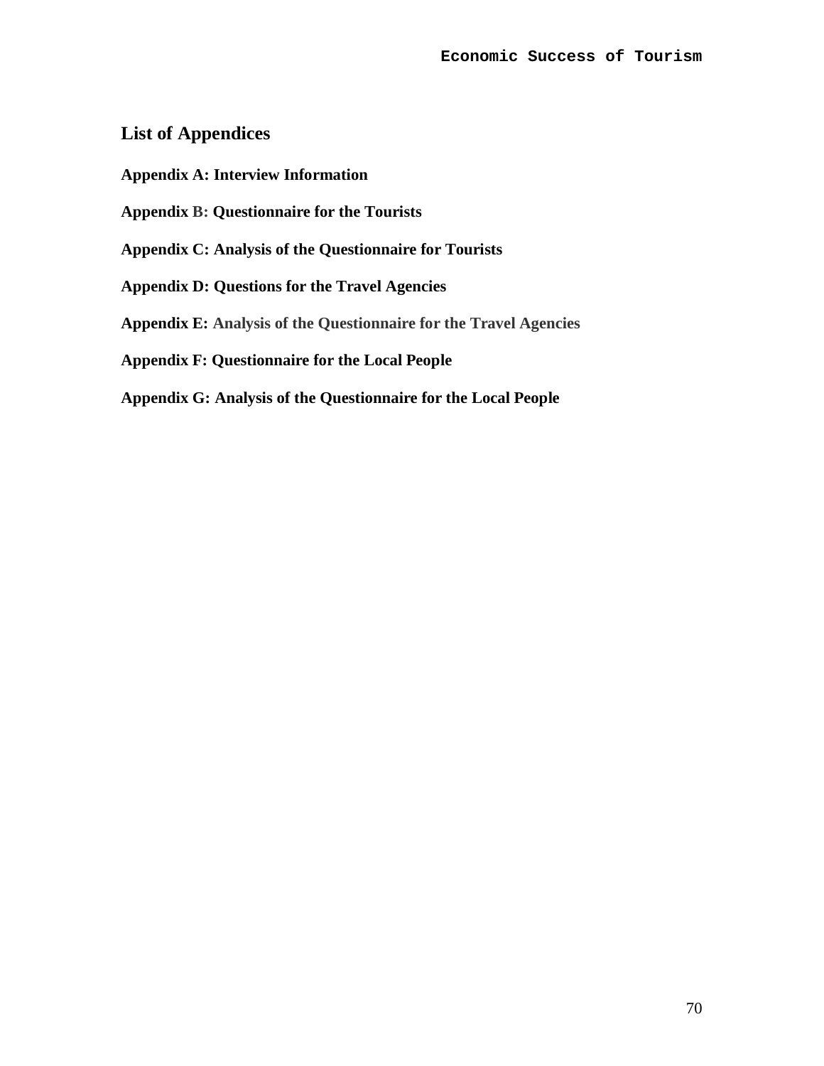## List of Appendices

**Appendix A: Interview Information**

**Appendix B: Questionnaire for the Tourists**

**Appendix C: Analysis of the Questionnaire for Tourists**

**Appendix D: Questions for the Travel Agencies**

**Appendix E: Analysis of the Questionnaire for the Travel Agencies**

**Appendix F: Questionnaire for the Local People**

**Appendix G: Analysis of the Questionnaire for the Local People**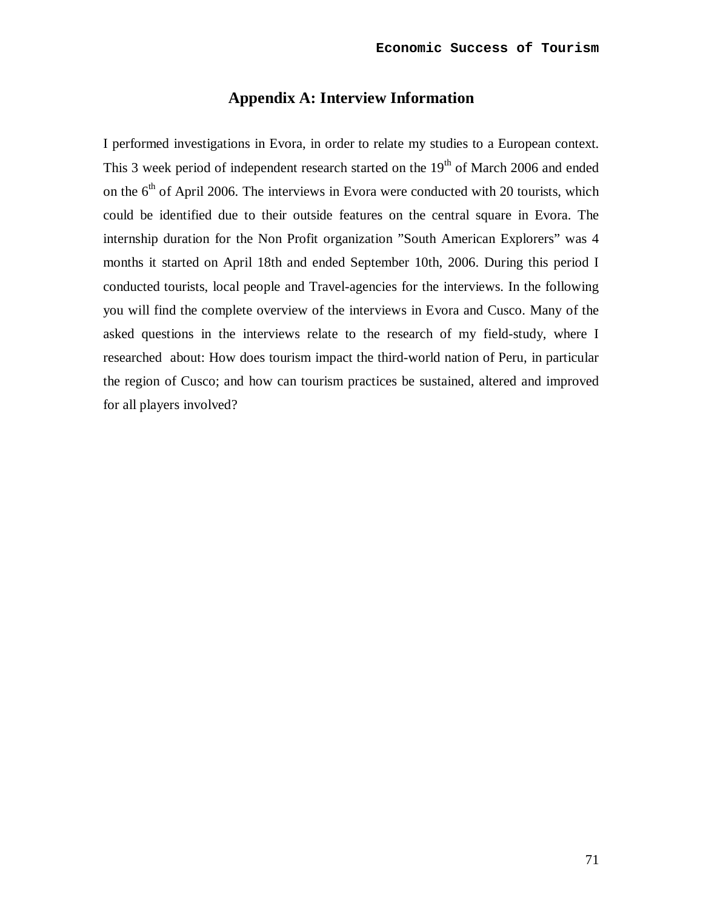# Appendix A: Interview Information

I performed investigations in Evora, in order to relate my studies to a European context. This 3 week period of independent research started on the 19th of March 2006 and ended on the 6th of April 2006. The interviews in Evora were conducted with 20 tourists, which could be identified due to their outside features on the central square in Evora. The internship duration for the Non Profit organization "South American Explorers" was 4 months it started on April 18th and ended September 10th, 2006. During this period I conducted tourists, local people and Travel-agencies for the interviews. In the following you will find the complete overview of the interviews in Evora and Cusco. Many of the asked questions in the interviews relate to the research of my field-study, where I researched about: How does tourism impact the third-world nation of Peru, in particular the region of Cusco; and how can tourism practices be sustained, altered and improved for all players involved?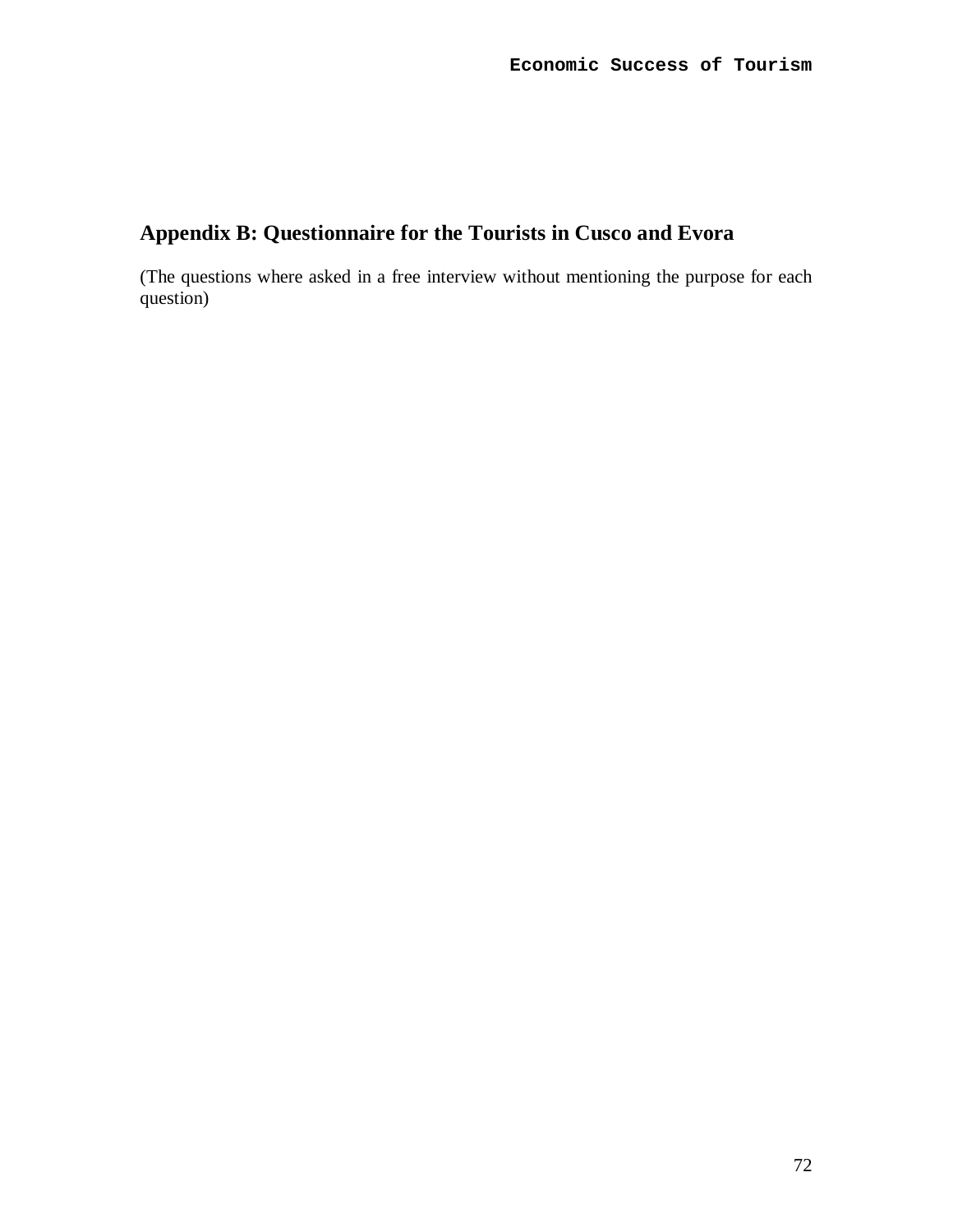## Appendix B: Questionnaire for the Tourists in Cusco and Evora

(The questions where asked in a free interview without mentioning the purpose for each question)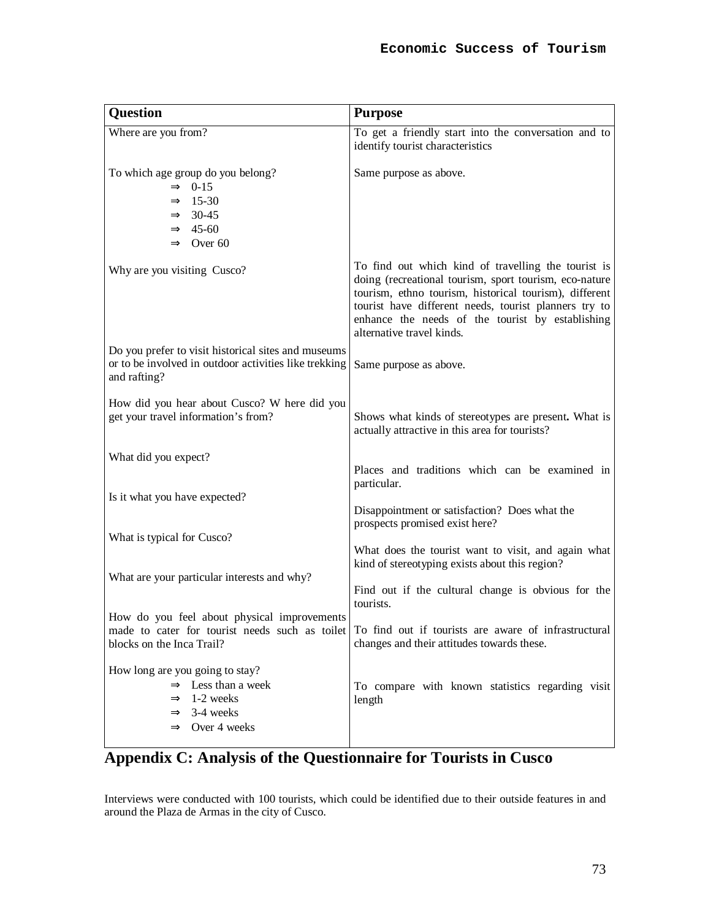| Question | Purpose |
|---|---|
| Where are you from? | To get a friendly start into the conversation and to identify tourist characteristics |
| To which age group do you belong?<br>⇒ 0-15<br>⇒ 15-30<br>⇒ 30-45<br>⇒ 45-60<br>⇒ Over 60 | Same purpose as above. |
| Why are you visiting Cusco? | To find out which kind of travelling the tourist is doing (recreational tourism, sport tourism, eco-nature tourism, ethno tourism, historical tourism), different tourist have different needs, tourist planners try to enhance the needs of the tourist by establishing alternative travel kinds. |
| Do you prefer to visit historical sites and museums or to be involved in outdoor activities like trekking and rafting? | Same purpose as above. |
| How did you hear about Cusco? W here did you get your travel information's from? | Shows what kinds of stereotypes are present**.** What is actually attractive in this area for tourists? |
| What did you expect? | Places and traditions which can be examined in particular. |
| Is it what you have expected? | Disappointment or satisfaction? Does what the prospects promised exist here? |
| What is typical for Cusco? | What does the tourist want to visit, and again what kind of stereotyping exists about this region? |
| What are your particular interests and why? | Find out if the cultural change is obvious for the tourists. |
| How do you feel about physical improvements made to cater for tourist needs such as toilet blocks on the Inca Trail? | To find out if tourists are aware of infrastructural changes and their attitudes towards these. |
| How long are you going to stay?<br>⇒ Less than a week<br>⇒ 1-2 weeks<br>⇒ 3-4 weeks<br>⇒ Over 4 weeks | To compare with known statistics regarding visit length |

# Appendix C: Analysis of the Questionnaire for Tourists in Cusco

Interviews were conducted with 100 tourists, which could be identified due to their outside features in and around the Plaza de Armas in the city of Cusco.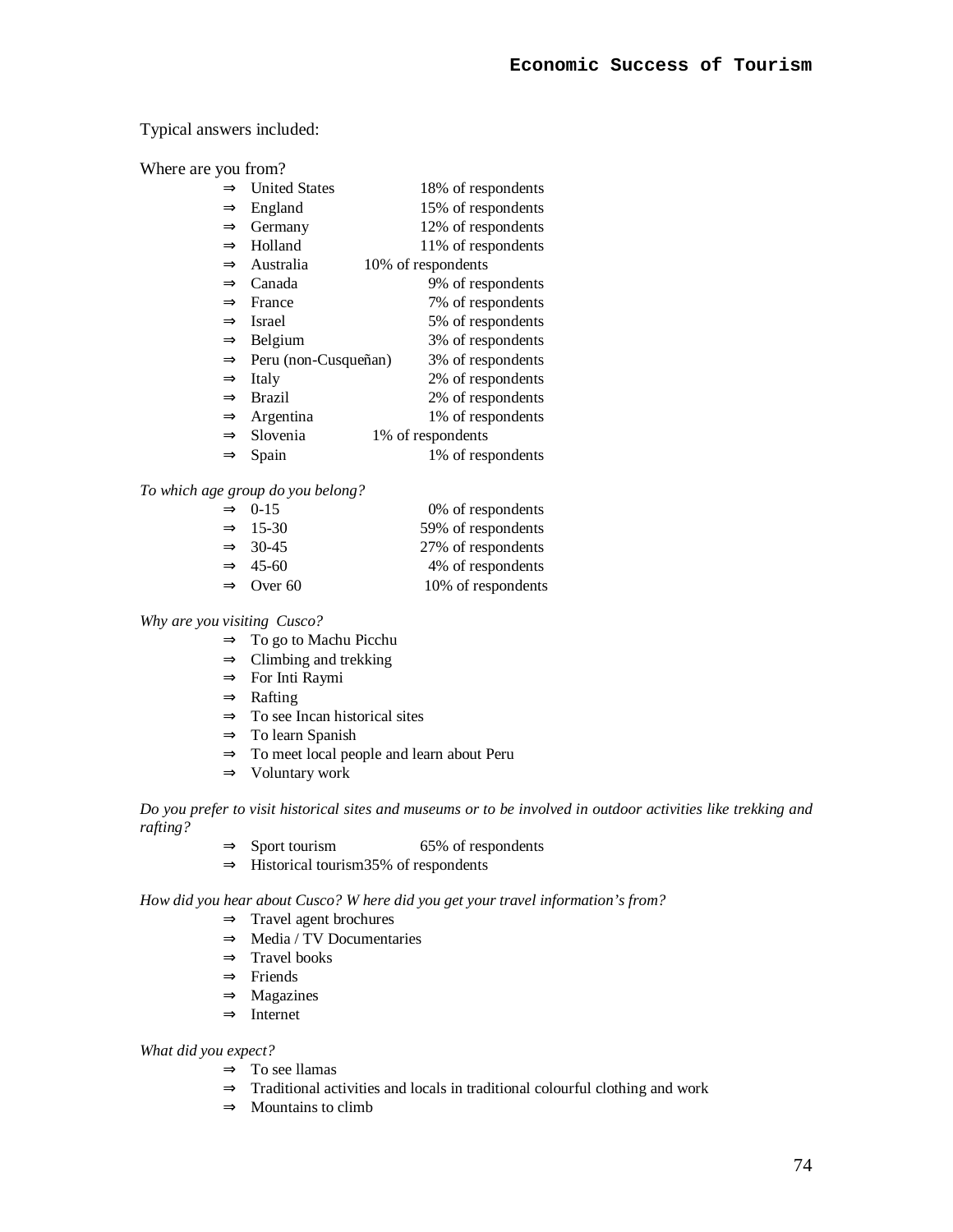Typical answers included:

Where are you from?

- ⇒ United States 18% of respondents
- ⇒ England 15% of respondents
- ⇒ Germany 12% of respondents
- ⇒ Holland 11% of respondents
- ⇒ Australia 10% of respondents
- ⇒ Canada 9% of respondents
- ⇒ France 7% of respondents
- ⇒ Israel 5% of respondents
- ⇒ Belgium 3% of respondents
- ⇒ Peru (non-Cusqueñan) 3% of respondents
- ⇒ Italy 2% of respondents
- ⇒ Brazil 2% of respondents
- ⇒ Argentina 1% of respondents
- ⇒ Slovenia 1% of respondents
- ⇒ Spain 1% of respondents

*To which age group do you belong?*

- ⇒ 0-15 0% of respondents
- ⇒ 15-30 59% of respondents
- ⇒ 30-45 27% of respondents
- ⇒ 45-60 4% of respondents
- ⇒ Over 60 10% of respondents

*Why are you visiting Cusco?*

- ⇒ To go to Machu Picchu
- ⇒ Climbing and trekking
- ⇒ For Inti Raymi
- ⇒ Rafting
- ⇒ To see Incan historical sites
- ⇒ To learn Spanish
- ⇒ To meet local people and learn about Peru
- ⇒ Voluntary work

*Do you prefer to visit historical sites and museums or to be involved in outdoor activities like trekking and rafting?*

- ⇒ Sport tourism 65% of respondents
- ⇒ Historical tourism35% of respondents

*How did you hear about Cusco? W here did you get your travel information's from?*

- ⇒ Travel agent brochures
- ⇒ Media / TV Documentaries
- ⇒ Travel books
- ⇒ Friends
- ⇒ Magazines
- ⇒ Internet

*What did you expect?*

- ⇒ To see llamas
- ⇒ Traditional activities and locals in traditional colourful clothing and work
- ⇒ Mountains to climb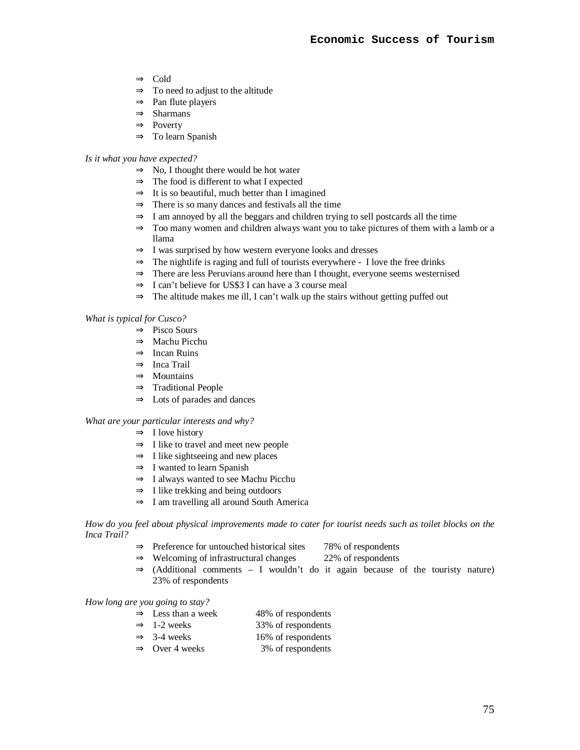- ⇒ Cold
- ⇒ To need to adjust to the altitude
- ⇒ Pan flute players
- ⇒ Sharmans
- ⇒ Poverty
- ⇒ To learn Spanish

*Is it what you have expected?*

- ⇒ No, I thought there would be hot water
- ⇒ The food is different to what I expected
- ⇒ It is so beautiful, much better than I imagined
- ⇒ There is so many dances and festivals all the time
- ⇒ I am annoyed by all the beggars and children trying to sell postcards all the time
- ⇒ Too many women and children always want you to take pictures of them with a lamb or a llama
- ⇒ I was surprised by how western everyone looks and dresses
- ⇒ The nightlife is raging and full of tourists everywhere - I love the free drinks
- ⇒ There are less Peruvians around here than I thought, everyone seems westernised
- ⇒ I can't believe for US$3 I can have a 3 course meal
- ⇒ The altitude makes me ill, I can't walk up the stairs without getting puffed out

*What is typical for Cusco?*

- ⇒ Pisco Sours
- ⇒ Machu Picchu
- ⇒ Incan Ruins
- ⇒ Inca Trail
- ⇒ Mountains
- ⇒ Traditional People
- ⇒ Lots of parades and dances

*What are your particular interests and why?*

- ⇒ I love history
- ⇒ I like to travel and meet new people
- ⇒ I like sightseeing and new places
- ⇒ I wanted to learn Spanish
- ⇒ I always wanted to see Machu Picchu
- ⇒ I like trekking and being outdoors
- ⇒ I am travelling all around South America

*How do you feel about physical improvements made to cater for tourist needs such as toilet blocks on the Inca Trail?*

- ⇒ Preference for untouched historical sites 78% of respondents
- ⇒ Welcoming of infrastructural changes 22% of respondents
- ⇒ (Additional comments – I wouldn't do it again because of the touristy nature) 23% of respondents

*How long are you going to stay?*

- ⇒ Less than a week 48% of respondents
- ⇒ 1-2 weeks 33% of respondents
- ⇒ 3-4 weeks 16% of respondents
- ⇒ Over 4 weeks 3% of respondents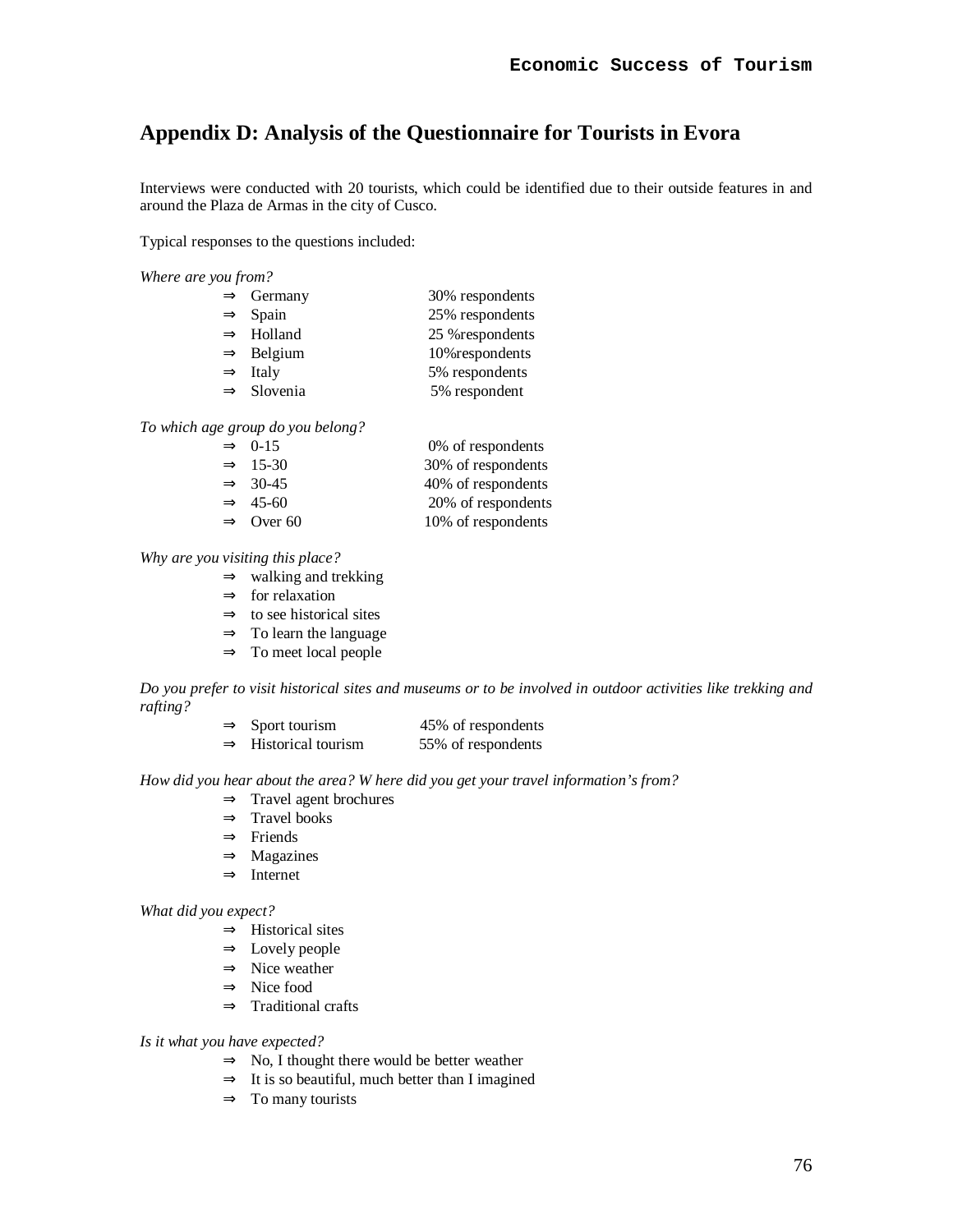## Appendix D: Analysis of the Questionnaire for Tourists in Evora

Interviews were conducted with 20 tourists, which could be identified due to their outside features in and around the Plaza de Armas in the city of Cusco.

Typical responses to the questions included:

*Where are you from?*

- ⇒ Germany 30% respondents
- ⇒ Spain 25% respondents
- ⇒ Holland 25 %respondents
- ⇒ Belgium 10%respondents
- ⇒ Italy 5% respondents
- ⇒ Slovenia 5% respondent

*To which age group do you belong?*

- ⇒ 0-15 0% of respondents
- ⇒ 15-30 30% of respondents
- ⇒ 30-45 40% of respondents
- ⇒ 45-60 20% of respondents
- ⇒ Over 60 10% of respondents

*Why are you visiting this place?*

- ⇒ walking and trekking
- ⇒ for relaxation
- ⇒ to see historical sites
- ⇒ To learn the language
- ⇒ To meet local people

*Do you prefer to visit historical sites and museums or to be involved in outdoor activities like trekking and rafting?*

- ⇒ Sport tourism 45% of respondents
- ⇒ Historical tourism 55% of respondents

*How did you hear about the area? W here did you get your travel information's from?*

- ⇒ Travel agent brochures
- ⇒ Travel books
- ⇒ Friends
- ⇒ Magazines
- ⇒ Internet

*What did you expect?*

- ⇒ Historical sites
- ⇒ Lovely people
- ⇒ Nice weather
- ⇒ Nice food
- ⇒ Traditional crafts

*Is it what you have expected?*

- ⇒ No, I thought there would be better weather
- ⇒ It is so beautiful, much better than I imagined
- ⇒ To many tourists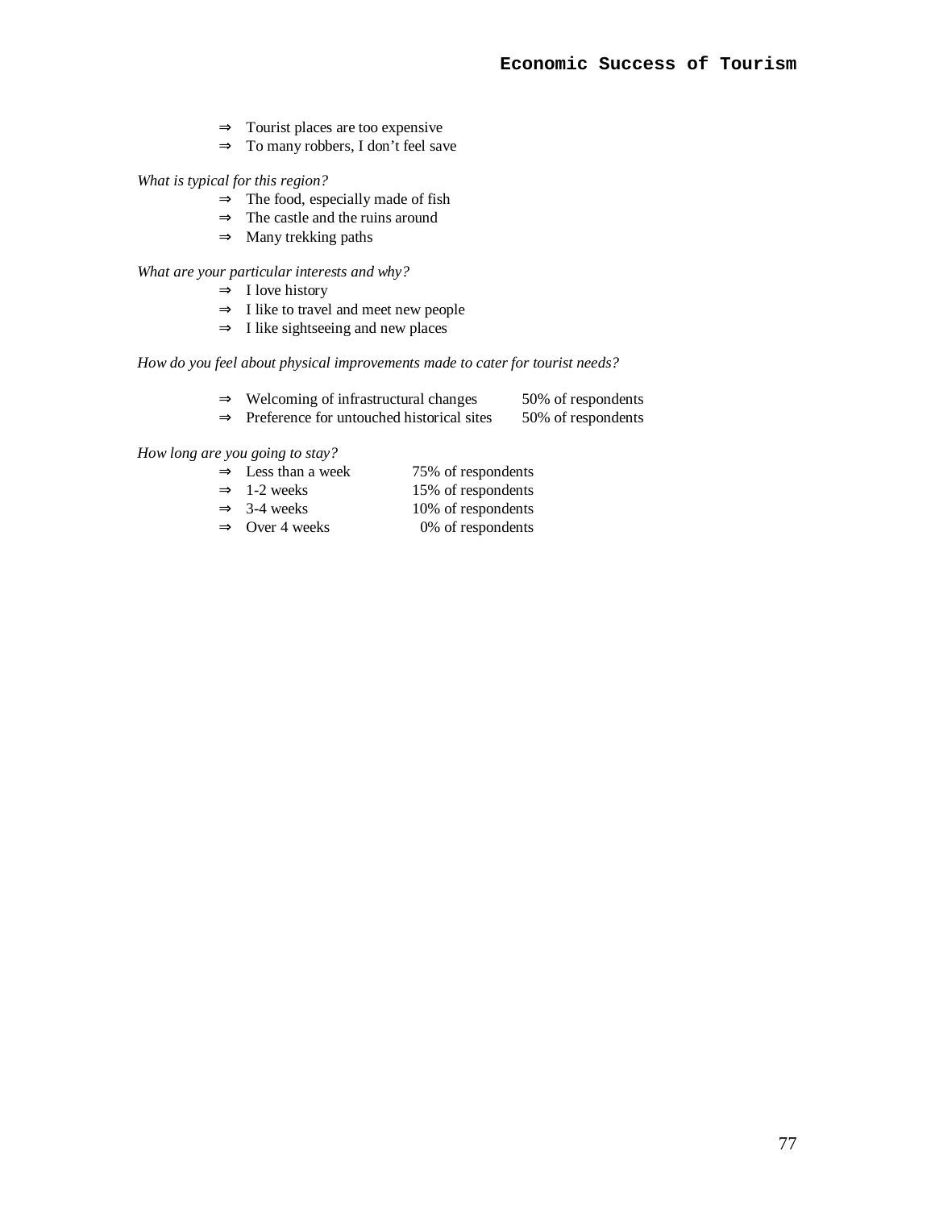- ⇒ Tourist places are too expensive
- ⇒ To many robbers, I don't feel save

*What is typical for this region?*

- ⇒ The food, especially made of fish
- ⇒ The castle and the ruins around
- ⇒ Many trekking paths

*What are your particular interests and why?*

- ⇒ I love history
- ⇒ I like to travel and meet new people
- ⇒ I like sightseeing and new places

*How do you feel about physical improvements made to cater for tourist needs?*

- ⇒ Welcoming of infrastructural changes 50% of respondents
- ⇒ Preference for untouched historical sites 50% of respondents

*How long are you going to stay?*

- ⇒ Less than a week 75% of respondents
- ⇒ 1-2 weeks 15% of respondents
- ⇒ 3-4 weeks 10% of respondents
- ⇒ Over 4 weeks 0% of respondents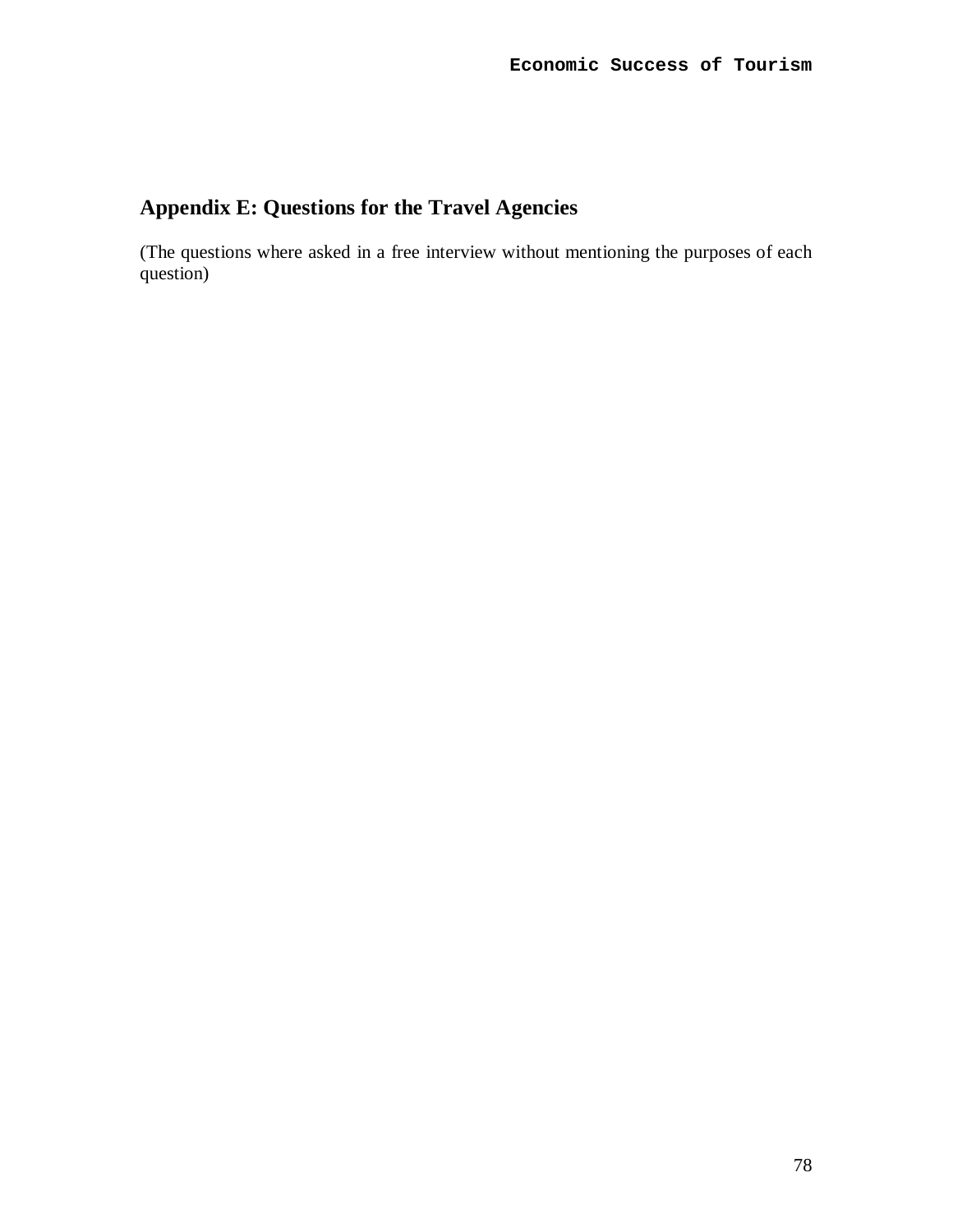## Appendix E: Questions for the Travel Agencies

(The questions where asked in a free interview without mentioning the purposes of each question)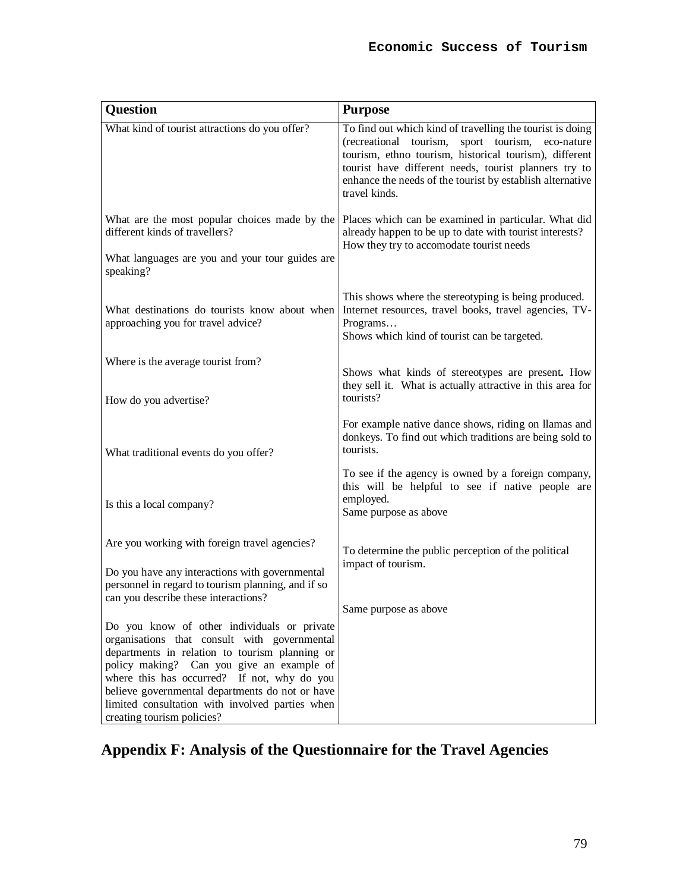| Question | Purpose |
|---|---|
| What kind of tourist attractions do you offer? | To find out which kind of travelling the tourist is doing (recreational tourism, sport tourism, eco-nature tourism, ethno tourism, historical tourism), different tourist have different needs, tourist planners try to enhance the needs of the tourist by establish alternative travel kinds. |
| What are the most popular choices made by the different kinds of travellers? | Places which can be examined in particular. What did already happen to be up to date with tourist interests? How they try to accomodate tourist needs |
| What languages are you and your tour guides are speaking? | |
| What destinations do tourists know about when approaching you for travel advice? | This shows where the stereotyping is being produced. Internet resources, travel books, travel agencies, TV-Programs… |
| Where is the average tourist from? | Shows which kind of tourist can be targeted. |
| How do you advertise? | Shows what kinds of stereotypes are present**.** How they sell it. What is actually attractive in this area for tourists? |
| What traditional events do you offer? | For example native dance shows, riding on llamas and donkeys. To find out which traditions are being sold to tourists. |
| Is this a local company? | To see if the agency is owned by a foreign company, this will be helpful to see if native people are employed. |
| Are you working with foreign travel agencies? | Same purpose as above |
| Do you have any interactions with governmental personnel in regard to tourism planning, and if so can you describe these interactions? | To determine the public perception of the political impact of tourism. |
| Do you know of other individuals or private organisations that consult with governmental departments in relation to tourism planning or policy making? Can you give an example of where this has occurred? If not, why do you believe governmental departments do not or have limited consultation with involved parties when creating tourism policies? | Same purpose as above |

# Appendix F: Analysis of the Questionnaire for the Travel Agencies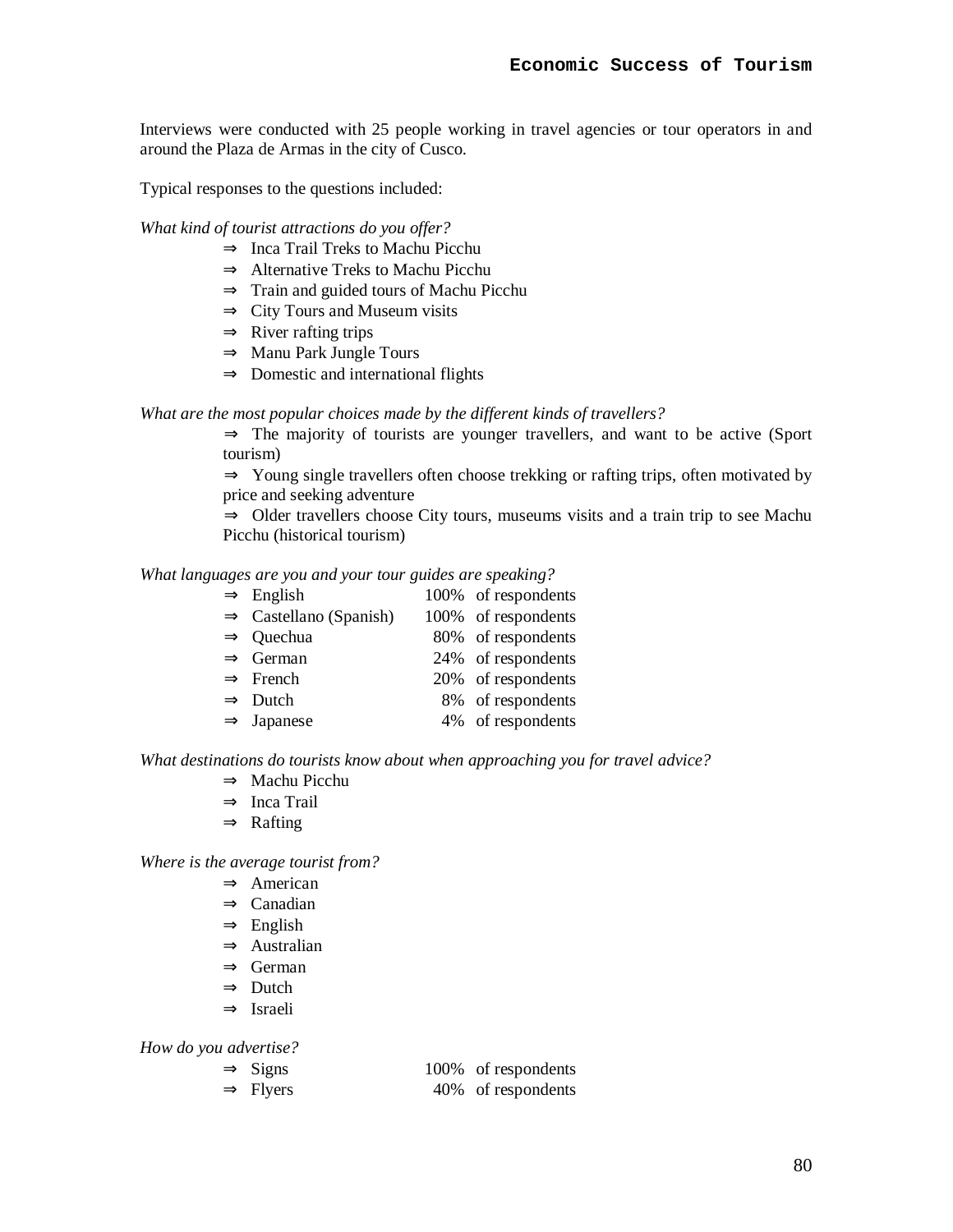Interviews were conducted with 25 people working in travel agencies or tour operators in and around the Plaza de Armas in the city of Cusco.

Typical responses to the questions included:

*What kind of tourist attractions do you offer?*

- ⇒ Inca Trail Treks to Machu Picchu
- ⇒ Alternative Treks to Machu Picchu
- ⇒ Train and guided tours of Machu Picchu
- ⇒ City Tours and Museum visits
- ⇒ River rafting trips
- ⇒ Manu Park Jungle Tours
- ⇒ Domestic and international flights

*What are the most popular choices made by the different kinds of travellers?*

- ⇒ The majority of tourists are younger travellers, and want to be active (Sport tourism)
- ⇒ Young single travellers often choose trekking or rafting trips, often motivated by price and seeking adventure
- ⇒ Older travellers choose City tours, museums visits and a train trip to see Machu Picchu (historical tourism)

*What languages are you and your tour guides are speaking?*

| | |
|---|---|
| ⇒ English | 100% of respondents |
| ⇒ Castellano (Spanish) | 100% of respondents |
| ⇒ Quechua | 80% of respondents |
| ⇒ German | 24% of respondents |
| ⇒ French | 20% of respondents |
| ⇒ Dutch | 8% of respondents |
| ⇒ Japanese | 4% of respondents |

*What destinations do tourists know about when approaching you for travel advice?*

- ⇒ Machu Picchu
- ⇒ Inca Trail
- ⇒ Rafting

*Where is the average tourist from?*

- ⇒ American
- ⇒ Canadian
- ⇒ English
- ⇒ Australian
- ⇒ German
- ⇒ Dutch
- ⇒ Israeli

*How do you advertise?*

| | |
|---|---|
| ⇒ Signs | 100% of respondents |
| ⇒ Flyers | 40% of respondents |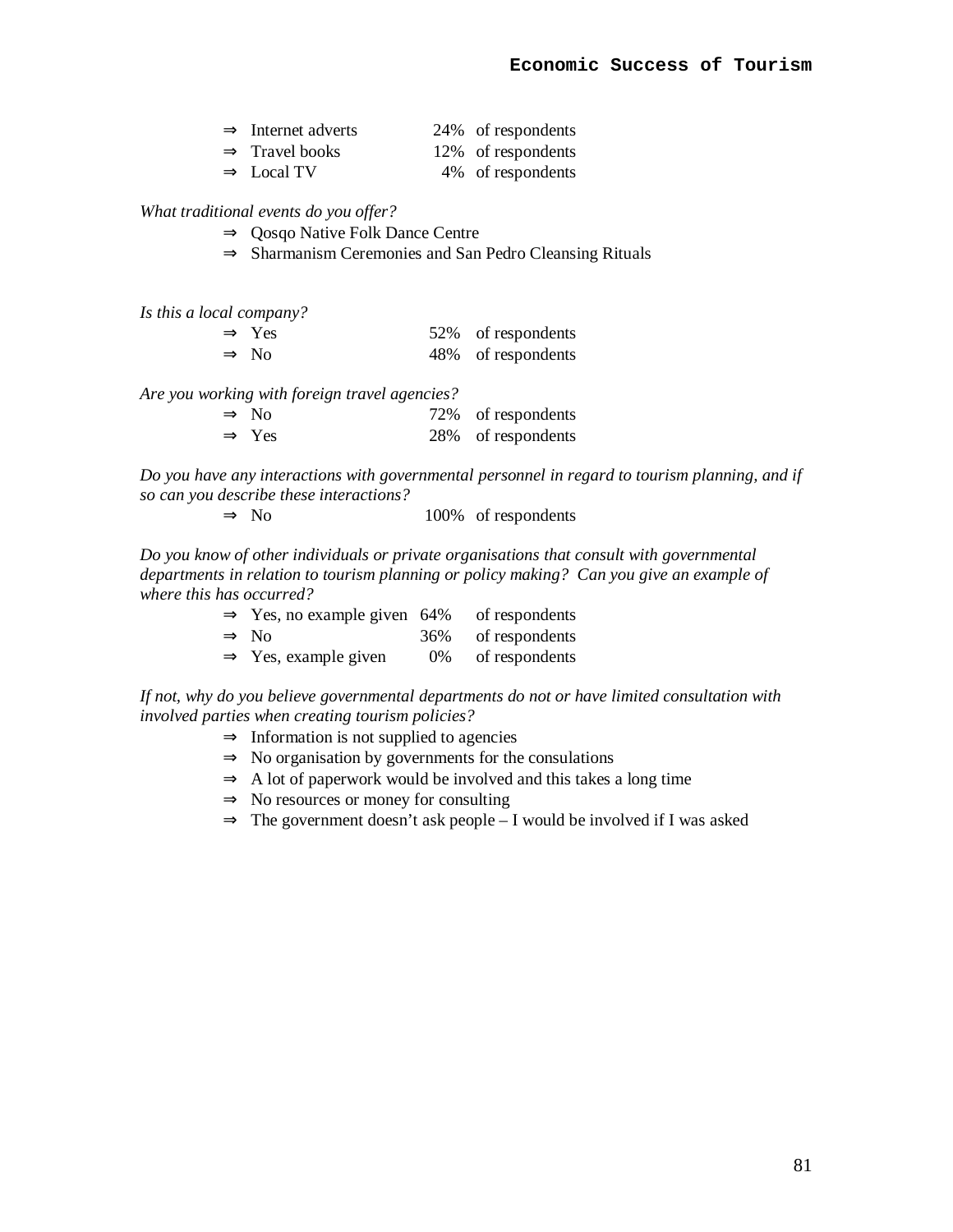- ⇒ Internet adverts 24% of respondents
- ⇒ Travel books 12% of respondents
- ⇒ Local TV 4% of respondents

*What traditional events do you offer?*

- ⇒ Qosqo Native Folk Dance Centre
- ⇒ Sharmanism Ceremonies and San Pedro Cleansing Rituals

*Is this a local company?*

- ⇒ Yes 52% of respondents
- ⇒ No 48% of respondents

*Are you working with foreign travel agencies?*

- ⇒ No 72% of respondents
- ⇒ Yes 28% of respondents

*Do you have any interactions with governmental personnel in regard to tourism planning, and if so can you describe these interactions?*

- ⇒ No 100% of respondents

*Do you know of other individuals or private organisations that consult with governmental departments in relation to tourism planning or policy making? Can you give an example of where this has occurred?*

- ⇒ Yes, no example given 64% of respondents
- ⇒ No 36% of respondents
- ⇒ Yes, example given 0% of respondents

*If not, why do you believe governmental departments do not or have limited consultation with involved parties when creating tourism policies?*

- ⇒ Information is not supplied to agencies
- ⇒ No organisation by governments for the consulations
- ⇒ A lot of paperwork would be involved and this takes a long time
- ⇒ No resources or money for consulting
- ⇒ The government doesn't ask people – I would be involved if I was asked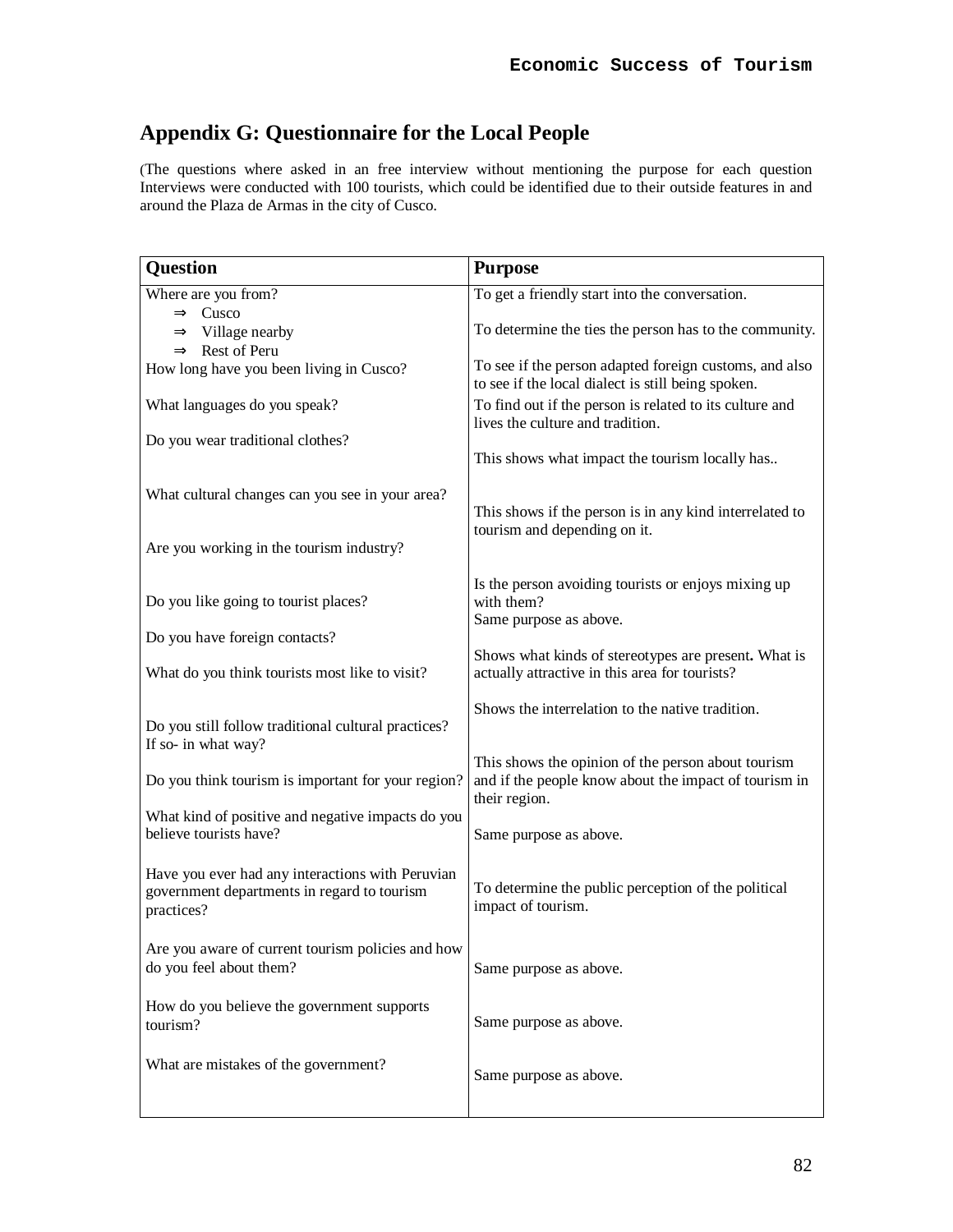## Appendix G: Questionnaire for the Local People

(The questions where asked in an free interview without mentioning the purpose for each question Interviews were conducted with 100 tourists, which could be identified due to their outside features in and around the Plaza de Armas in the city of Cusco.

| Question | Purpose |
|---|---|
| Where are you from?<br>⇒ Cusco<br>⇒ Village nearby<br>⇒ Rest of Peru | To get a friendly start into the conversation.<br><br>To determine the ties the person has to the community. |
| How long have you been living in Cusco? | To see if the person adapted foreign customs, and also to see if the local dialect is still being spoken. |
| What languages do you speak? | To find out if the person is related to its culture and lives the culture and tradition. |
| Do you wear traditional clothes? | |
| What cultural changes can you see in your area? | This shows what impact the tourism locally has.. |
| Are you working in the tourism industry? | This shows if the person is in any kind interrelated to tourism and depending on it. |
| Do you like going to tourist places? | Is the person avoiding tourists or enjoys mixing up with them? |
| Do you have foreign contacts? | Same purpose as above. |
| What do you think tourists most like to visit? | Shows what kinds of stereotypes are present**.** What is actually attractive in this area for tourists? |
| Do you still follow traditional cultural practices? If so- in what way? | Shows the interrelation to the native tradition. |
| Do you think tourism is important for your region? | This shows the opinion of the person about tourism and if the people know about the impact of tourism in their region. |
| What kind of positive and negative impacts do you believe tourists have? | Same purpose as above. |
| Have you ever had any interactions with Peruvian government departments in regard to tourism practices? | To determine the public perception of the political impact of tourism. |
| Are you aware of current tourism policies and how do you feel about them? | Same purpose as above. |
| How do you believe the government supports tourism? | Same purpose as above. |
| What are mistakes of the government? | Same purpose as above. |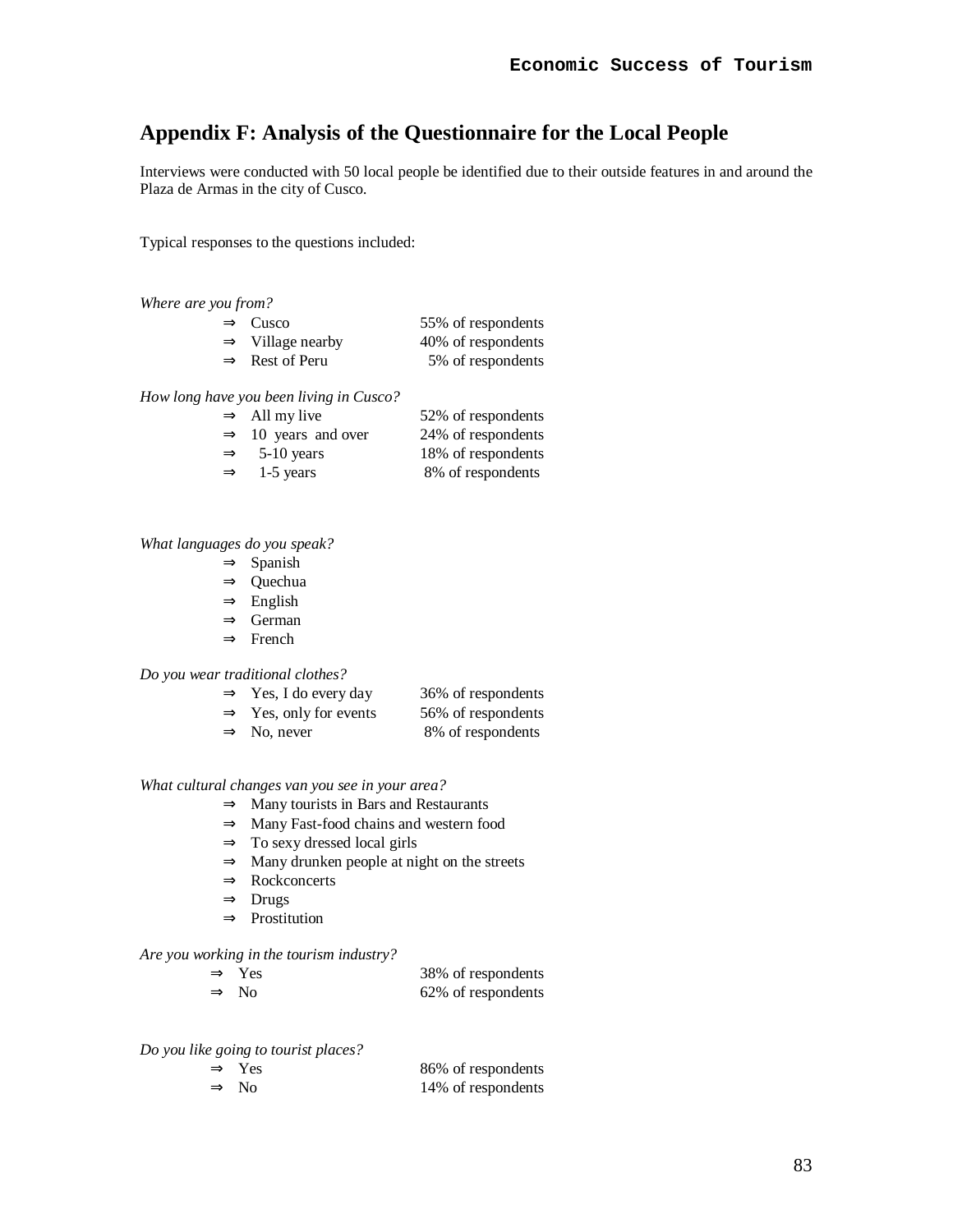## Appendix F: Analysis of the Questionnaire for the Local People

Interviews were conducted with 50 local people be identified due to their outside features in and around the Plaza de Armas in the city of Cusco.

Typical responses to the questions included:

*Where are you from?*

- ⇒ Cusco — 55% of respondents
- ⇒ Village nearby — 40% of respondents
- ⇒ Rest of Peru — 5% of respondents

*How long have you been living in Cusco?*

- ⇒ All my live — 52% of respondents
- ⇒ 10 years and over — 24% of respondents
- ⇒ 5-10 years — 18% of respondents
- ⇒ 1-5 years — 8% of respondents

*What languages do you speak?*

- ⇒ Spanish
- ⇒ Quechua
- ⇒ English
- ⇒ German
- ⇒ French

*Do you wear traditional clothes?*

- ⇒ Yes, I do every day — 36% of respondents
- ⇒ Yes, only for events — 56% of respondents
- ⇒ No, never — 8% of respondents

*What cultural changes van you see in your area?*

- ⇒ Many tourists in Bars and Restaurants
- ⇒ Many Fast-food chains and western food
- ⇒ To sexy dressed local girls
- ⇒ Many drunken people at night on the streets
- ⇒ Rockconcerts
- ⇒ Drugs
- ⇒ Prostitution

*Are you working in the tourism industry?*

- ⇒ Yes — 38% of respondents
- ⇒ No — 62% of respondents

*Do you like going to tourist places?*

- ⇒ Yes — 86% of respondents
- ⇒ No — 14% of respondents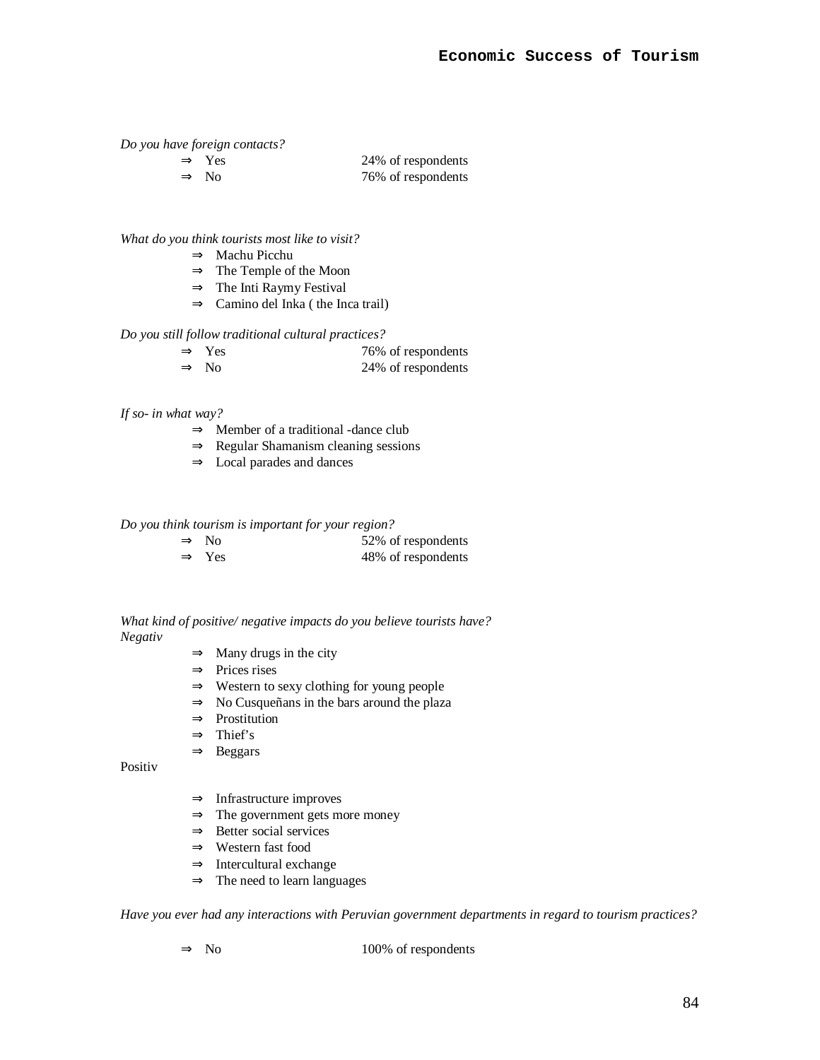*Do you have foreign contacts?*

- ⇒ Yes 24% of respondents
- ⇒ No 76% of respondents

*What do you think tourists most like to visit?*

- ⇒ Machu Picchu
- ⇒ The Temple of the Moon
- ⇒ The Inti Raymy Festival
- ⇒ Camino del Inka ( the Inca trail)

*Do you still follow traditional cultural practices?*

- ⇒ Yes 76% of respondents
- ⇒ No 24% of respondents

*If so- in what way?*

- ⇒ Member of a traditional -dance club
- ⇒ Regular Shamanism cleaning sessions
- ⇒ Local parades and dances

*Do you think tourism is important for your region?*

- ⇒ No 52% of respondents
- ⇒ Yes 48% of respondents

*What kind of positive/ negative impacts do you believe tourists have?*

*Negativ*

- ⇒ Many drugs in the city
- ⇒ Prices rises
- ⇒ Western to sexy clothing for young people
- ⇒ No Cusqueñans in the bars around the plaza
- ⇒ Prostitution
- ⇒ Thief's
- ⇒ Beggars

Positiv

- ⇒ Infrastructure improves
- ⇒ The government gets more money
- ⇒ Better social services
- ⇒ Western fast food
- ⇒ Intercultural exchange
- ⇒ The need to learn languages

*Have you ever had any interactions with Peruvian government departments in regard to tourism practices?*

- ⇒ No 100% of respondents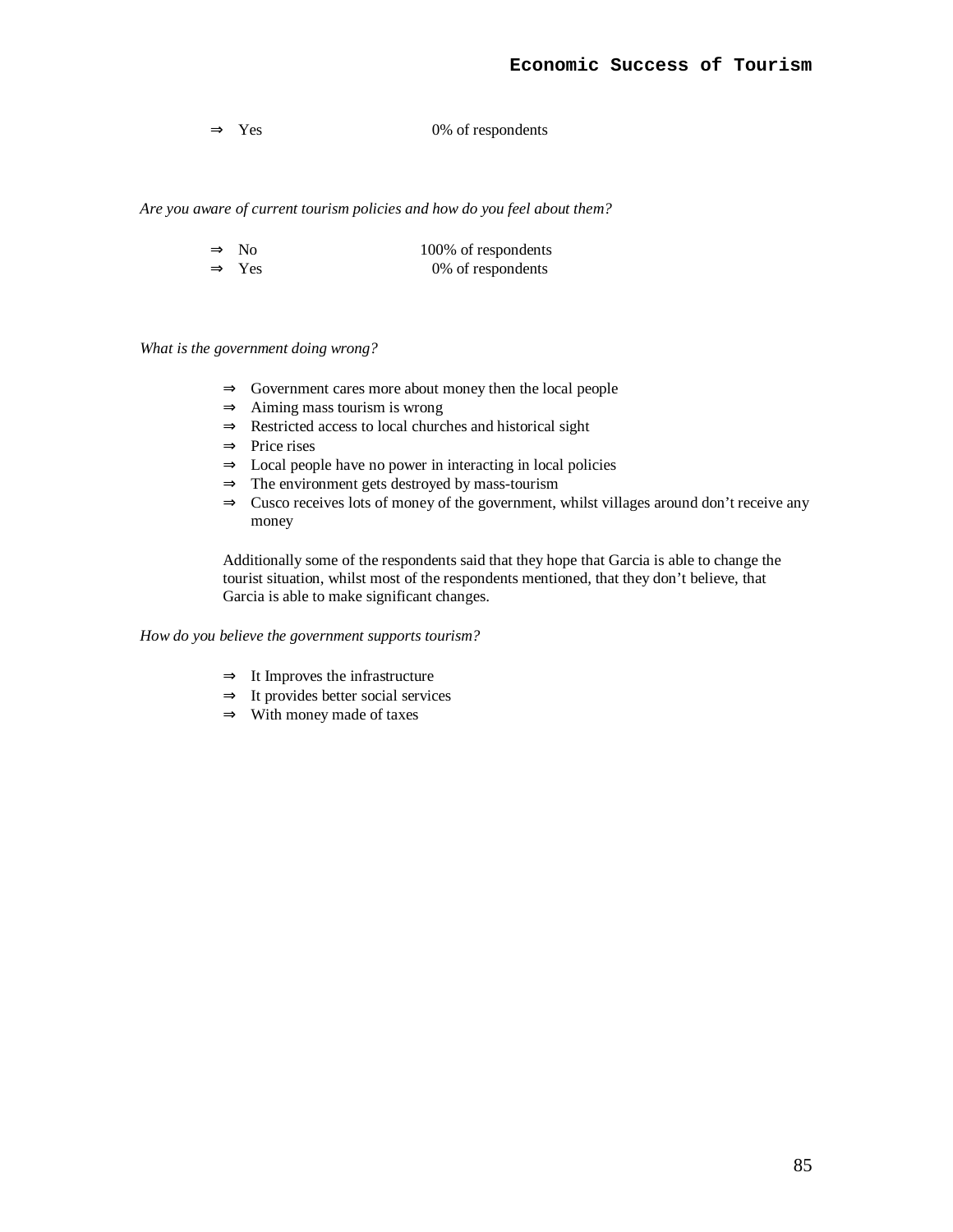⇒ Yes 0% of respondents

*Are you aware of current tourism policies and how do you feel about them?*

⇒ No 100% of respondents
⇒ Yes 0% of respondents

*What is the government doing wrong?*

- ⇒ Government cares more about money then the local people
- ⇒ Aiming mass tourism is wrong
- ⇒ Restricted access to local churches and historical sight
- ⇒ Price rises
- ⇒ Local people have no power in interacting in local policies
- ⇒ The environment gets destroyed by mass-tourism
- ⇒ Cusco receives lots of money of the government, whilst villages around don't receive any money

Additionally some of the respondents said that they hope that Garcia is able to change the tourist situation, whilst most of the respondents mentioned, that they don't believe, that Garcia is able to make significant changes.

*How do you believe the government supports tourism?*

- ⇒ It Improves the infrastructure
- ⇒ It provides better social services
- ⇒ With money made of taxes